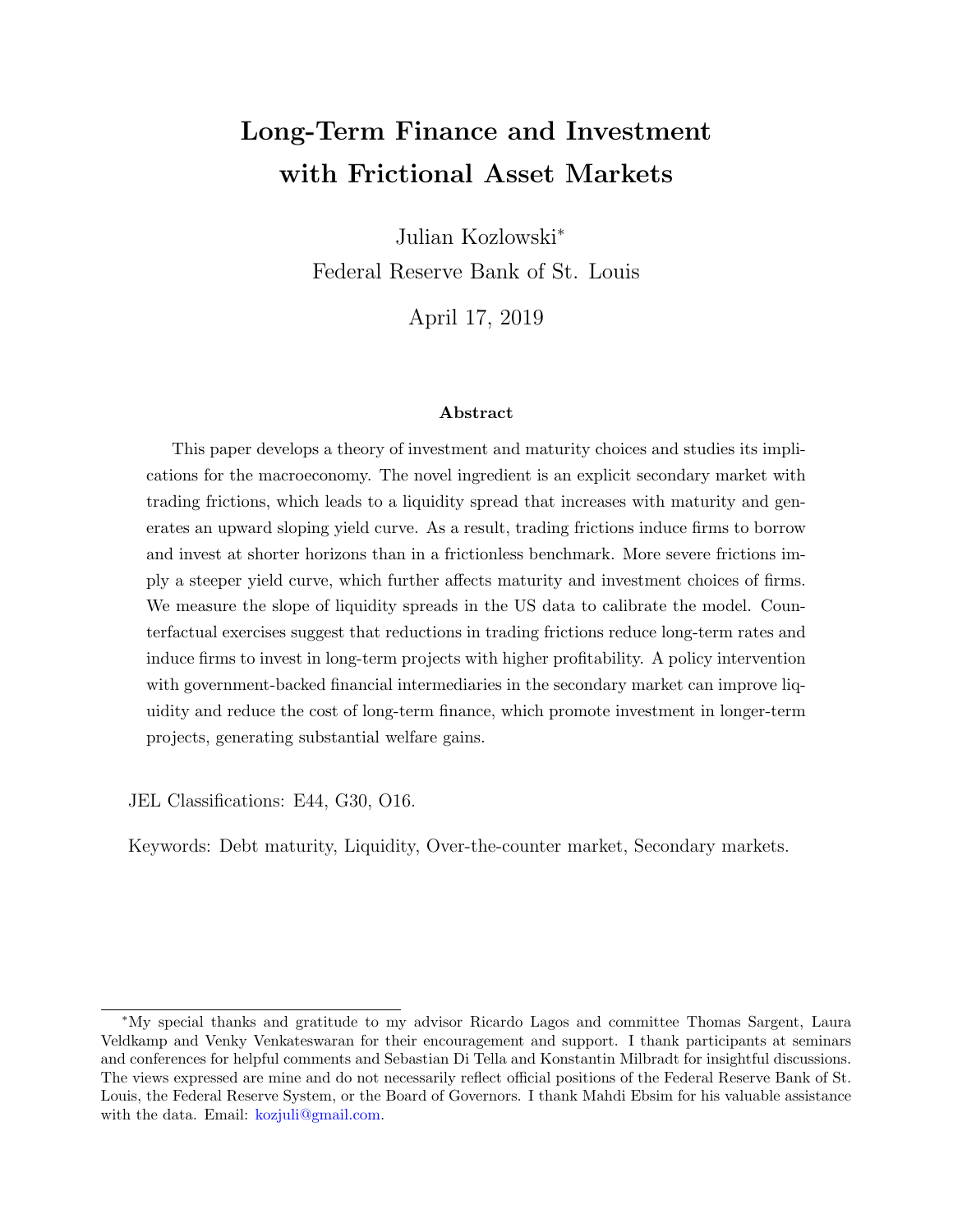# Long-Term Finance and Investment with Frictional Asset Markets

Julian Kozlowski*

Federal Reserve Bank of St. Louis

April 17, 2019

### Abstract

This paper develops a theory of investment and maturity choices and studies its implications for the macroeconomy. The novel ingredient is an explicit secondary market with trading frictions, which leads to a liquidity spread that increases with maturity and generates an upward sloping yield curve. As a result, trading frictions induce firms to borrow and invest at shorter horizons than in a frictionless benchmark. More severe frictions imply a steeper yield curve, which further affects maturity and investment choices of firms. We measure the slope of liquidity spreads in the US data to calibrate the model. Counterfactual exercises suggest that reductions in trading frictions reduce long-term rates and induce firms to invest in long-term projects with higher profitability. A policy intervention with government-backed financial intermediaries in the secondary market can improve liquidity and reduce the cost of long-term finance, which promote investment in longer-term projects, generating substantial welfare gains.

JEL Classifications: E44, G30, O16.

Keywords: Debt maturity, Liquidity, Over-the-counter market, Secondary markets.

---

*My special thanks and gratitude to my advisor Ricardo Lagos and committee Thomas Sargent, Laura Veldkamp and Venky Venkateswaran for their encouragement and support. I thank participants at seminars and conferences for helpful comments and Sebastian Di Tella and Konstantin Milbradt for insightful discussions. The views expressed are mine and do not necessarily reflect official positions of the Federal Reserve Bank of St. Louis, the Federal Reserve System, or the Board of Governors. I thank Mahdi Ebsim for his valuable assistance with the data. Email: kozjuli@gmail.com.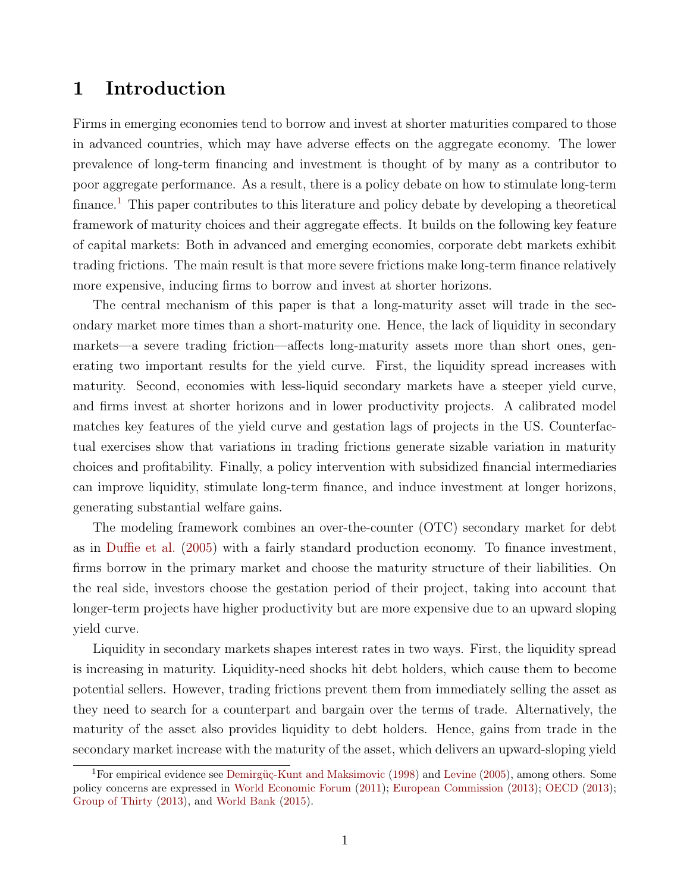# 1 Introduction

Firms in emerging economies tend to borrow and invest at shorter maturities compared to those in advanced countries, which may have adverse effects on the aggregate economy. The lower prevalence of long-term financing and investment is thought of by many as a contributor to poor aggregate performance. As a result, there is a policy debate on how to stimulate long-term finance.[1] This paper contributes to this literature and policy debate by developing a theoretical framework of maturity choices and their aggregate effects. It builds on the following key feature of capital markets: Both in advanced and emerging economies, corporate debt markets exhibit trading frictions. The main result is that more severe frictions make long-term finance relatively more expensive, inducing firms to borrow and invest at shorter horizons.

The central mechanism of this paper is that a long-maturity asset will trade in the secondary market more times than a short-maturity one. Hence, the lack of liquidity in secondary markets—a severe trading friction—affects long-maturity assets more than short ones, generating two important results for the yield curve. First, the liquidity spread increases with maturity. Second, economies with less-liquid secondary markets have a steeper yield curve, and firms invest at shorter horizons and in lower productivity projects. A calibrated model matches key features of the yield curve and gestation lags of projects in the US. Counterfactual exercises show that variations in trading frictions generate sizable variation in maturity choices and profitability. Finally, a policy intervention with subsidized financial intermediaries can improve liquidity, stimulate long-term finance, and induce investment at longer horizons, generating substantial welfare gains.

The modeling framework combines an over-the-counter (OTC) secondary market for debt as in Duffie et al. (2005) with a fairly standard production economy. To finance investment, firms borrow in the primary market and choose the maturity structure of their liabilities. On the real side, investors choose the gestation period of their project, taking into account that longer-term projects have higher productivity but are more expensive due to an upward sloping yield curve.

Liquidity in secondary markets shapes interest rates in two ways. First, the liquidity spread is increasing in maturity. Liquidity-need shocks hit debt holders, which cause them to become potential sellers. However, trading frictions prevent them from immediately selling the asset as they need to search for a counterpart and bargain over the terms of trade. Alternatively, the maturity of the asset also provides liquidity to debt holders. Hence, gains from trade in the secondary market increase with the maturity of the asset, which delivers an upward-sloping yield

[1] For empirical evidence see Demirgüç-Kunt and Maksimovic (1998) and Levine (2005), among others. Some policy concerns are expressed in World Economic Forum (2011); European Commission (2013); OECD (2013); Group of Thirty (2013), and World Bank (2015).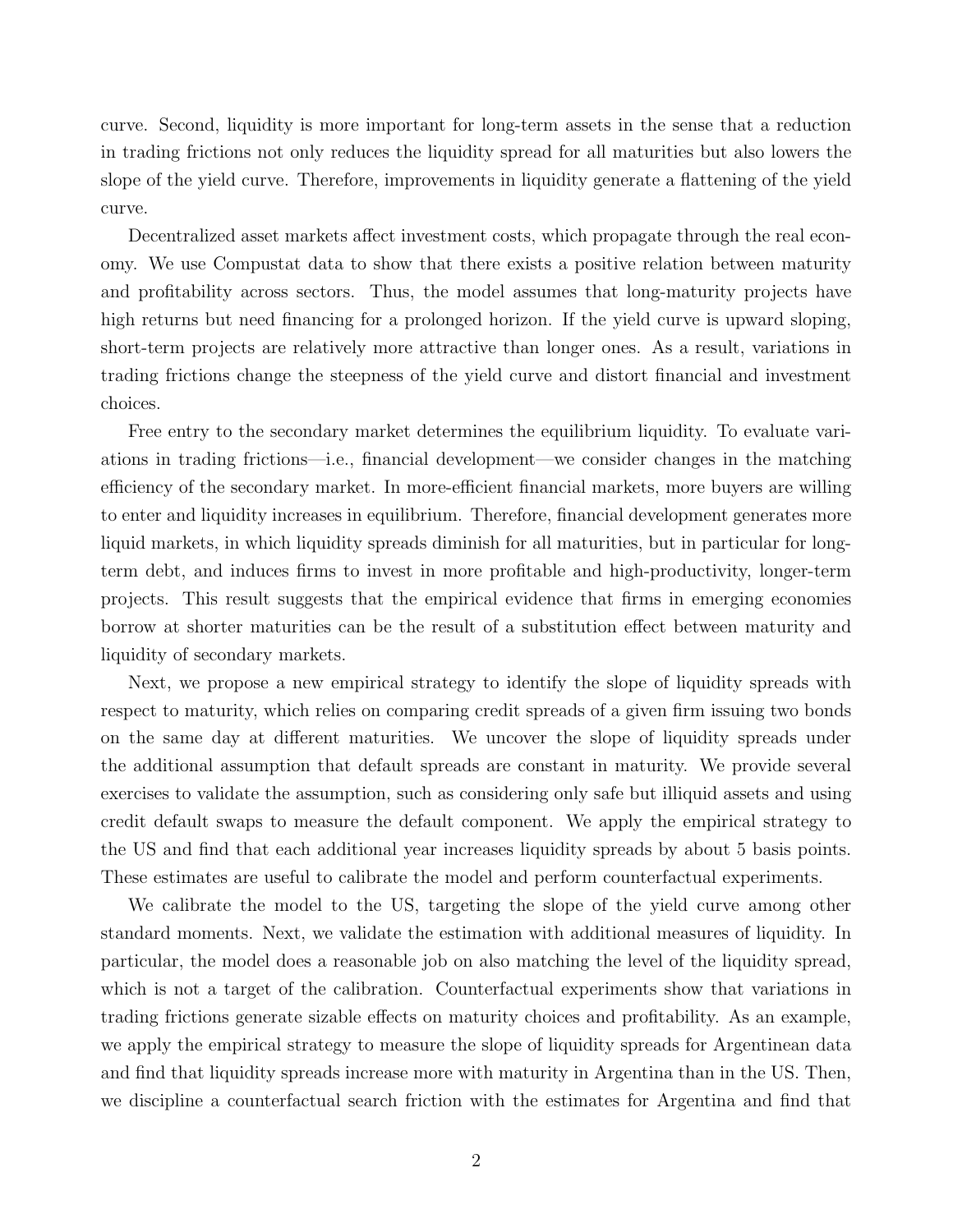curve. Second, liquidity is more important for long-term assets in the sense that a reduction in trading frictions not only reduces the liquidity spread for all maturities but also lowers the slope of the yield curve. Therefore, improvements in liquidity generate a flattening of the yield curve.

Decentralized asset markets affect investment costs, which propagate through the real economy. We use Compustat data to show that there exists a positive relation between maturity and profitability across sectors. Thus, the model assumes that long-maturity projects have high returns but need financing for a prolonged horizon. If the yield curve is upward sloping, short-term projects are relatively more attractive than longer ones. As a result, variations in trading frictions change the steepness of the yield curve and distort financial and investment choices.

Free entry to the secondary market determines the equilibrium liquidity. To evaluate variations in trading frictions—i.e., financial development—we consider changes in the matching efficiency of the secondary market. In more-efficient financial markets, more buyers are willing to enter and liquidity increases in equilibrium. Therefore, financial development generates more liquid markets, in which liquidity spreads diminish for all maturities, but in particular for long-term debt, and induces firms to invest in more profitable and high-productivity, longer-term projects. This result suggests that the empirical evidence that firms in emerging economies borrow at shorter maturities can be the result of a substitution effect between maturity and liquidity of secondary markets.

Next, we propose a new empirical strategy to identify the slope of liquidity spreads with respect to maturity, which relies on comparing credit spreads of a given firm issuing two bonds on the same day at different maturities. We uncover the slope of liquidity spreads under the additional assumption that default spreads are constant in maturity. We provide several exercises to validate the assumption, such as considering only safe but illiquid assets and using credit default swaps to measure the default component. We apply the empirical strategy to the US and find that each additional year increases liquidity spreads by about 5 basis points. These estimates are useful to calibrate the model and perform counterfactual experiments.

We calibrate the model to the US, targeting the slope of the yield curve among other standard moments. Next, we validate the estimation with additional measures of liquidity. In particular, the model does a reasonable job on also matching the level of the liquidity spread, which is not a target of the calibration. Counterfactual experiments show that variations in trading frictions generate sizable effects on maturity choices and profitability. As an example, we apply the empirical strategy to measure the slope of liquidity spreads for Argentinean data and find that liquidity spreads increase more with maturity in Argentina than in the US. Then, we discipline a counterfactual search friction with the estimates for Argentina and find that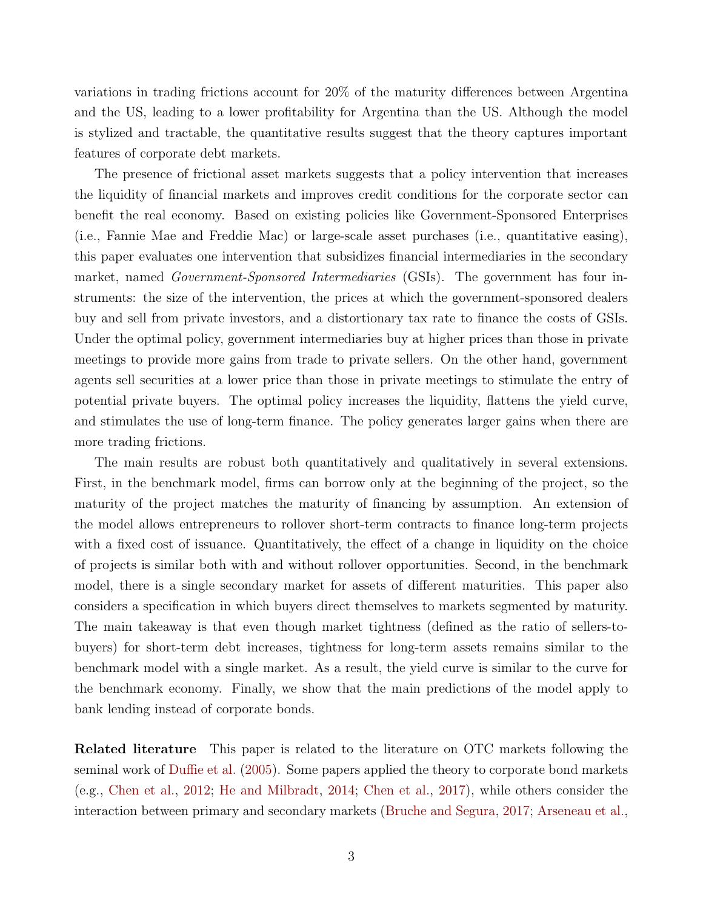variations in trading frictions account for 20% of the maturity differences between Argentina and the US, leading to a lower profitability for Argentina than the US. Although the model is stylized and tractable, the quantitative results suggest that the theory captures important features of corporate debt markets.

The presence of frictional asset markets suggests that a policy intervention that increases the liquidity of financial markets and improves credit conditions for the corporate sector can benefit the real economy. Based on existing policies like Government-Sponsored Enterprises (i.e., Fannie Mae and Freddie Mac) or large-scale asset purchases (i.e., quantitative easing), this paper evaluates one intervention that subsidizes financial intermediaries in the secondary market, named *Government-Sponsored Intermediaries* (GSIs). The government has four instruments: the size of the intervention, the prices at which the government-sponsored dealers buy and sell from private investors, and a distortionary tax rate to finance the costs of GSIs. Under the optimal policy, government intermediaries buy at higher prices than those in private meetings to provide more gains from trade to private sellers. On the other hand, government agents sell securities at a lower price than those in private meetings to stimulate the entry of potential private buyers. The optimal policy increases the liquidity, flattens the yield curve, and stimulates the use of long-term finance. The policy generates larger gains when there are more trading frictions.

The main results are robust both quantitatively and qualitatively in several extensions. First, in the benchmark model, firms can borrow only at the beginning of the project, so the maturity of the project matches the maturity of financing by assumption. An extension of the model allows entrepreneurs to rollover short-term contracts to finance long-term projects with a fixed cost of issuance. Quantitatively, the effect of a change in liquidity on the choice of projects is similar both with and without rollover opportunities. Second, in the benchmark model, there is a single secondary market for assets of different maturities. This paper also considers a specification in which buyers direct themselves to markets segmented by maturity. The main takeaway is that even though market tightness (defined as the ratio of sellers-to-buyers) for short-term debt increases, tightness for long-term assets remains similar to the benchmark model with a single market. As a result, the yield curve is similar to the curve for the benchmark economy. Finally, we show that the main predictions of the model apply to bank lending instead of corporate bonds.

**Related literature** This paper is related to the literature on OTC markets following the seminal work of Duffie et al. (2005). Some papers applied the theory to corporate bond markets (e.g., Chen et al., 2012; He and Milbradt, 2014; Chen et al., 2017), while others consider the interaction between primary and secondary markets (Bruche and Segura, 2017; Arseneau et al.,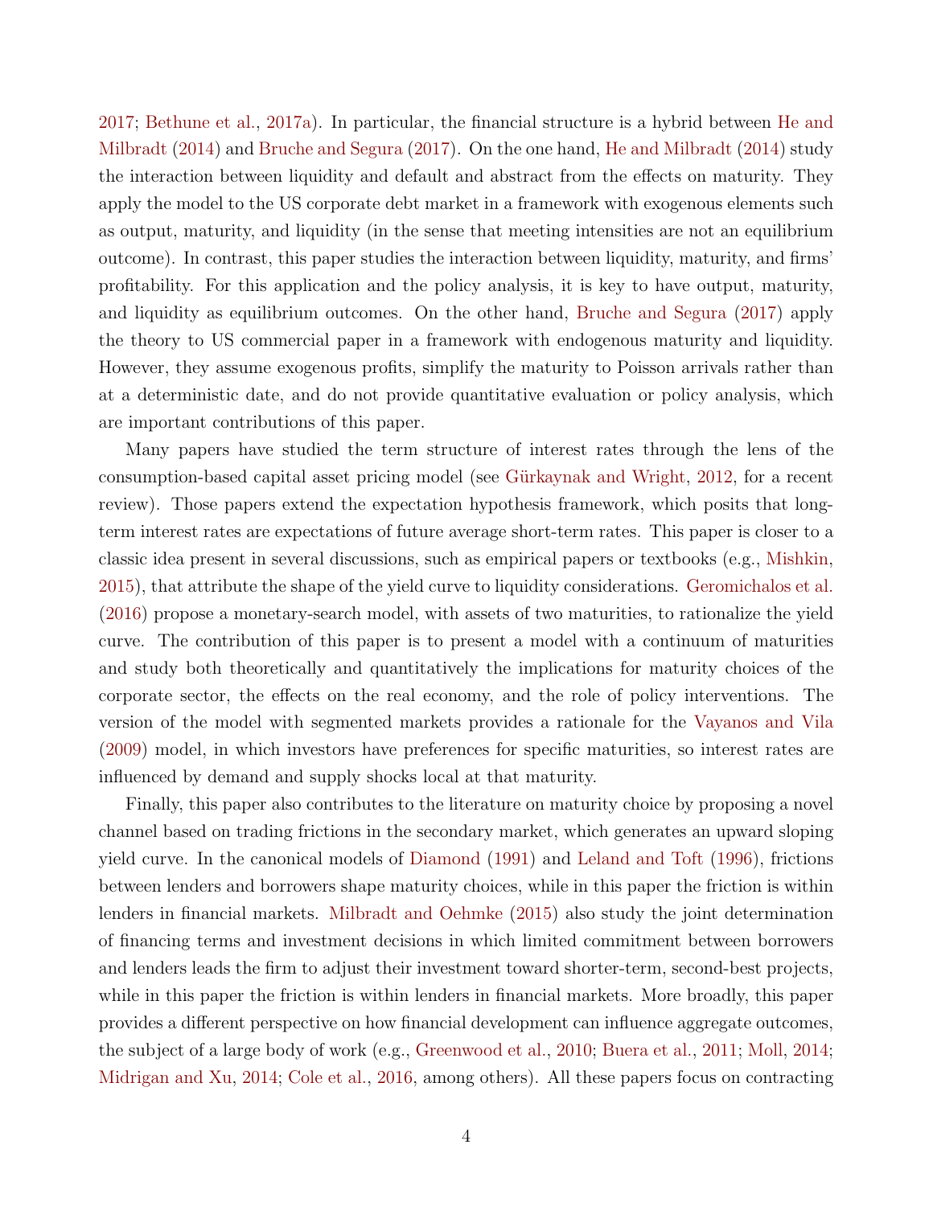2017; Bethune et al., 2017a). In particular, the financial structure is a hybrid between He and Milbradt (2014) and Bruche and Segura (2017). On the one hand, He and Milbradt (2014) study the interaction between liquidity and default and abstract from the effects on maturity. They apply the model to the US corporate debt market in a framework with exogenous elements such as output, maturity, and liquidity (in the sense that meeting intensities are not an equilibrium outcome). In contrast, this paper studies the interaction between liquidity, maturity, and firms' profitability. For this application and the policy analysis, it is key to have output, maturity, and liquidity as equilibrium outcomes. On the other hand, Bruche and Segura (2017) apply the theory to US commercial paper in a framework with endogenous maturity and liquidity. However, they assume exogenous profits, simplify the maturity to Poisson arrivals rather than at a deterministic date, and do not provide quantitative evaluation or policy analysis, which are important contributions of this paper.

Many papers have studied the term structure of interest rates through the lens of the consumption-based capital asset pricing model (see Gürkaynak and Wright, 2012, for a recent review). Those papers extend the expectation hypothesis framework, which posits that long-term interest rates are expectations of future average short-term rates. This paper is closer to a classic idea present in several discussions, such as empirical papers or textbooks (e.g., Mishkin, 2015), that attribute the shape of the yield curve to liquidity considerations. Geromichalos et al. (2016) propose a monetary-search model, with assets of two maturities, to rationalize the yield curve. The contribution of this paper is to present a model with a continuum of maturities and study both theoretically and quantitatively the implications for maturity choices of the corporate sector, the effects on the real economy, and the role of policy interventions. The version of the model with segmented markets provides a rationale for the Vayanos and Vila (2009) model, in which investors have preferences for specific maturities, so interest rates are influenced by demand and supply shocks local at that maturity.

Finally, this paper also contributes to the literature on maturity choice by proposing a novel channel based on trading frictions in the secondary market, which generates an upward sloping yield curve. In the canonical models of Diamond (1991) and Leland and Toft (1996), frictions between lenders and borrowers shape maturity choices, while in this paper the friction is within lenders in financial markets. Milbradt and Oehmke (2015) also study the joint determination of financing terms and investment decisions in which limited commitment between borrowers and lenders leads the firm to adjust their investment toward shorter-term, second-best projects, while in this paper the friction is within lenders in financial markets. More broadly, this paper provides a different perspective on how financial development can influence aggregate outcomes, the subject of a large body of work (e.g., Greenwood et al., 2010; Buera et al., 2011; Moll, 2014; Midrigan and Xu, 2014; Cole et al., 2016, among others). All these papers focus on contracting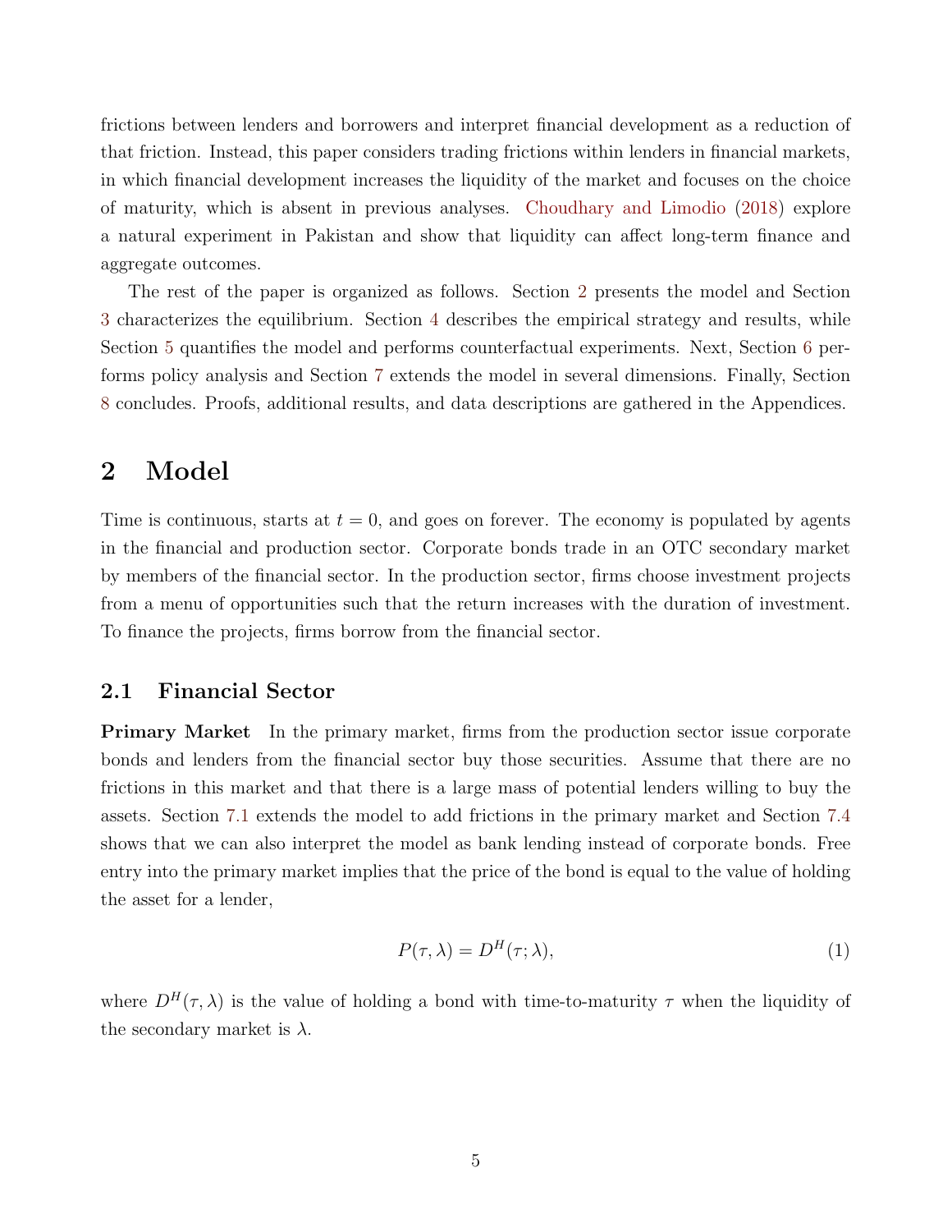frictions between lenders and borrowers and interpret financial development as a reduction of that friction. Instead, this paper considers trading frictions within lenders in financial markets, in which financial development increases the liquidity of the market and focuses on the choice of maturity, which is absent in previous analyses. Choudhary and Limodio (2018) explore a natural experiment in Pakistan and show that liquidity can affect long-term finance and aggregate outcomes.

The rest of the paper is organized as follows. Section 2 presents the model and Section 3 characterizes the equilibrium. Section 4 describes the empirical strategy and results, while Section 5 quantifies the model and performs counterfactual experiments. Next, Section 6 performs policy analysis and Section 7 extends the model in several dimensions. Finally, Section 8 concludes. Proofs, additional results, and data descriptions are gathered in the Appendices.

## 2 Model

Time is continuous, starts at $t = 0$, and goes on forever. The economy is populated by agents in the financial and production sector. Corporate bonds trade in an OTC secondary market by members of the financial sector. In the production sector, firms choose investment projects from a menu of opportunities such that the return increases with the duration of investment. To finance the projects, firms borrow from the financial sector.

### 2.1 Financial Sector

**Primary Market** In the primary market, firms from the production sector issue corporate bonds and lenders from the financial sector buy those securities. Assume that there are no frictions in this market and that there is a large mass of potential lenders willing to buy the assets. Section 7.1 extends the model to add frictions in the primary market and Section 7.4 shows that we can also interpret the model as bank lending instead of corporate bonds. Free entry into the primary market implies that the price of the bond is equal to the value of holding the asset for a lender,

$$P(\tau, \lambda) = D^H(\tau; \lambda), \tag{1}$$

where $D^H(\tau, \lambda)$ is the value of holding a bond with time-to-maturity $\tau$ when the liquidity of the secondary market is $\lambda$.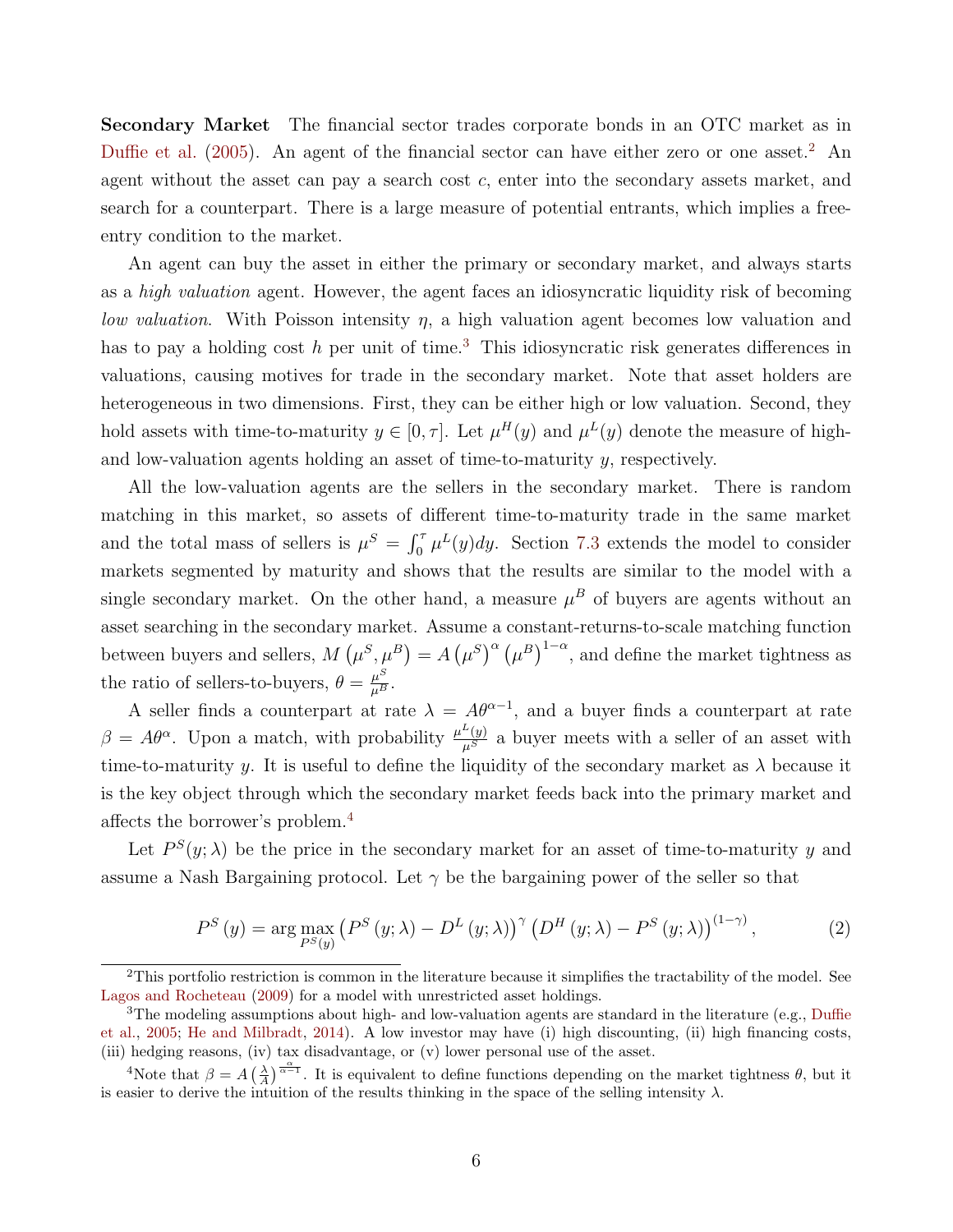**Secondary Market** The financial sector trades corporate bonds in an OTC market as in Duffie et al. (2005). An agent of the financial sector can have either zero or one asset.[2] An agent without the asset can pay a search cost $c$, enter into the secondary assets market, and search for a counterpart. There is a large measure of potential entrants, which implies a free-entry condition to the market.

An agent can buy the asset in either the primary or secondary market, and always starts as a *high valuation* agent. However, the agent faces an idiosyncratic liquidity risk of becoming *low valuation*. With Poisson intensity $\eta$, a high valuation agent becomes low valuation and has to pay a holding cost $h$ per unit of time.[3] This idiosyncratic risk generates differences in valuations, causing motives for trade in the secondary market. Note that asset holders are heterogeneous in two dimensions. First, they can be either high or low valuation. Second, they hold assets with time-to-maturity $y \in [0, \tau]$. Let $\mu^H(y)$ and $\mu^L(y)$ denote the measure of high- and low-valuation agents holding an asset of time-to-maturity $y$, respectively.

All the low-valuation agents are the sellers in the secondary market. There is random matching in this market, so assets of different time-to-maturity trade in the same market and the total mass of sellers is $\mu^S = \int_0^\tau \mu^L(y)dy$. Section 7.3 extends the model to consider markets segmented by maturity and shows that the results are similar to the model with a single secondary market. On the other hand, a measure $\mu^B$ of buyers are agents without an asset searching in the secondary market. Assume a constant-returns-to-scale matching function between buyers and sellers, $M\left(\mu^S, \mu^B\right) = A\left(\mu^S\right)^\alpha \left(\mu^B\right)^{1-\alpha}$, and define the market tightness as the ratio of sellers-to-buyers, $\theta = \frac{\mu^S}{\mu^B}$.

A seller finds a counterpart at rate $\lambda = A\theta^{\alpha-1}$, and a buyer finds a counterpart at rate $\beta = A\theta^\alpha$. Upon a match, with probability $\frac{\mu^L(y)}{\mu^S}$ a buyer meets with a seller of an asset with time-to-maturity $y$. It is useful to define the liquidity of the secondary market as $\lambda$ because it is the key object through which the secondary market feeds back into the primary market and affects the borrower's problem.[4]

Let $P^S(y;\lambda)$ be the price in the secondary market for an asset of time-to-maturity $y$ and assume a Nash Bargaining protocol. Let $\gamma$ be the bargaining power of the seller so that

$$P^S(y) = \arg\max_{P^S(y)} \left(P^S(y;\lambda) - D^L(y;\lambda)\right)^\gamma \left(D^H(y;\lambda) - P^S(y;\lambda)\right)^{(1-\gamma)}, \tag{2}$$

[2] This portfolio restriction is common in the literature because it simplifies the tractability of the model. See Lagos and Rocheteau (2009) for a model with unrestricted asset holdings.

[3] The modeling assumptions about high- and low-valuation agents are standard in the literature (e.g., Duffie et al., 2005; He and Milbradt, 2014). A low investor may have (i) high discounting, (ii) high financing costs, (iii) hedging reasons, (iv) tax disadvantage, or (v) lower personal use of the asset.

[4] Note that $\beta = A\left(\frac{\lambda}{A}\right)^{\frac{\alpha}{\alpha-1}}$. It is equivalent to define functions depending on the market tightness $\theta$, but it is easier to derive the intuition of the results thinking in the space of the selling intensity $\lambda$.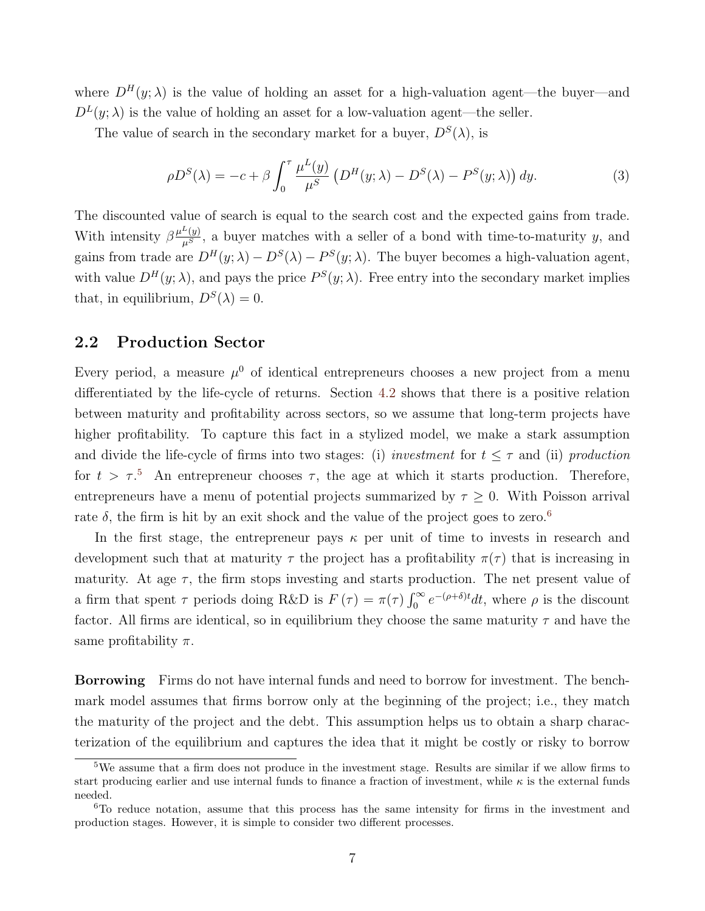where $D^H(y;\lambda)$ is the value of holding an asset for a high-valuation agent—the buyer—and $D^L(y;\lambda)$ is the value of holding an asset for a low-valuation agent—the seller.

The value of search in the secondary market for a buyer, $D^S(\lambda)$, is

$$\rho D^S(\lambda) = -c + \beta \int_0^\tau \frac{\mu^L(y)}{\mu^S} \left( D^H(y;\lambda) - D^S(\lambda) - P^S(y;\lambda) \right) dy. \tag{3}$$

The discounted value of search is equal to the search cost and the expected gains from trade. With intensity $\beta \frac{\mu^L(y)}{\mu^S}$, a buyer matches with a seller of a bond with time-to-maturity $y$, and gains from trade are $D^H(y;\lambda) - D^S(\lambda) - P^S(y;\lambda)$. The buyer becomes a high-valuation agent, with value $D^H(y;\lambda)$, and pays the price $P^S(y;\lambda)$. Free entry into the secondary market implies that, in equilibrium, $D^S(\lambda) = 0$.

## 2.2 Production Sector

Every period, a measure $\mu^0$ of identical entrepreneurs chooses a new project from a menu differentiated by the life-cycle of returns. Section 4.2 shows that there is a positive relation between maturity and profitability across sectors, so we assume that long-term projects have higher profitability. To capture this fact in a stylized model, we make a stark assumption and divide the life-cycle of firms into two stages: (i) *investment* for $t \leq \tau$ and (ii) *production* for $t > \tau$.[5] An entrepreneur chooses $\tau$, the age at which it starts production. Therefore, entrepreneurs have a menu of potential projects summarized by $\tau \geq 0$. With Poisson arrival rate $\delta$, the firm is hit by an exit shock and the value of the project goes to zero.[6]

In the first stage, the entrepreneur pays $\kappa$ per unit of time to invests in research and development such that at maturity $\tau$ the project has a profitability $\pi(\tau)$ that is increasing in maturity. At age $\tau$, the firm stops investing and starts production. The net present value of a firm that spent $\tau$ periods doing R&D is $F(\tau) = \pi(\tau) \int_0^\infty e^{-(\rho+\delta)t} dt$, where $\rho$ is the discount factor. All firms are identical, so in equilibrium they choose the same maturity $\tau$ and have the same profitability $\pi$.

**Borrowing** Firms do not have internal funds and need to borrow for investment. The benchmark model assumes that firms borrow only at the beginning of the project; i.e., they match the maturity of the project and the debt. This assumption helps us to obtain a sharp characterization of the equilibrium and captures the idea that it might be costly or risky to borrow

[5] We assume that a firm does not produce in the investment stage. Results are similar if we allow firms to start producing earlier and use internal funds to finance a fraction of investment, while $\kappa$ is the external funds needed.

[6] To reduce notation, assume that this process has the same intensity for firms in the investment and production stages. However, it is simple to consider two different processes.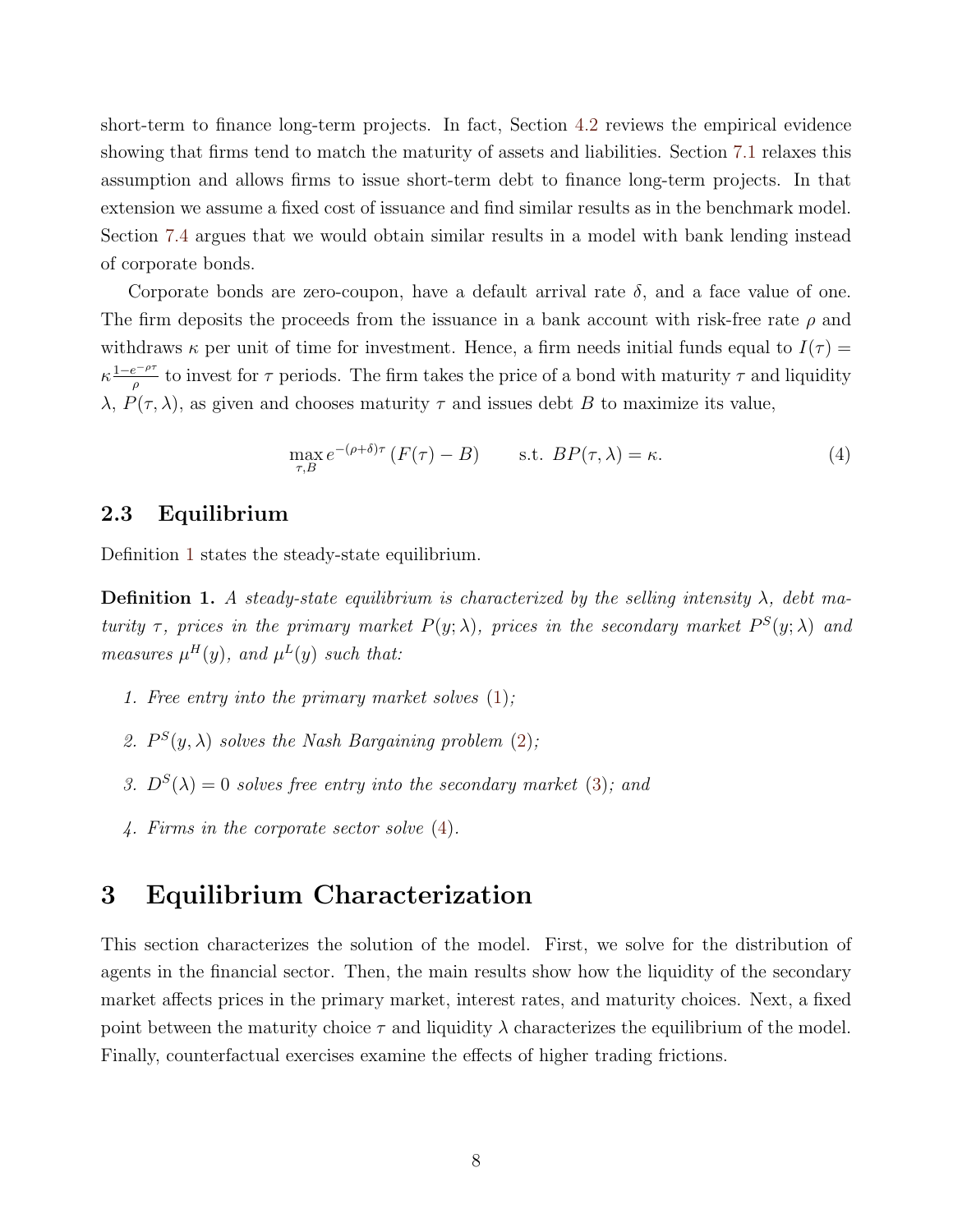short-term to finance long-term projects. In fact, Section 4.2 reviews the empirical evidence showing that firms tend to match the maturity of assets and liabilities. Section 7.1 relaxes this assumption and allows firms to issue short-term debt to finance long-term projects. In that extension we assume a fixed cost of issuance and find similar results as in the benchmark model. Section 7.4 argues that we would obtain similar results in a model with bank lending instead of corporate bonds.

Corporate bonds are zero-coupon, have a default arrival rate $\delta$, and a face value of one. The firm deposits the proceeds from the issuance in a bank account with risk-free rate $\rho$ and withdraws $\kappa$ per unit of time for investment. Hence, a firm needs initial funds equal to $I(\tau) = \kappa\frac{1-e^{-\rho\tau}}{\rho}$ to invest for $\tau$ periods. The firm takes the price of a bond with maturity $\tau$ and liquidity $\lambda$, $P(\tau, \lambda)$, as given and chooses maturity $\tau$ and issues debt $B$ to maximize its value,

$$\max_{\tau,B} e^{-(\rho+\delta)\tau}\left(F(\tau) - B\right) \qquad \text{s.t. } BP(\tau,\lambda) = \kappa. \tag{4}$$

## 2.3 Equilibrium

Definition 1 states the steady-state equilibrium.

**Definition 1.** *A steady-state equilibrium is characterized by the selling intensity $\lambda$, debt maturity $\tau$, prices in the primary market $P(y;\lambda)$, prices in the secondary market $P^S(y;\lambda)$ and measures $\mu^H(y)$, and $\mu^L(y)$ such that:*

1. *Free entry into the primary market solves (1);*
2. *$P^S(y,\lambda)$ solves the Nash Bargaining problem (2);*
3. *$D^S(\lambda) = 0$ solves free entry into the secondary market (3); and*
4. *Firms in the corporate sector solve (4).*

# 3 Equilibrium Characterization

This section characterizes the solution of the model. First, we solve for the distribution of agents in the financial sector. Then, the main results show how the liquidity of the secondary market affects prices in the primary market, interest rates, and maturity choices. Next, a fixed point between the maturity choice $\tau$ and liquidity $\lambda$ characterizes the equilibrium of the model. Finally, counterfactual exercises examine the effects of higher trading frictions.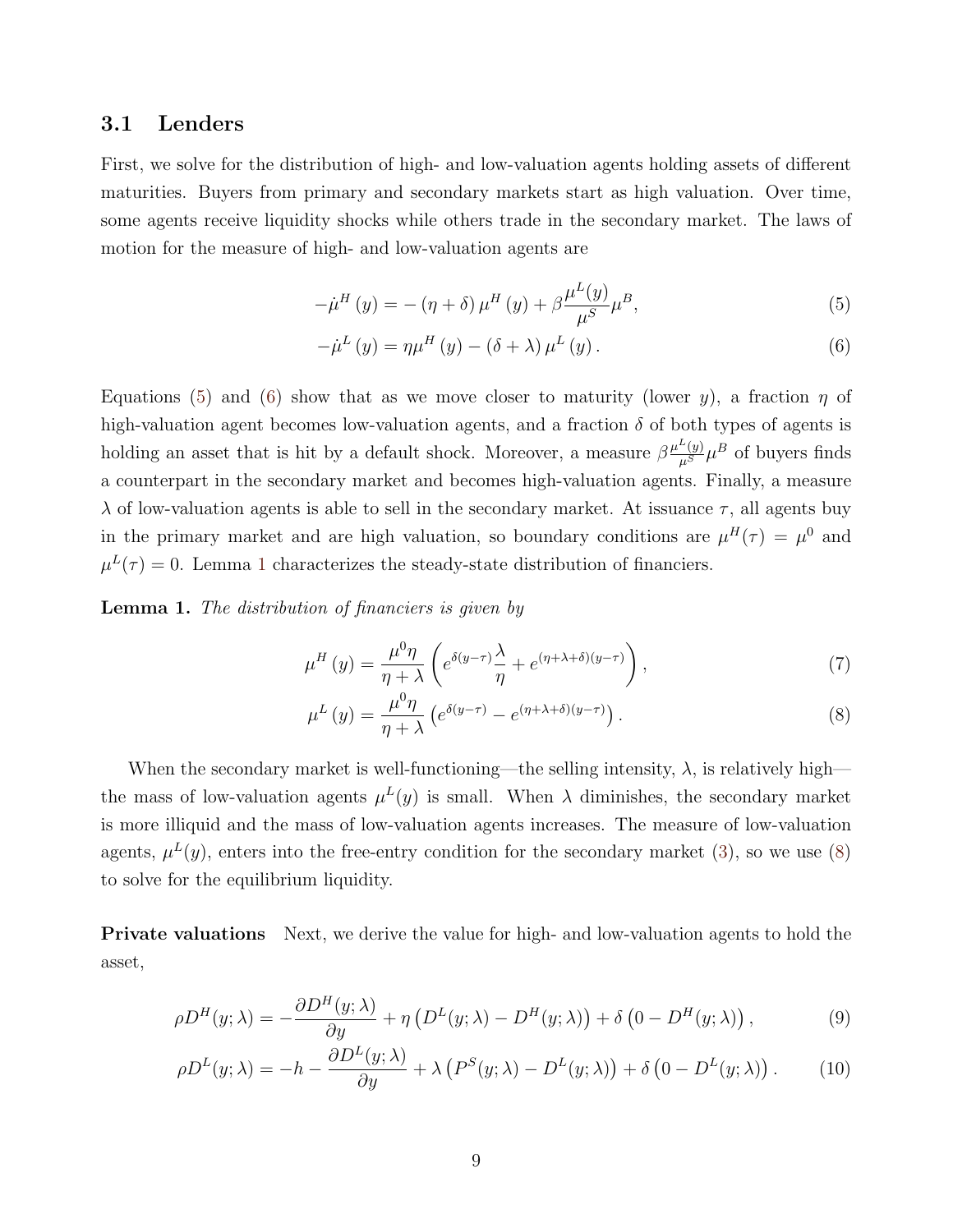### 3.1 Lenders

First, we solve for the distribution of high- and low-valuation agents holding assets of different maturities. Buyers from primary and secondary markets start as high valuation. Over time, some agents receive liquidity shocks while others trade in the secondary market. The laws of motion for the measure of high- and low-valuation agents are

$$-\dot{\mu}^{H}(y) = -(\eta+\delta)\,\mu^{H}(y) + \beta\frac{\mu^{L}(y)}{\mu^{S}}\mu^{B}, \tag{5}$$

$$-\dot{\mu}^{L}(y) = \eta\mu^{H}(y) - (\delta+\lambda)\,\mu^{L}(y)\,. \tag{6}$$

Equations (5) and (6) show that as we move closer to maturity (lower $y$), a fraction $\eta$ of high-valuation agent becomes low-valuation agents, and a fraction $\delta$ of both types of agents is holding an asset that is hit by a default shock. Moreover, a measure $\beta\frac{\mu^{L}(y)}{\mu^{S}}\mu^{B}$ of buyers finds a counterpart in the secondary market and becomes high-valuation agents. Finally, a measure $\lambda$ of low-valuation agents is able to sell in the secondary market. At issuance $\tau$, all agents buy in the primary market and are high valuation, so boundary conditions are $\mu^{H}(\tau) = \mu^{0}$ and $\mu^{L}(\tau) = 0$. Lemma 1 characterizes the steady-state distribution of financiers.

**Lemma 1.** *The distribution of financiers is given by*

$$\mu^{H}(y) = \frac{\mu^{0}\eta}{\eta+\lambda}\left(e^{\delta(y-\tau)}\frac{\lambda}{\eta} + e^{(\eta+\lambda+\delta)(y-\tau)}\right), \tag{7}$$

$$\mu^{L}(y) = \frac{\mu^{0}\eta}{\eta+\lambda}\left(e^{\delta(y-\tau)} - e^{(\eta+\lambda+\delta)(y-\tau)}\right). \tag{8}$$

When the secondary market is well-functioning—the selling intensity, $\lambda$, is relatively high—the mass of low-valuation agents $\mu^{L}(y)$ is small. When $\lambda$ diminishes, the secondary market is more illiquid and the mass of low-valuation agents increases. The measure of low-valuation agents, $\mu^{L}(y)$, enters into the free-entry condition for the secondary market (3), so we use (8) to solve for the equilibrium liquidity.

**Private valuations** Next, we derive the value for high- and low-valuation agents to hold the asset,

$$\rho D^{H}(y;\lambda) = -\frac{\partial D^{H}(y;\lambda)}{\partial y} + \eta\left(D^{L}(y;\lambda) - D^{H}(y;\lambda)\right) + \delta\left(0 - D^{H}(y;\lambda)\right), \tag{9}$$

$$\rho D^{L}(y;\lambda) = -h - \frac{\partial D^{L}(y;\lambda)}{\partial y} + \lambda\left(P^{S}(y;\lambda) - D^{L}(y;\lambda)\right) + \delta\left(0 - D^{L}(y;\lambda)\right). \tag{10}$$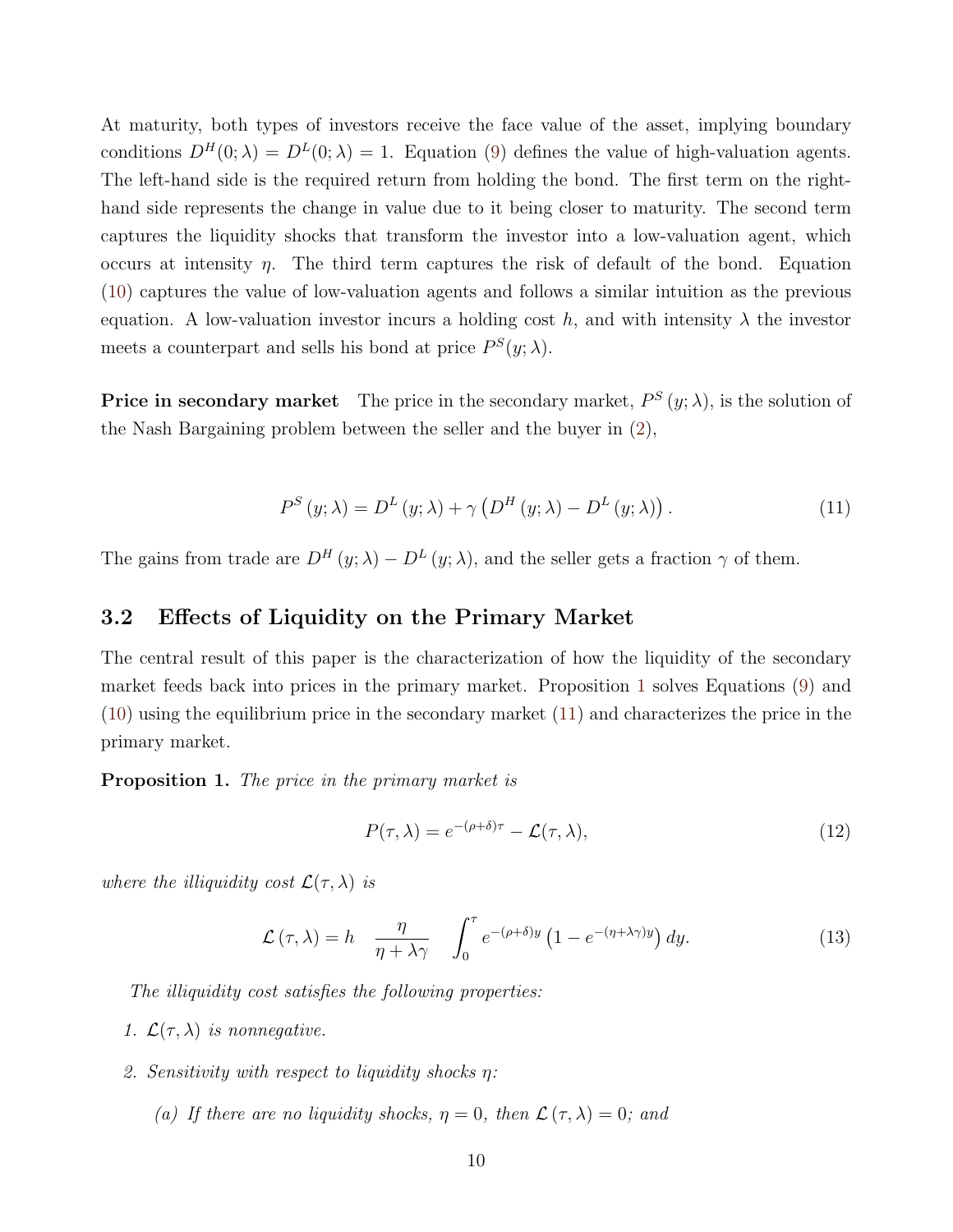At maturity, both types of investors receive the face value of the asset, implying boundary conditions $D^H(0;\lambda) = D^L(0;\lambda) = 1$. Equation (9) defines the value of high-valuation agents. The left-hand side is the required return from holding the bond. The first term on the right-hand side represents the change in value due to it being closer to maturity. The second term captures the liquidity shocks that transform the investor into a low-valuation agent, which occurs at intensity $\eta$. The third term captures the risk of default of the bond. Equation (10) captures the value of low-valuation agents and follows a similar intuition as the previous equation. A low-valuation investor incurs a holding cost $h$, and with intensity $\lambda$ the investor meets a counterpart and sells his bond at price $P^S(y;\lambda)$.

**Price in secondary market** The price in the secondary market, $P^S(y;\lambda)$, is the solution of the Nash Bargaining problem between the seller and the buyer in (2),

$$P^S(y;\lambda) = D^L(y;\lambda) + \gamma\left(D^H(y;\lambda) - D^L(y;\lambda)\right). \tag{11}$$

The gains from trade are $D^H(y;\lambda) - D^L(y;\lambda)$, and the seller gets a fraction $\gamma$ of them.

## 3.2 Effects of Liquidity on the Primary Market

The central result of this paper is the characterization of how the liquidity of the secondary market feeds back into prices in the primary market. Proposition 1 solves Equations (9) and (10) using the equilibrium price in the secondary market (11) and characterizes the price in the primary market.

**Proposition 1.** *The price in the primary market is*

$$P(\tau,\lambda) = e^{-(\rho+\delta)\tau} - \mathcal{L}(\tau,\lambda), \tag{12}$$

*where the illiquidity cost $\mathcal{L}(\tau,\lambda)$ is*

$$\mathcal{L}(\tau,\lambda) = h \quad \frac{\eta}{\eta+\lambda\gamma} \quad \int_0^\tau e^{-(\rho+\delta)y}\left(1 - e^{-(\eta+\lambda\gamma)y}\right)dy. \tag{13}$$

*The illiquidity cost satisfies the following properties:*

1. *$\mathcal{L}(\tau,\lambda)$ is nonnegative.*
2. *Sensitivity with respect to liquidity shocks $\eta$:*
   (a) *If there are no liquidity shocks, $\eta = 0$, then $\mathcal{L}(\tau,\lambda) = 0$; and*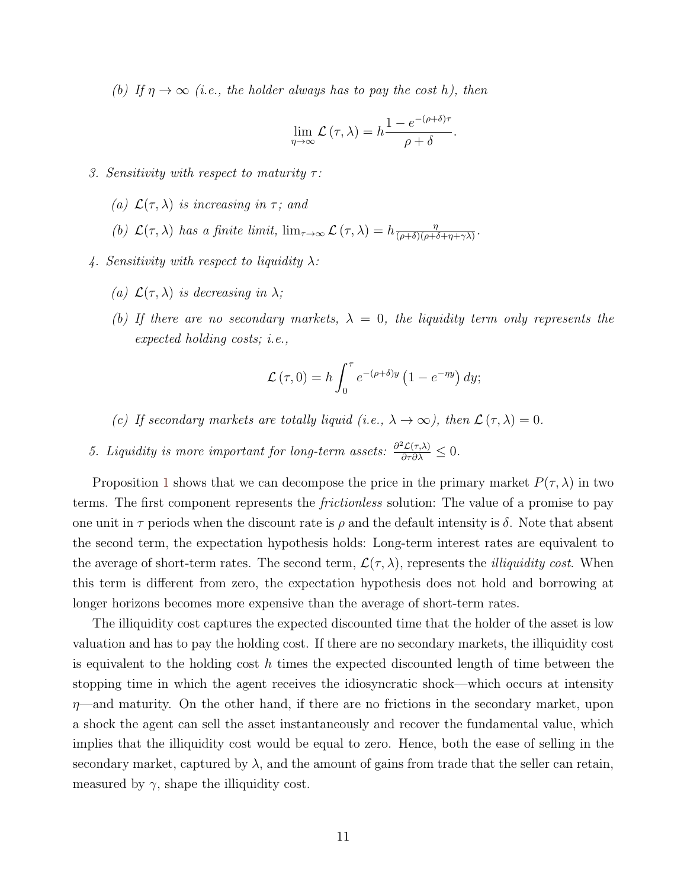(b) *If $\eta \to \infty$ (i.e., the holder always has to pay the cost $h$), then*

$$\lim_{\eta\to\infty} \mathcal{L}(\tau,\lambda) = h\frac{1-e^{-(\rho+\delta)\tau}}{\rho+\delta}.$$

3. *Sensitivity with respect to maturity $\tau$:*

   (a) *$\mathcal{L}(\tau,\lambda)$ is increasing in $\tau$; and*

   (b) *$\mathcal{L}(\tau,\lambda)$ has a finite limit, $\lim_{\tau\to\infty} \mathcal{L}(\tau,\lambda) = h\frac{\eta}{(\rho+\delta)(\rho+\delta+\eta+\gamma\lambda)}$.*

4. *Sensitivity with respect to liquidity $\lambda$:*

   (a) *$\mathcal{L}(\tau,\lambda)$ is decreasing in $\lambda$;*

   (b) *If there are no secondary markets, $\lambda = 0$, the liquidity term only represents the expected holding costs; i.e.,*

   $$\mathcal{L}(\tau,0) = h\int_0^\tau e^{-(\rho+\delta)y}\left(1-e^{-\eta y}\right)dy;$$

   (c) *If secondary markets are totally liquid (i.e., $\lambda \to \infty$), then $\mathcal{L}(\tau,\lambda) = 0$.*

5. *Liquidity is more important for long-term assets: $\frac{\partial^2\mathcal{L}(\tau,\lambda)}{\partial\tau\partial\lambda} \leq 0$.*

Proposition 1 shows that we can decompose the price in the primary market $P(\tau,\lambda)$ in two terms. The first component represents the *frictionless* solution: The value of a promise to pay one unit in $\tau$ periods when the discount rate is $\rho$ and the default intensity is $\delta$. Note that absent the second term, the expectation hypothesis holds: Long-term interest rates are equivalent to the average of short-term rates. The second term, $\mathcal{L}(\tau,\lambda)$, represents the *illiquidity cost*. When this term is different from zero, the expectation hypothesis does not hold and borrowing at longer horizons becomes more expensive than the average of short-term rates.

The illiquidity cost captures the expected discounted time that the holder of the asset is low valuation and has to pay the holding cost. If there are no secondary markets, the illiquidity cost is equivalent to the holding cost $h$ times the expected discounted length of time between the stopping time in which the agent receives the idiosyncratic shock—which occurs at intensity $\eta$—and maturity. On the other hand, if there are no frictions in the secondary market, upon a shock the agent can sell the asset instantaneously and recover the fundamental value, which implies that the illiquidity cost would be equal to zero. Hence, both the ease of selling in the secondary market, captured by $\lambda$, and the amount of gains from trade that the seller can retain, measured by $\gamma$, shape the illiquidity cost.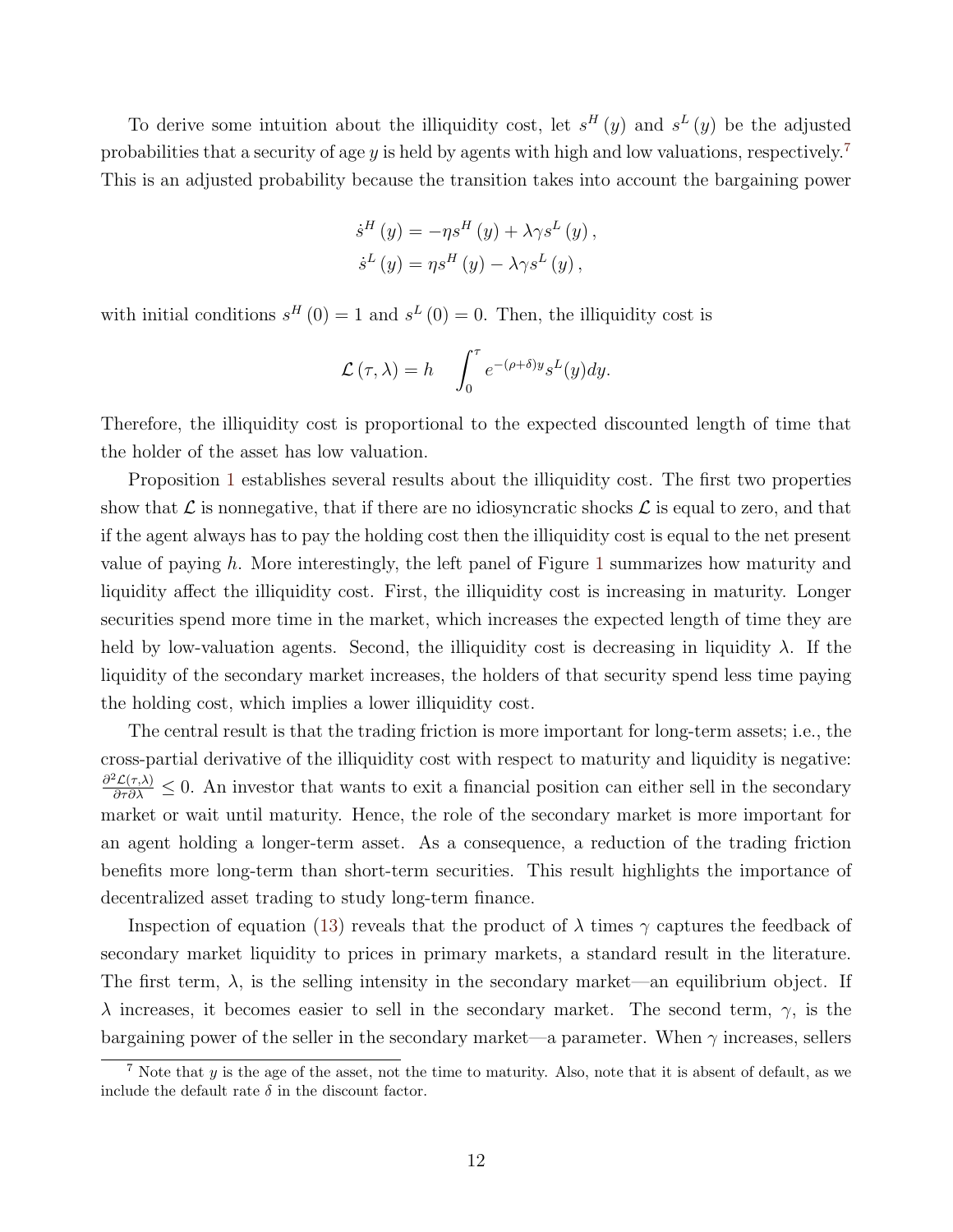To derive some intuition about the illiquidity cost, let $s^H(y)$ and $s^L(y)$ be the adjusted probabilities that a security of age $y$ is held by agents with high and low valuations, respectively.[7] This is an adjusted probability because the transition takes into account the bargaining power

$$
\begin{aligned}
\dot{s}^H(y) &= -\eta s^H(y) + \lambda\gamma s^L(y), \\
\dot{s}^L(y) &= \eta s^H(y) - \lambda\gamma s^L(y),
\end{aligned}
$$

with initial conditions $s^H(0) = 1$ and $s^L(0) = 0$. Then, the illiquidity cost is

$$
\mathcal{L}(\tau, \lambda) = h \quad \int_0^\tau e^{-(\rho+\delta)y} s^L(y) dy.
$$

Therefore, the illiquidity cost is proportional to the expected discounted length of time that the holder of the asset has low valuation.

Proposition 1 establishes several results about the illiquidity cost. The first two properties show that $\mathcal{L}$ is nonnegative, that if there are no idiosyncratic shocks $\mathcal{L}$ is equal to zero, and that if the agent always has to pay the holding cost then the illiquidity cost is equal to the net present value of paying $h$. More interestingly, the left panel of Figure 1 summarizes how maturity and liquidity affect the illiquidity cost. First, the illiquidity cost is increasing in maturity. Longer securities spend more time in the market, which increases the expected length of time they are held by low-valuation agents. Second, the illiquidity cost is decreasing in liquidity $\lambda$. If the liquidity of the secondary market increases, the holders of that security spend less time paying the holding cost, which implies a lower illiquidity cost.

The central result is that the trading friction is more important for long-term assets; i.e., the cross-partial derivative of the illiquidity cost with respect to maturity and liquidity is negative: $\frac{\partial^2 \mathcal{L}(\tau,\lambda)}{\partial\tau\partial\lambda} \leq 0$. An investor that wants to exit a financial position can either sell in the secondary market or wait until maturity. Hence, the role of the secondary market is more important for an agent holding a longer-term asset. As a consequence, a reduction of the trading friction benefits more long-term than short-term securities. This result highlights the importance of decentralized asset trading to study long-term finance.

Inspection of equation (13) reveals that the product of $\lambda$ times $\gamma$ captures the feedback of secondary market liquidity to prices in primary markets, a standard result in the literature. The first term, $\lambda$, is the selling intensity in the secondary market—an equilibrium object. If $\lambda$ increases, it becomes easier to sell in the secondary market. The second term, $\gamma$, is the bargaining power of the seller in the secondary market—a parameter. When $\gamma$ increases, sellers

[7] Note that $y$ is the age of the asset, not the time to maturity. Also, note that it is absent of default, as we include the default rate $\delta$ in the discount factor.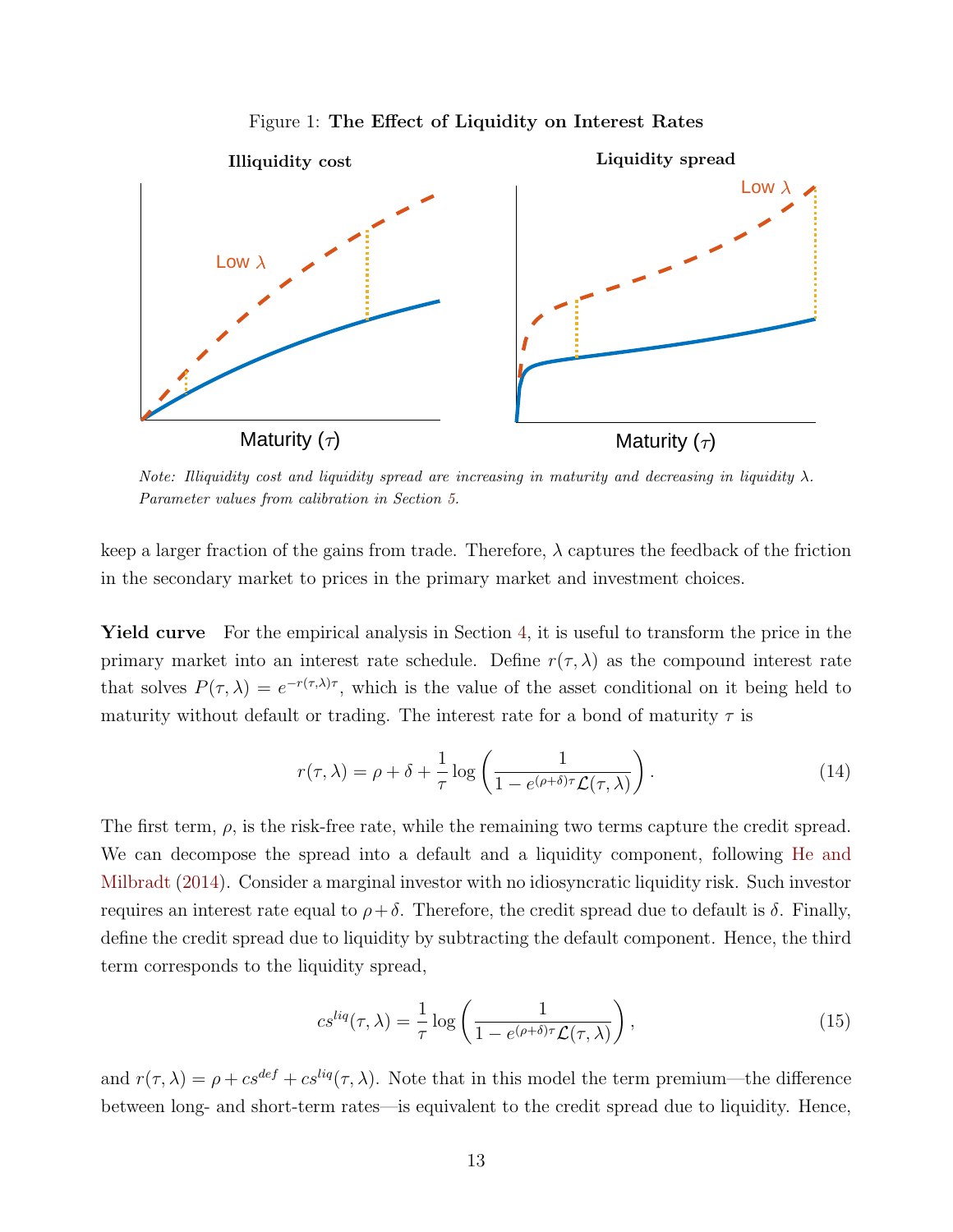Figure 1: **The Effect of Liquidity on Interest Rates**

*Note: Illiquidity cost and liquidity spread are increasing in maturity and decreasing in liquidity $\lambda$. Parameter values from calibration in Section 5.*

keep a larger fraction of the gains from trade. Therefore, $\lambda$ captures the feedback of the friction in the secondary market to prices in the primary market and investment choices.

**Yield curve** For the empirical analysis in Section 4, it is useful to transform the price in the primary market into an interest rate schedule. Define $r(\tau, \lambda)$ as the compound interest rate that solves $P(\tau, \lambda) = e^{-r(\tau,\lambda)\tau}$, which is the value of the asset conditional on it being held to maturity without default or trading. The interest rate for a bond of maturity $\tau$ is

$$r(\tau, \lambda) = \rho + \delta + \frac{1}{\tau} \log \left( \frac{1}{1 - e^{(\rho+\delta)\tau} \mathcal{L}(\tau, \lambda)} \right). \tag{14}$$

The first term, $\rho$, is the risk-free rate, while the remaining two terms capture the credit spread. We can decompose the spread into a default and a liquidity component, following He and Milbradt (2014). Consider a marginal investor with no idiosyncratic liquidity risk. Such investor requires an interest rate equal to $\rho + \delta$. Therefore, the credit spread due to default is $\delta$. Finally, define the credit spread due to liquidity by subtracting the default component. Hence, the third term corresponds to the liquidity spread,

$$cs^{liq}(\tau, \lambda) = \frac{1}{\tau} \log \left( \frac{1}{1 - e^{(\rho+\delta)\tau} \mathcal{L}(\tau, \lambda)} \right), \tag{15}$$

and $r(\tau, \lambda) = \rho + cs^{def} + cs^{liq}(\tau, \lambda)$. Note that in this model the term premium—the difference between long- and short-term rates—is equivalent to the credit spread due to liquidity. Hence,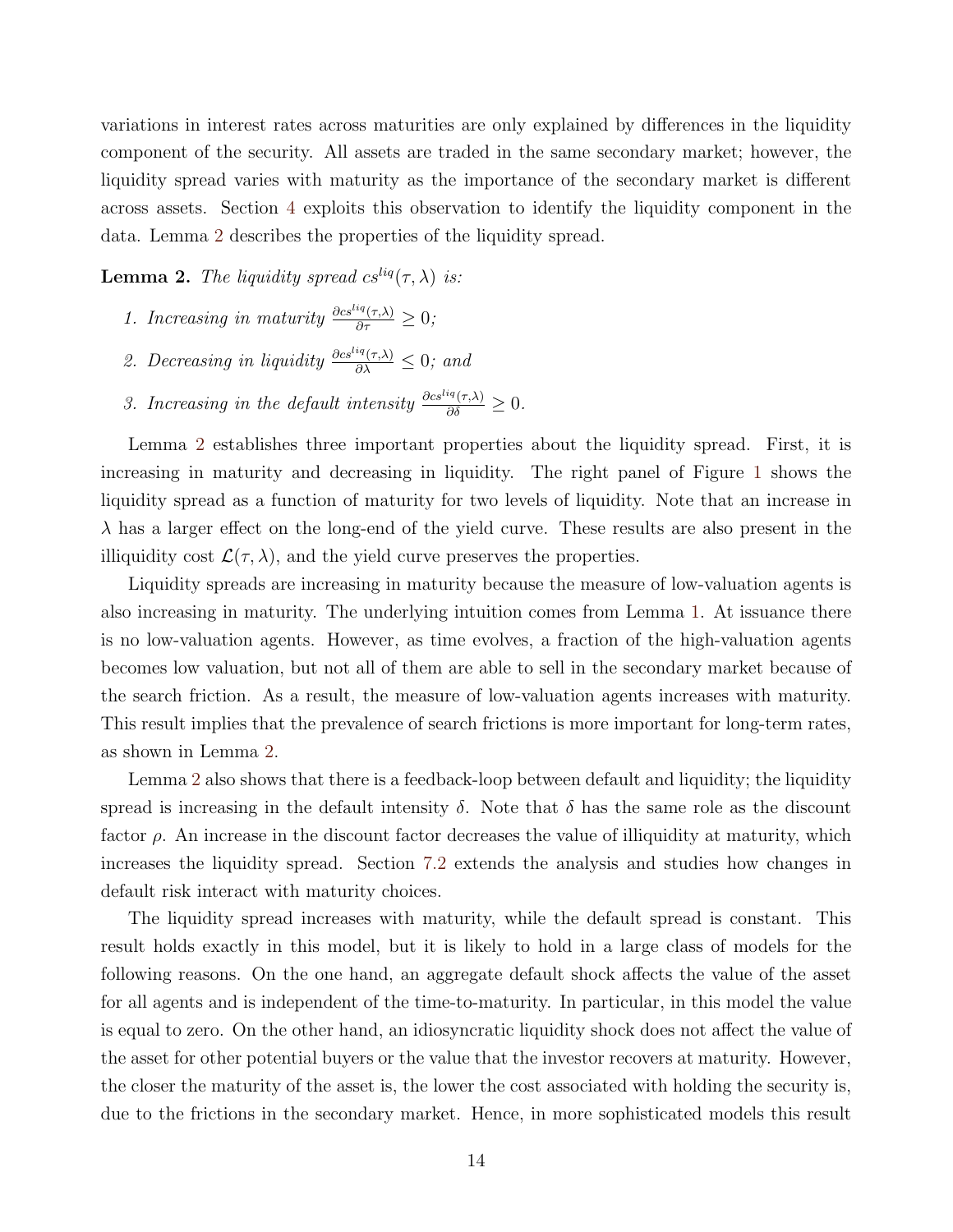variations in interest rates across maturities are only explained by differences in the liquidity component of the security. All assets are traded in the same secondary market; however, the liquidity spread varies with maturity as the importance of the secondary market is different across assets. Section 4 exploits this observation to identify the liquidity component in the data. Lemma 2 describes the properties of the liquidity spread.

**Lemma 2.** *The liquidity spread $cs^{liq}(\tau, \lambda)$ is:*

1. *Increasing in maturity $\frac{\partial cs^{liq}(\tau,\lambda)}{\partial \tau} \geq 0$;*
2. *Decreasing in liquidity $\frac{\partial cs^{liq}(\tau,\lambda)}{\partial \lambda} \leq 0$; and*
3. *Increasing in the default intensity $\frac{\partial cs^{liq}(\tau,\lambda)}{\partial \delta} \geq 0$.*

Lemma 2 establishes three important properties about the liquidity spread. First, it is increasing in maturity and decreasing in liquidity. The right panel of Figure 1 shows the liquidity spread as a function of maturity for two levels of liquidity. Note that an increase in $\lambda$ has a larger effect on the long-end of the yield curve. These results are also present in the illiquidity cost $\mathcal{L}(\tau, \lambda)$, and the yield curve preserves the properties.

Liquidity spreads are increasing in maturity because the measure of low-valuation agents is also increasing in maturity. The underlying intuition comes from Lemma 1. At issuance there is no low-valuation agents. However, as time evolves, a fraction of the high-valuation agents becomes low valuation, but not all of them are able to sell in the secondary market because of the search friction. As a result, the measure of low-valuation agents increases with maturity. This result implies that the prevalence of search frictions is more important for long-term rates, as shown in Lemma 2.

Lemma 2 also shows that there is a feedback-loop between default and liquidity; the liquidity spread is increasing in the default intensity $\delta$. Note that $\delta$ has the same role as the discount factor $\rho$. An increase in the discount factor decreases the value of illiquidity at maturity, which increases the liquidity spread. Section 7.2 extends the analysis and studies how changes in default risk interact with maturity choices.

The liquidity spread increases with maturity, while the default spread is constant. This result holds exactly in this model, but it is likely to hold in a large class of models for the following reasons. On the one hand, an aggregate default shock affects the value of the asset for all agents and is independent of the time-to-maturity. In particular, in this model the value is equal to zero. On the other hand, an idiosyncratic liquidity shock does not affect the value of the asset for other potential buyers or the value that the investor recovers at maturity. However, the closer the maturity of the asset is, the lower the cost associated with holding the security is, due to the frictions in the secondary market. Hence, in more sophisticated models this result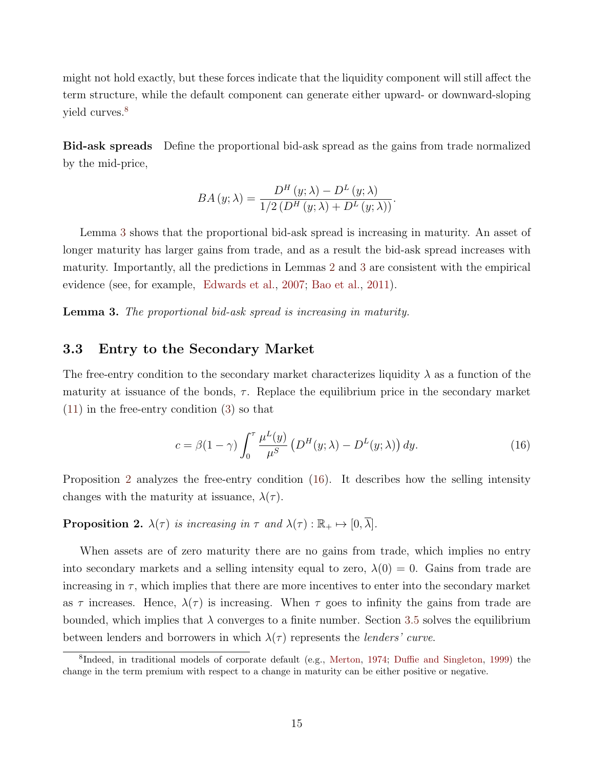might not hold exactly, but these forces indicate that the liquidity component will still affect the term structure, while the default component can generate either upward- or downward-sloping yield curves.[8]

**Bid-ask spreads** Define the proportional bid-ask spread as the gains from trade normalized by the mid-price,

$$BA\left(y;\lambda\right)=\frac{D^{H}\left(y;\lambda\right)-D^{L}\left(y;\lambda\right)}{1/2\left(D^{H}\left(y;\lambda\right)+D^{L}\left(y;\lambda\right)\right)}.$$

Lemma 3 shows that the proportional bid-ask spread is increasing in maturity. An asset of longer maturity has larger gains from trade, and as a result the bid-ask spread increases with maturity. Importantly, all the predictions in Lemmas 2 and 3 are consistent with the empirical evidence (see, for example, Edwards et al., 2007; Bao et al., 2011).

**Lemma 3.** *The proportional bid-ask spread is increasing in maturity.*

## 3.3 Entry to the Secondary Market

The free-entry condition to the secondary market characterizes liquidity $\lambda$ as a function of the maturity at issuance of the bonds, $\tau$. Replace the equilibrium price in the secondary market (11) in the free-entry condition (3) so that

$$c=\beta(1-\gamma)\int_{0}^{\tau}\frac{\mu^{L}(y)}{\mu^{S}}\left(D^{H}(y;\lambda)-D^{L}(y;\lambda)\right)dy. \tag{16}$$

Proposition 2 analyzes the free-entry condition (16). It describes how the selling intensity changes with the maturity at issuance, $\lambda(\tau)$.

**Proposition 2.** *$\lambda(\tau)$ is increasing in $\tau$ and $\lambda(\tau):\mathbb{R}_{+}\mapsto[0,\overline{\lambda}]$.*

When assets are of zero maturity there are no gains from trade, which implies no entry into secondary markets and a selling intensity equal to zero, $\lambda(0)=0$. Gains from trade are increasing in $\tau$, which implies that there are more incentives to enter into the secondary market as $\tau$ increases. Hence, $\lambda(\tau)$ is increasing. When $\tau$ goes to infinity the gains from trade are bounded, which implies that $\lambda$ converges to a finite number. Section 3.5 solves the equilibrium between lenders and borrowers in which $\lambda(\tau)$ represents the *lenders' curve*.

[8] Indeed, in traditional models of corporate default (e.g., Merton, 1974; Duffie and Singleton, 1999) the change in the term premium with respect to a change in maturity can be either positive or negative.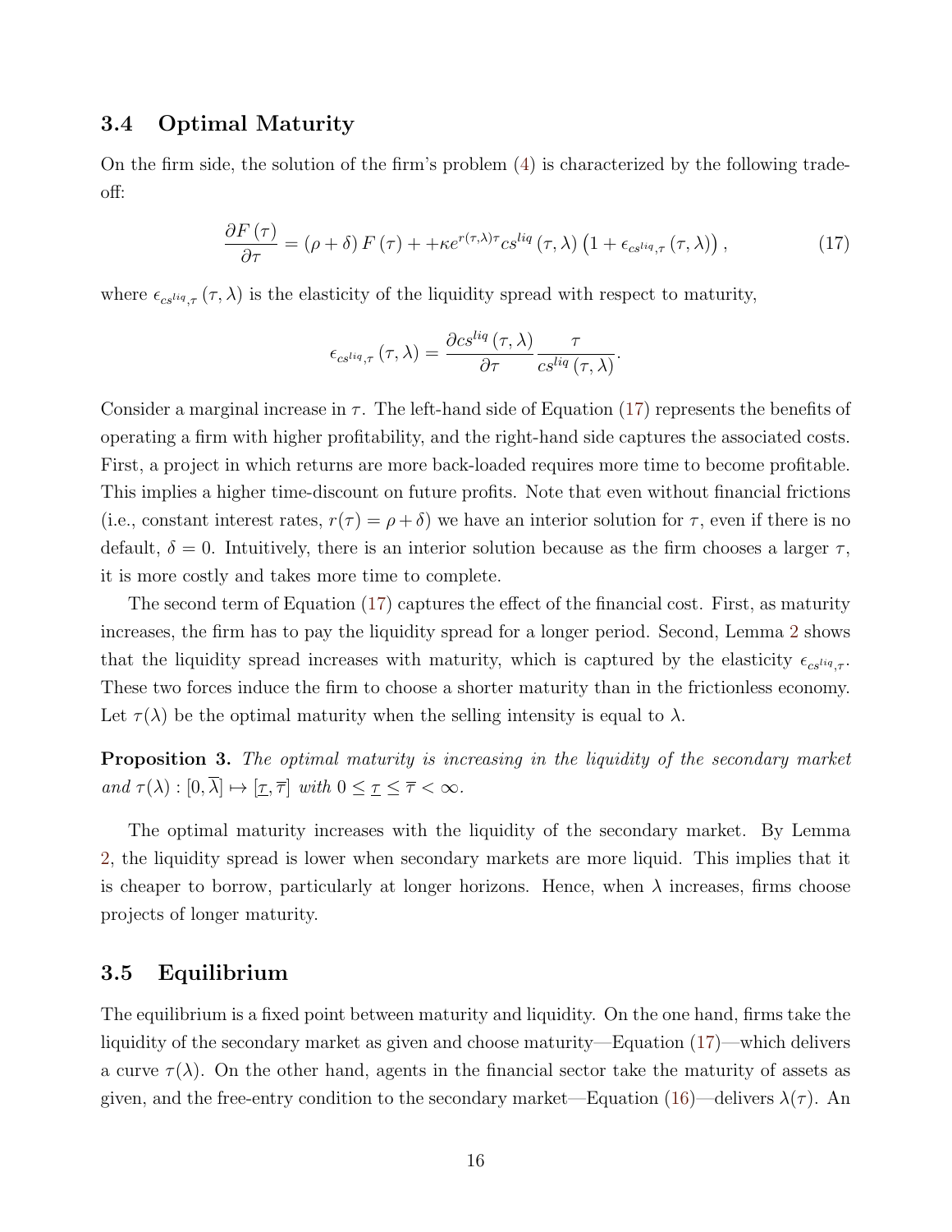### 3.4 Optimal Maturity

On the firm side, the solution of the firm's problem (4) is characterized by the following trade-off:

$$\frac{\partial F(\tau)}{\partial \tau} = (\rho + \delta) F(\tau) + +\kappa e^{r(\tau,\lambda)\tau} cs^{liq}(\tau, \lambda) \left(1 + \epsilon_{cs^{liq},\tau}(\tau, \lambda)\right), \tag{17}$$

where $\epsilon_{cs^{liq},\tau}(\tau, \lambda)$ is the elasticity of the liquidity spread with respect to maturity,

$$\epsilon_{cs^{liq},\tau}(\tau, \lambda) = \frac{\partial cs^{liq}(\tau, \lambda)}{\partial \tau} \frac{\tau}{cs^{liq}(\tau, \lambda)}.$$

Consider a marginal increase in $\tau$. The left-hand side of Equation (17) represents the benefits of operating a firm with higher profitability, and the right-hand side captures the associated costs. First, a project in which returns are more back-loaded requires more time to become profitable. This implies a higher time-discount on future profits. Note that even without financial frictions (i.e., constant interest rates, $r(\tau) = \rho + \delta$) we have an interior solution for $\tau$, even if there is no default, $\delta = 0$. Intuitively, there is an interior solution because as the firm chooses a larger $\tau$, it is more costly and takes more time to complete.

The second term of Equation (17) captures the effect of the financial cost. First, as maturity increases, the firm has to pay the liquidity spread for a longer period. Second, Lemma 2 shows that the liquidity spread increases with maturity, which is captured by the elasticity $\epsilon_{cs^{liq},\tau}$. These two forces induce the firm to choose a shorter maturity than in the frictionless economy. Let $\tau(\lambda)$ be the optimal maturity when the selling intensity is equal to $\lambda$.

**Proposition 3.** *The optimal maturity is increasing in the liquidity of the secondary market and* $\tau(\lambda) : [0, \overline{\lambda}] \mapsto [\underline{\tau}, \overline{\tau}]$ *with* $0 \leq \underline{\tau} \leq \overline{\tau} < \infty$.

The optimal maturity increases with the liquidity of the secondary market. By Lemma 2, the liquidity spread is lower when secondary markets are more liquid. This implies that it is cheaper to borrow, particularly at longer horizons. Hence, when $\lambda$ increases, firms choose projects of longer maturity.

### 3.5 Equilibrium

The equilibrium is a fixed point between maturity and liquidity. On the one hand, firms take the liquidity of the secondary market as given and choose maturity—Equation (17)—which delivers a curve $\tau(\lambda)$. On the other hand, agents in the financial sector take the maturity of assets as given, and the free-entry condition to the secondary market—Equation (16)—delivers $\lambda(\tau)$. An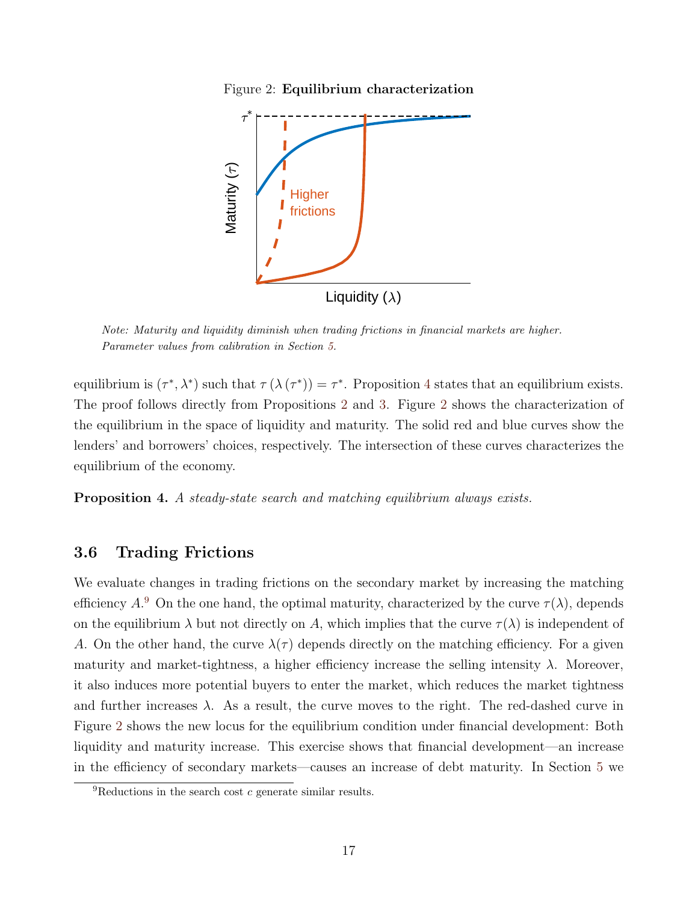Figure 2: **Equilibrium characterization**

*Note: Maturity and liquidity diminish when trading frictions in financial markets are higher. Parameter values from calibration in Section 5.*

equilibrium is $(\tau^*, \lambda^*)$ such that $\tau(\lambda(\tau^*)) = \tau^*$. Proposition 4 states that an equilibrium exists. The proof follows directly from Propositions 2 and 3. Figure 2 shows the characterization of the equilibrium in the space of liquidity and maturity. The solid red and blue curves show the lenders' and borrowers' choices, respectively. The intersection of these curves characterizes the equilibrium of the economy.

**Proposition 4.** *A steady-state search and matching equilibrium always exists.*

### 3.6 Trading Frictions

We evaluate changes in trading frictions on the secondary market by increasing the matching efficiency $A$.[9] On the one hand, the optimal maturity, characterized by the curve $\tau(\lambda)$, depends on the equilibrium $\lambda$ but not directly on $A$, which implies that the curve $\tau(\lambda)$ is independent of $A$. On the other hand, the curve $\lambda(\tau)$ depends directly on the matching efficiency. For a given maturity and market-tightness, a higher efficiency increase the selling intensity $\lambda$. Moreover, it also induces more potential buyers to enter the market, which reduces the market tightness and further increases $\lambda$. As a result, the curve moves to the right. The red-dashed curve in Figure 2 shows the new locus for the equilibrium condition under financial development: Both liquidity and maturity increase. This exercise shows that financial development—an increase in the efficiency of secondary markets—causes an increase of debt maturity. In Section 5 we

[9] Reductions in the search cost $c$ generate similar results.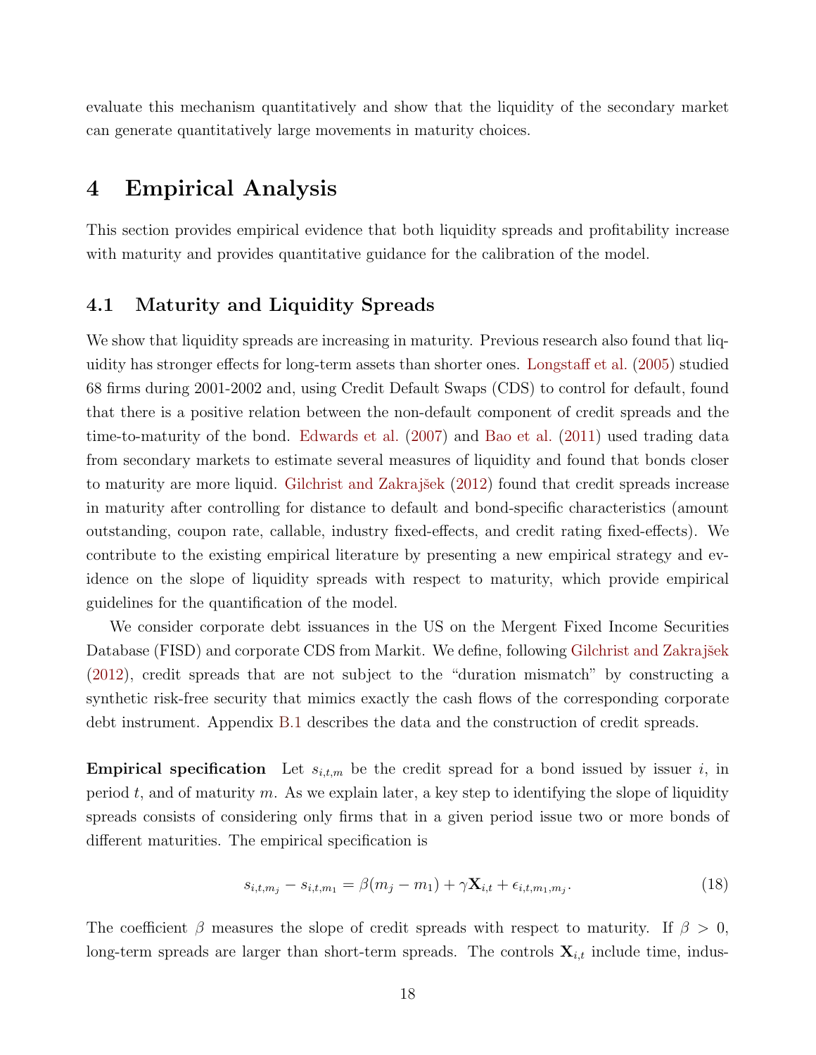evaluate this mechanism quantitatively and show that the liquidity of the secondary market can generate quantitatively large movements in maturity choices.

# 4 Empirical Analysis

This section provides empirical evidence that both liquidity spreads and profitability increase with maturity and provides quantitative guidance for the calibration of the model.

## 4.1 Maturity and Liquidity Spreads

We show that liquidity spreads are increasing in maturity. Previous research also found that liquidity has stronger effects for long-term assets than shorter ones. Longstaff et al. (2005) studied 68 firms during 2001-2002 and, using Credit Default Swaps (CDS) to control for default, found that there is a positive relation between the non-default component of credit spreads and the time-to-maturity of the bond. Edwards et al. (2007) and Bao et al. (2011) used trading data from secondary markets to estimate several measures of liquidity and found that bonds closer to maturity are more liquid. Gilchrist and Zakrajšek (2012) found that credit spreads increase in maturity after controlling for distance to default and bond-specific characteristics (amount outstanding, coupon rate, callable, industry fixed-effects, and credit rating fixed-effects). We contribute to the existing empirical literature by presenting a new empirical strategy and evidence on the slope of liquidity spreads with respect to maturity, which provide empirical guidelines for the quantification of the model.

We consider corporate debt issuances in the US on the Mergent Fixed Income Securities Database (FISD) and corporate CDS from Markit. We define, following Gilchrist and Zakrajšek (2012), credit spreads that are not subject to the "duration mismatch" by constructing a synthetic risk-free security that mimics exactly the cash flows of the corresponding corporate debt instrument. Appendix B.1 describes the data and the construction of credit spreads.

**Empirical specification** Let $s_{i,t,m}$ be the credit spread for a bond issued by issuer $i$, in period $t$, and of maturity $m$. As we explain later, a key step to identifying the slope of liquidity spreads consists of considering only firms that in a given period issue two or more bonds of different maturities. The empirical specification is

$$s_{i,t,m_j} - s_{i,t,m_1} = \beta(m_j - m_1) + \gamma \mathbf{X}_{i,t} + \epsilon_{i,t,m_1,m_j}. \tag{18}$$

The coefficient $\beta$ measures the slope of credit spreads with respect to maturity. If $\beta > 0$, long-term spreads are larger than short-term spreads. The controls $\mathbf{X}_{i,t}$ include time, indus-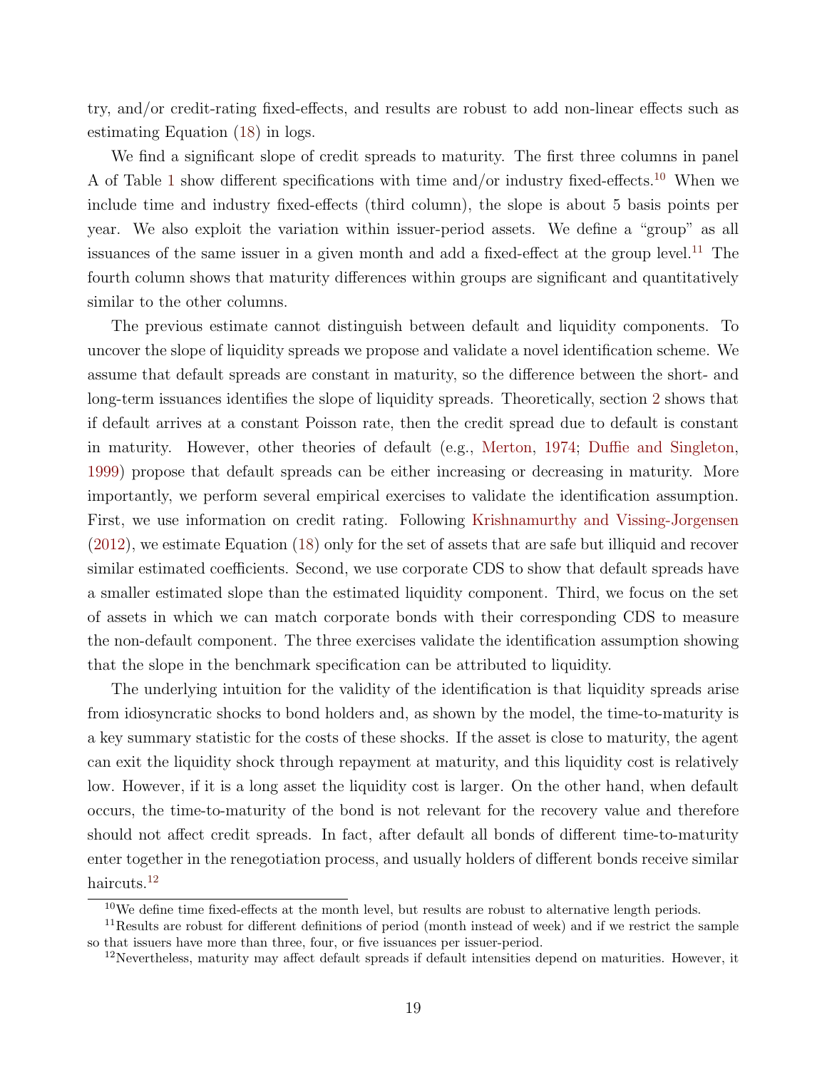try, and/or credit-rating fixed-effects, and results are robust to add non-linear effects such as estimating Equation (18) in logs.

We find a significant slope of credit spreads to maturity. The first three columns in panel A of Table 1 show different specifications with time and/or industry fixed-effects.[10] When we include time and industry fixed-effects (third column), the slope is about 5 basis points per year. We also exploit the variation within issuer-period assets. We define a "group" as all issuances of the same issuer in a given month and add a fixed-effect at the group level.[11] The fourth column shows that maturity differences within groups are significant and quantitatively similar to the other columns.

The previous estimate cannot distinguish between default and liquidity components. To uncover the slope of liquidity spreads we propose and validate a novel identification scheme. We assume that default spreads are constant in maturity, so the difference between the short- and long-term issuances identifies the slope of liquidity spreads. Theoretically, section 2 shows that if default arrives at a constant Poisson rate, then the credit spread due to default is constant in maturity. However, other theories of default (e.g., Merton, 1974; Duffie and Singleton, 1999) propose that default spreads can be either increasing or decreasing in maturity. More importantly, we perform several empirical exercises to validate the identification assumption. First, we use information on credit rating. Following Krishnamurthy and Vissing-Jorgensen (2012), we estimate Equation (18) only for the set of assets that are safe but illiquid and recover similar estimated coefficients. Second, we use corporate CDS to show that default spreads have a smaller estimated slope than the estimated liquidity component. Third, we focus on the set of assets in which we can match corporate bonds with their corresponding CDS to measure the non-default component. The three exercises validate the identification assumption showing that the slope in the benchmark specification can be attributed to liquidity.

The underlying intuition for the validity of the identification is that liquidity spreads arise from idiosyncratic shocks to bond holders and, as shown by the model, the time-to-maturity is a key summary statistic for the costs of these shocks. If the asset is close to maturity, the agent can exit the liquidity shock through repayment at maturity, and this liquidity cost is relatively low. However, if it is a long asset the liquidity cost is larger. On the other hand, when default occurs, the time-to-maturity of the bond is not relevant for the recovery value and therefore should not affect credit spreads. In fact, after default all bonds of different time-to-maturity enter together in the renegotiation process, and usually holders of different bonds receive similar haircuts.[12]

[10] We define time fixed-effects at the month level, but results are robust to alternative length periods.

[11] Results are robust for different definitions of period (month instead of week) and if we restrict the sample so that issuers have more than three, four, or five issuances per issuer-period.

[12] Nevertheless, maturity may affect default spreads if default intensities depend on maturities. However, it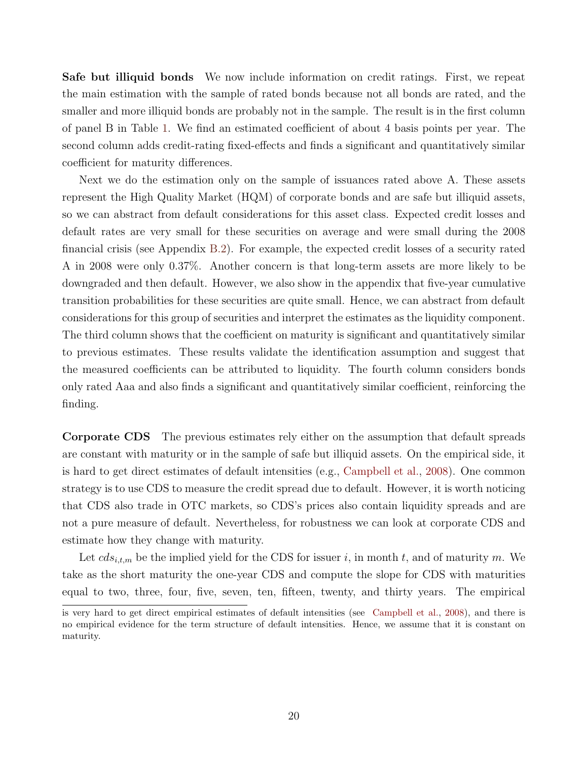**Safe but illiquid bonds** We now include information on credit ratings. First, we repeat the main estimation with the sample of rated bonds because not all bonds are rated, and the smaller and more illiquid bonds are probably not in the sample. The result is in the first column of panel B in Table 1. We find an estimated coefficient of about 4 basis points per year. The second column adds credit-rating fixed-effects and finds a significant and quantitatively similar coefficient for maturity differences.

Next we do the estimation only on the sample of issuances rated above A. These assets represent the High Quality Market (HQM) of corporate bonds and are safe but illiquid assets, so we can abstract from default considerations for this asset class. Expected credit losses and default rates are very small for these securities on average and were small during the 2008 financial crisis (see Appendix B.2). For example, the expected credit losses of a security rated A in 2008 were only 0.37%. Another concern is that long-term assets are more likely to be downgraded and then default. However, we also show in the appendix that five-year cumulative transition probabilities for these securities are quite small. Hence, we can abstract from default considerations for this group of securities and interpret the estimates as the liquidity component. The third column shows that the coefficient on maturity is significant and quantitatively similar to previous estimates. These results validate the identification assumption and suggest that the measured coefficients can be attributed to liquidity. The fourth column considers bonds only rated Aaa and also finds a significant and quantitatively similar coefficient, reinforcing the finding.

**Corporate CDS** The previous estimates rely either on the assumption that default spreads are constant with maturity or in the sample of safe but illiquid assets. On the empirical side, it is hard to get direct estimates of default intensities (e.g., Campbell et al., 2008). One common strategy is to use CDS to measure the credit spread due to default. However, it is worth noticing that CDS also trade in OTC markets, so CDS's prices also contain liquidity spreads and are not a pure measure of default. Nevertheless, for robustness we can look at corporate CDS and estimate how they change with maturity.

Let $cds_{i,t,m}$ be the implied yield for the CDS for issuer $i$, in month $t$, and of maturity $m$. We take as the short maturity the one-year CDS and compute the slope for CDS with maturities equal to two, three, four, five, seven, ten, fifteen, twenty, and thirty years. The empirical

is very hard to get direct empirical estimates of default intensities (see Campbell et al., 2008), and there is no empirical evidence for the term structure of default intensities. Hence, we assume that it is constant on maturity.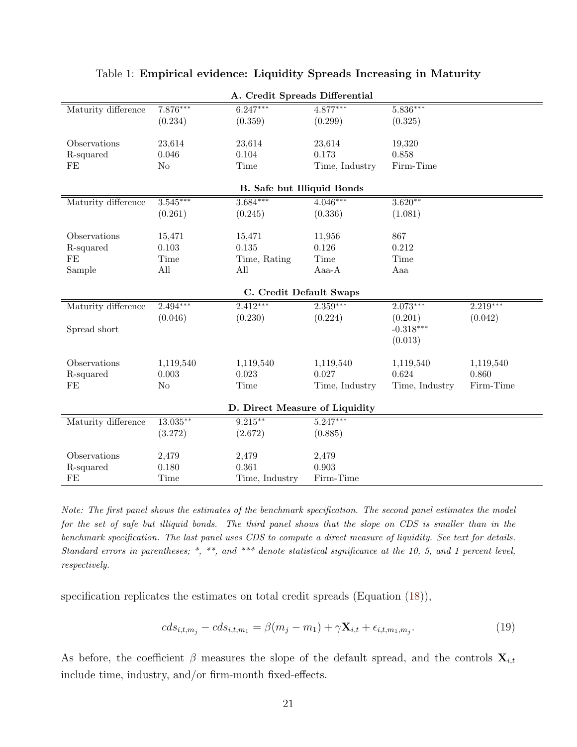Table 1: **Empirical evidence: Liquidity Spreads Increasing in Maturity**

| **A. Credit Spreads Differential** | | | | | |
|---|---|---|---|---|---|
| Maturity difference | 7.876*** | 6.247*** | 4.877*** | 5.836*** | |
| | (0.234) | (0.359) | (0.299) | (0.325) | |
| Observations | 23,614 | 23,614 | 23,614 | 19,320 | |
| R-squared | 0.046 | 0.104 | 0.173 | 0.858 | |
| FE | No | Time | Time, Industry | Firm-Time | |
| **B. Safe but Illiquid Bonds** | | | | | |
| Maturity difference | 3.545*** | 3.684*** | 4.046*** | 3.620** | |
| | (0.261) | (0.245) | (0.336) | (1.081) | |
| Observations | 15,471 | 15,471 | 11,956 | 867 | |
| R-squared | 0.103 | 0.135 | 0.126 | 0.212 | |
| FE | Time | Time, Rating | Time | Time | |
| Sample | All | All | Aaa-A | Aaa | |
| **C. Credit Default Swaps** | | | | | |
| Maturity difference | 2.494*** | 2.412*** | 2.359*** | 2.073*** | 2.219*** |
| | (0.046) | (0.230) | (0.224) | (0.201) | (0.042) |
| Spread short | | | | -0.318*** | |
| | | | | (0.013) | |
| Observations | 1,119,540 | 1,119,540 | 1,119,540 | 1,119,540 | 1,119,540 |
| R-squared | 0.003 | 0.023 | 0.027 | 0.624 | 0.860 |
| FE | No | Time | Time, Industry | Time, Industry | Firm-Time |
| **D. Direct Measure of Liquidity** | | | | | |
| Maturity difference | 13.035** | 9.215** | 5.247*** | | |
| | (3.272) | (2.672) | (0.885) | | |
| Observations | 2,479 | 2,479 | 2,479 | | |
| R-squared | 0.180 | 0.361 | 0.903 | | |
| FE | Time | Time, Industry | Firm-Time | | |

*Note: The first panel shows the estimates of the benchmark specification. The second panel estimates the model for the set of safe but illiquid bonds. The third panel shows that the slope on CDS is smaller than in the benchmark specification. The last panel uses CDS to compute a direct measure of liquidity. See text for details. Standard errors in parentheses; *, **, and *** denote statistical significance at the 10, 5, and 1 percent level, respectively.*

specification replicates the estimates on total credit spreads (Equation (18)),

$$cds_{i,t,m_j} - cds_{i,t,m_1} = \beta(m_j - m_1) + \gamma \mathbf{X}_{i,t} + \epsilon_{i,t,m_1,m_j}. \tag{19}$$

As before, the coefficient $\beta$ measures the slope of the default spread, and the controls $\mathbf{X}_{i,t}$ include time, industry, and/or firm-month fixed-effects.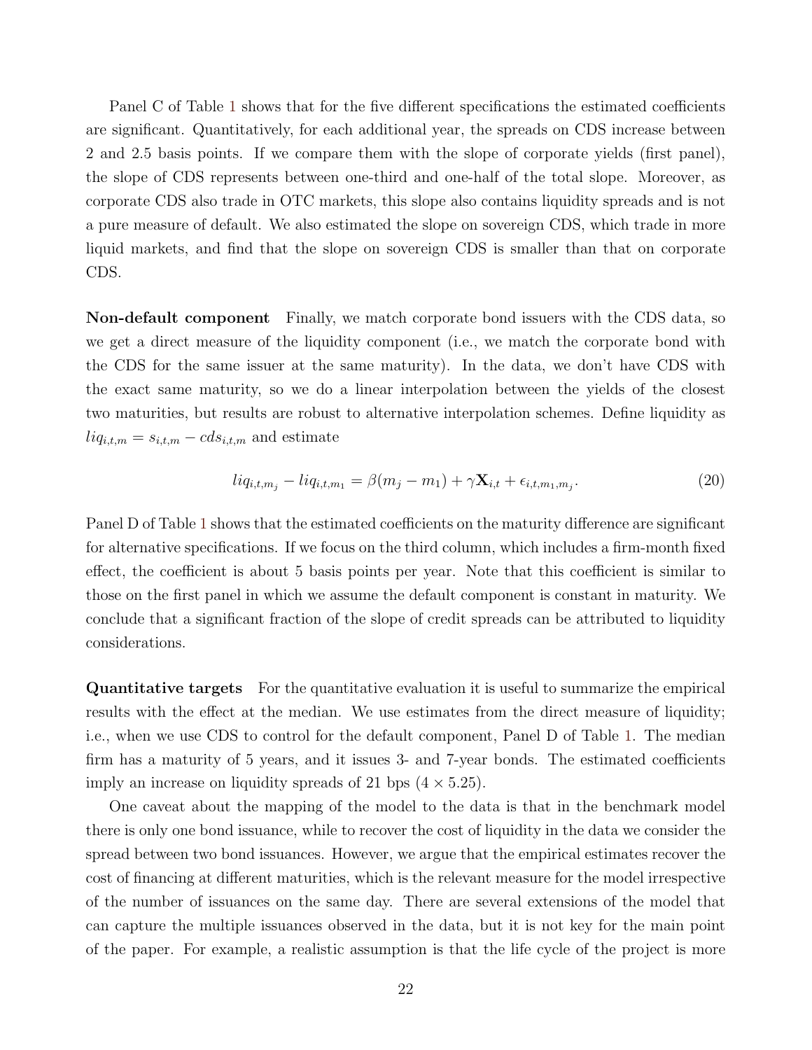Panel C of Table 1 shows that for the five different specifications the estimated coefficients are significant. Quantitatively, for each additional year, the spreads on CDS increase between 2 and 2.5 basis points. If we compare them with the slope of corporate yields (first panel), the slope of CDS represents between one-third and one-half of the total slope. Moreover, as corporate CDS also trade in OTC markets, this slope also contains liquidity spreads and is not a pure measure of default. We also estimated the slope on sovereign CDS, which trade in more liquid markets, and find that the slope on sovereign CDS is smaller than that on corporate CDS.

**Non-default component** Finally, we match corporate bond issuers with the CDS data, so we get a direct measure of the liquidity component (i.e., we match the corporate bond with the CDS for the same issuer at the same maturity). In the data, we don't have CDS with the exact same maturity, so we do a linear interpolation between the yields of the closest two maturities, but results are robust to alternative interpolation schemes. Define liquidity as $liq_{i,t,m} = s_{i,t,m} - cds_{i,t,m}$ and estimate

$$liq_{i,t,m_j} - liq_{i,t,m_1} = \beta(m_j - m_1) + \gamma \mathbf{X}_{i,t} + \epsilon_{i,t,m_1,m_j}. \tag{20}$$

Panel D of Table 1 shows that the estimated coefficients on the maturity difference are significant for alternative specifications. If we focus on the third column, which includes a firm-month fixed effect, the coefficient is about 5 basis points per year. Note that this coefficient is similar to those on the first panel in which we assume the default component is constant in maturity. We conclude that a significant fraction of the slope of credit spreads can be attributed to liquidity considerations.

**Quantitative targets** For the quantitative evaluation it is useful to summarize the empirical results with the effect at the median. We use estimates from the direct measure of liquidity; i.e., when we use CDS to control for the default component, Panel D of Table 1. The median firm has a maturity of 5 years, and it issues 3- and 7-year bonds. The estimated coefficients imply an increase on liquidity spreads of 21 bps ($4 \times 5.25$).

One caveat about the mapping of the model to the data is that in the benchmark model there is only one bond issuance, while to recover the cost of liquidity in the data we consider the spread between two bond issuances. However, we argue that the empirical estimates recover the cost of financing at different maturities, which is the relevant measure for the model irrespective of the number of issuances on the same day. There are several extensions of the model that can capture the multiple issuances observed in the data, but it is not key for the main point of the paper. For example, a realistic assumption is that the life cycle of the project is more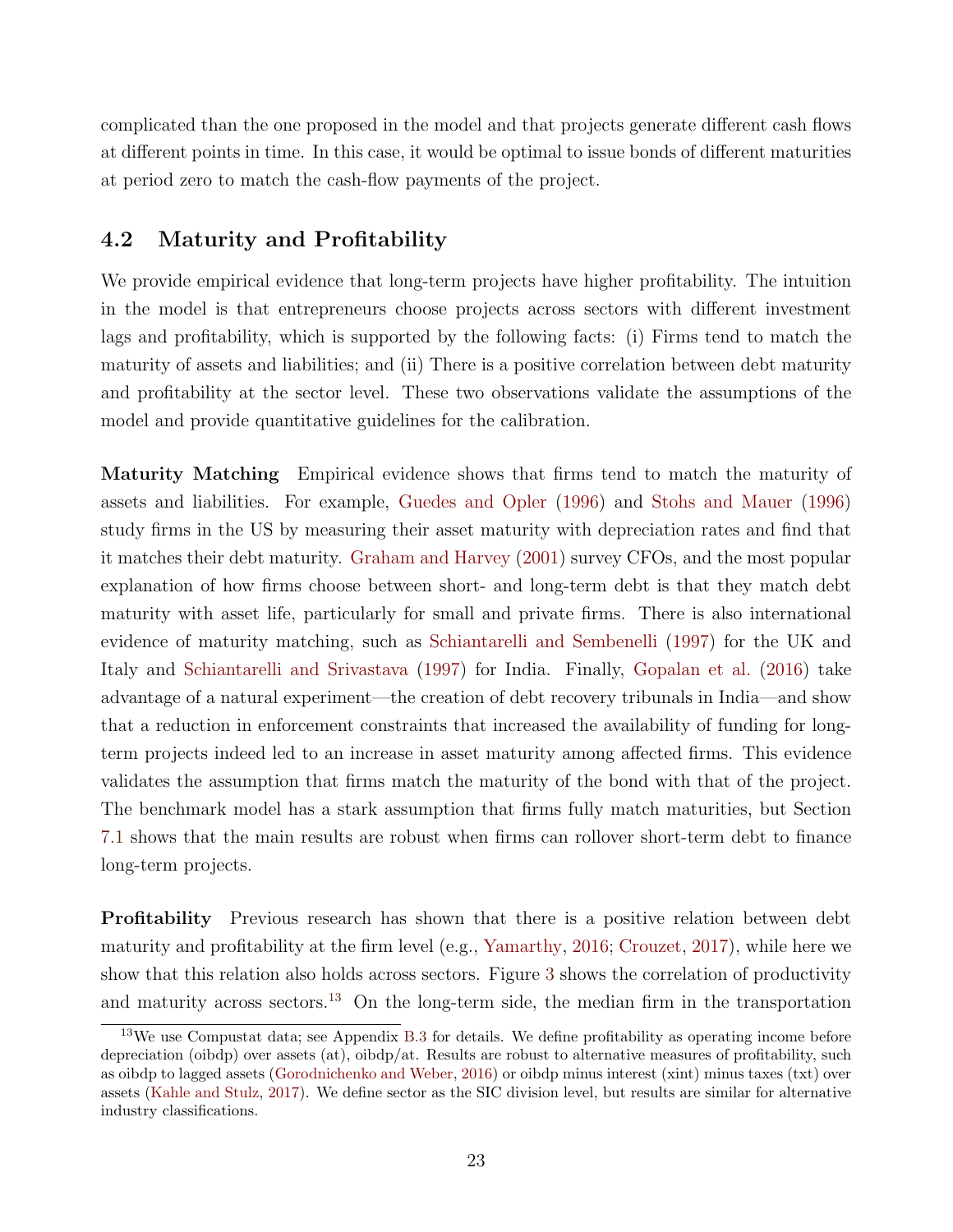complicated than the one proposed in the model and that projects generate different cash flows at different points in time. In this case, it would be optimal to issue bonds of different maturities at period zero to match the cash-flow payments of the project.

## 4.2 Maturity and Profitability

We provide empirical evidence that long-term projects have higher profitability. The intuition in the model is that entrepreneurs choose projects across sectors with different investment lags and profitability, which is supported by the following facts: (i) Firms tend to match the maturity of assets and liabilities; and (ii) There is a positive correlation between debt maturity and profitability at the sector level. These two observations validate the assumptions of the model and provide quantitative guidelines for the calibration.

**Maturity Matching** Empirical evidence shows that firms tend to match the maturity of assets and liabilities. For example, Guedes and Opler (1996) and Stohs and Mauer (1996) study firms in the US by measuring their asset maturity with depreciation rates and find that it matches their debt maturity. Graham and Harvey (2001) survey CFOs, and the most popular explanation of how firms choose between short- and long-term debt is that they match debt maturity with asset life, particularly for small and private firms. There is also international evidence of maturity matching, such as Schiantarelli and Sembenelli (1997) for the UK and Italy and Schiantarelli and Srivastava (1997) for India. Finally, Gopalan et al. (2016) take advantage of a natural experiment—the creation of debt recovery tribunals in India—and show that a reduction in enforcement constraints that increased the availability of funding for long-term projects indeed led to an increase in asset maturity among affected firms. This evidence validates the assumption that firms match the maturity of the bond with that of the project. The benchmark model has a stark assumption that firms fully match maturities, but Section 7.1 shows that the main results are robust when firms can rollover short-term debt to finance long-term projects.

**Profitability** Previous research has shown that there is a positive relation between debt maturity and profitability at the firm level (e.g., Yamarthy, 2016; Crouzet, 2017), while here we show that this relation also holds across sectors. Figure 3 shows the correlation of productivity and maturity across sectors.[13] On the long-term side, the median firm in the transportation

[13] We use Compustat data; see Appendix B.3 for details. We define profitability as operating income before depreciation (oibdp) over assets (at), oibdp/at. Results are robust to alternative measures of profitability, such as oibdp to lagged assets (Gorodnichenko and Weber, 2016) or oibdp minus interest (xint) minus taxes (txt) over assets (Kahle and Stulz, 2017). We define sector as the SIC division level, but results are similar for alternative industry classifications.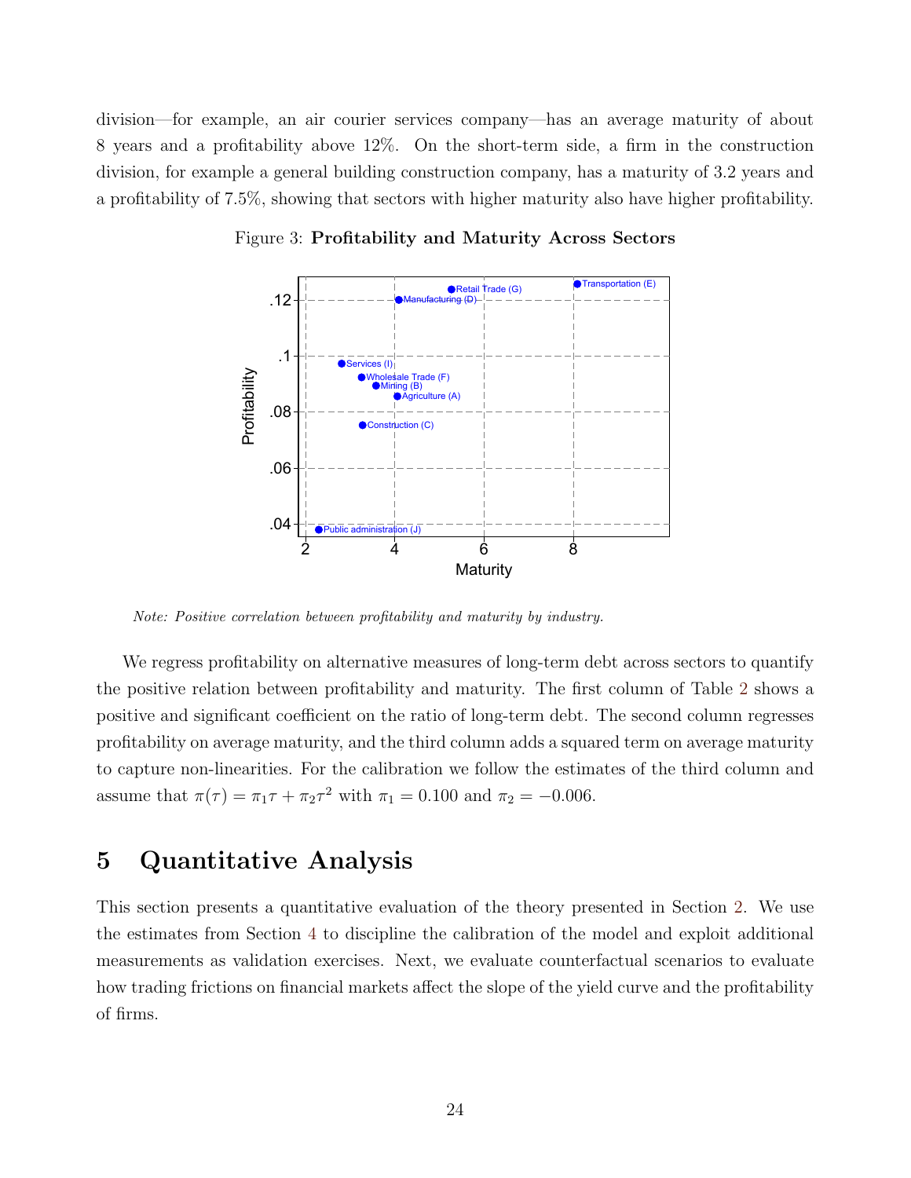division—for example, an air courier services company—has an average maturity of about 8 years and a profitability above 12%. On the short-term side, a firm in the construction division, for example a general building construction company, has a maturity of 3.2 years and a profitability of 7.5%, showing that sectors with higher maturity also have higher profitability.

Figure 3: **Profitability and Maturity Across Sectors**

*Note: Positive correlation between profitability and maturity by industry.*

We regress profitability on alternative measures of long-term debt across sectors to quantify the positive relation between profitability and maturity. The first column of Table 2 shows a positive and significant coefficient on the ratio of long-term debt. The second column regresses profitability on average maturity, and the third column adds a squared term on average maturity to capture non-linearities. For the calibration we follow the estimates of the third column and assume that $\pi(\tau) = \pi_1 \tau + \pi_2 \tau^2$ with $\pi_1 = 0.100$ and $\pi_2 = -0.006$.

# 5 Quantitative Analysis

This section presents a quantitative evaluation of the theory presented in Section 2. We use the estimates from Section 4 to discipline the calibration of the model and exploit additional measurements as validation exercises. Next, we evaluate counterfactual scenarios to evaluate how trading frictions on financial markets affect the slope of the yield curve and the profitability of firms.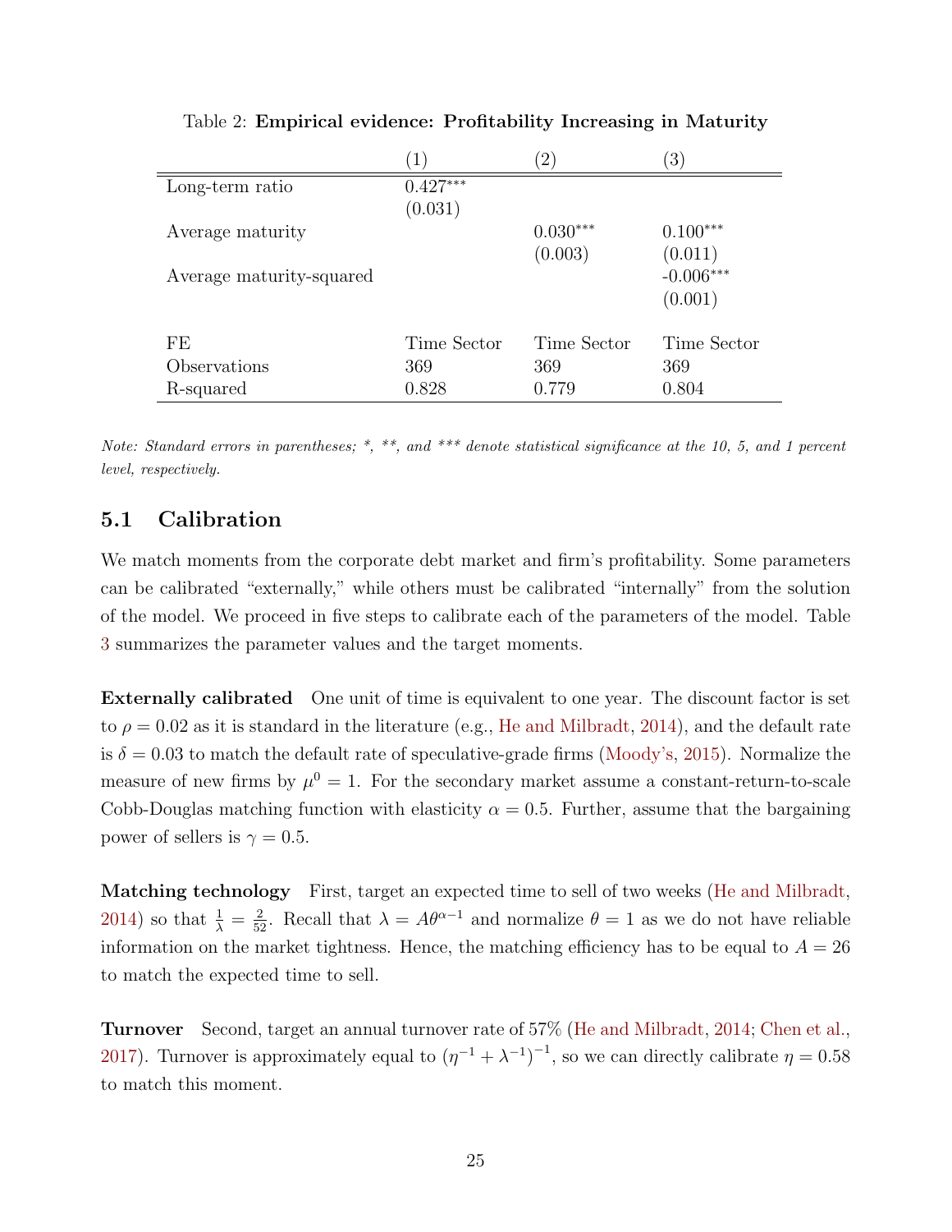Table 2: **Empirical evidence: Profitability Increasing in Maturity**

| | (1) | (2) | (3) |
|---|---|---|---|
| Long-term ratio | 0.427*** | | |
| | (0.031) | | |
| Average maturity | | 0.030*** | 0.100*** |
| | | (0.003) | (0.011) |
| Average maturity-squared | | | -0.006*** |
| | | | (0.001) |
| FE | Time Sector | Time Sector | Time Sector |
| Observations | 369 | 369 | 369 |
| R-squared | 0.828 | 0.779 | 0.804 |

*Note: Standard errors in parentheses; \*, \*\*, and \*\*\* denote statistical significance at the 10, 5, and 1 percent level, respectively.*

## 5.1 Calibration

We match moments from the corporate debt market and firm's profitability. Some parameters can be calibrated "externally," while others must be calibrated "internally" from the solution of the model. We proceed in five steps to calibrate each of the parameters of the model. Table 3 summarizes the parameter values and the target moments.

**Externally calibrated** One unit of time is equivalent to one year. The discount factor is set to $\rho = 0.02$ as it is standard in the literature (e.g., He and Milbradt, 2014), and the default rate is $\delta = 0.03$ to match the default rate of speculative-grade firms (Moody's, 2015). Normalize the measure of new firms by $\mu^0 = 1$. For the secondary market assume a constant-return-to-scale Cobb-Douglas matching function with elasticity $\alpha = 0.5$. Further, assume that the bargaining power of sellers is $\gamma = 0.5$.

**Matching technology** First, target an expected time to sell of two weeks (He and Milbradt, 2014) so that $\frac{1}{\lambda} = \frac{2}{52}$. Recall that $\lambda = A\theta^{\alpha-1}$ and normalize $\theta = 1$ as we do not have reliable information on the market tightness. Hence, the matching efficiency has to be equal to $A = 26$ to match the expected time to sell.

**Turnover** Second, target an annual turnover rate of 57% (He and Milbradt, 2014; Chen et al., 2017). Turnover is approximately equal to $(\eta^{-1} + \lambda^{-1})^{-1}$, so we can directly calibrate $\eta = 0.58$ to match this moment.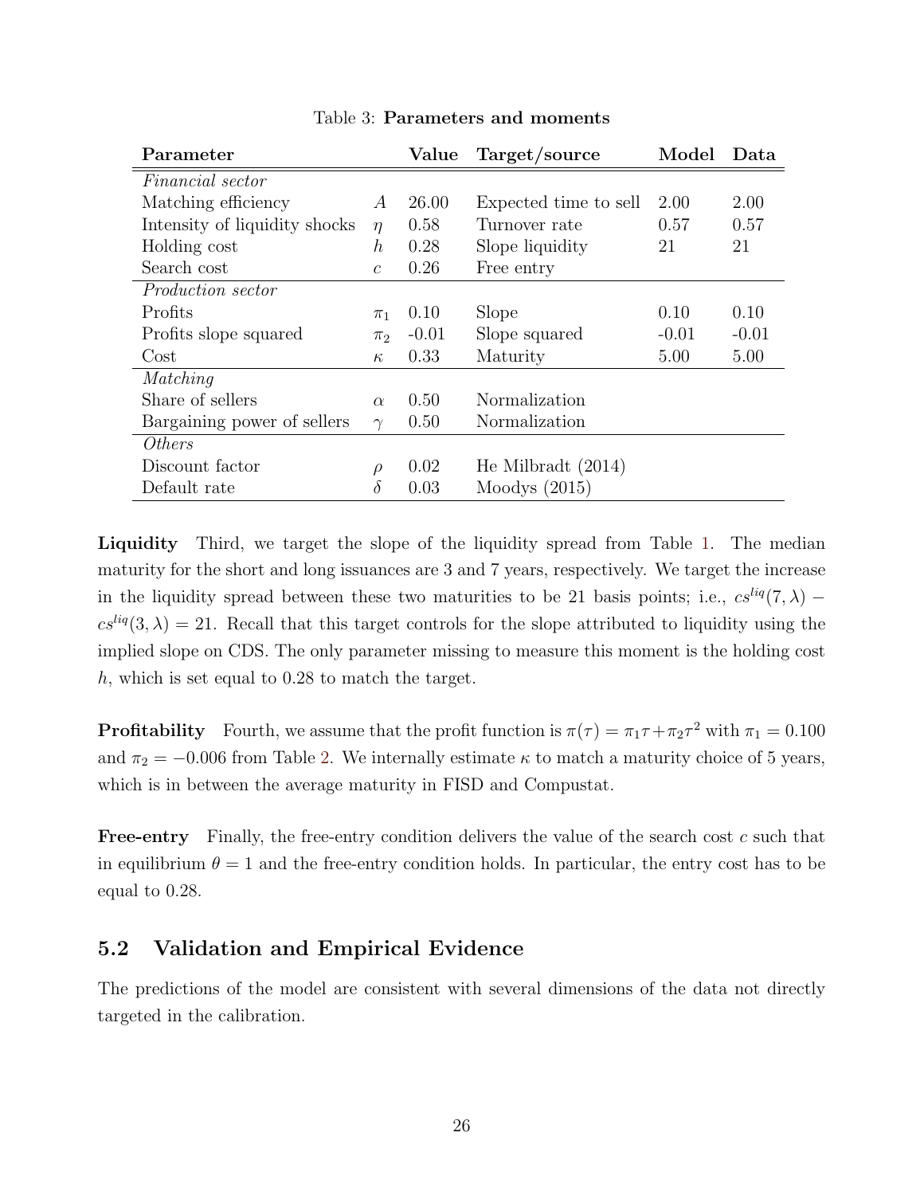Table 3: **Parameters and moments**

| Parameter | | Value | Target/source | Model | Data |
|---|---|---|---|---|---|
| *Financial sector* | | | | | |
| Matching efficiency | $A$ | 26.00 | Expected time to sell | 2.00 | 2.00 |
| Intensity of liquidity shocks | $\eta$ | 0.58 | Turnover rate | 0.57 | 0.57 |
| Holding cost | $h$ | 0.28 | Slope liquidity | 21 | 21 |
| Search cost | $c$ | 0.26 | Free entry | | |
| *Production sector* | | | | | |
| Profits | $\pi_1$ | 0.10 | Slope | 0.10 | 0.10 |
| Profits slope squared | $\pi_2$ | -0.01 | Slope squared | -0.01 | -0.01 |
| Cost | $\kappa$ | 0.33 | Maturity | 5.00 | 5.00 |
| *Matching* | | | | | |
| Share of sellers | $\alpha$ | 0.50 | Normalization | | |
| Bargaining power of sellers | $\gamma$ | 0.50 | Normalization | | |
| *Others* | | | | | |
| Discount factor | $\rho$ | 0.02 | He Milbradt (2014) | | |
| Default rate | $\delta$ | 0.03 | Moodys (2015) | | |

**Liquidity** Third, we target the slope of the liquidity spread from Table 1. The median maturity for the short and long issuances are 3 and 7 years, respectively. We target the increase in the liquidity spread between these two maturities to be 21 basis points; i.e., $cs^{liq}(7, \lambda) - cs^{liq}(3, \lambda) = 21$. Recall that this target controls for the slope attributed to liquidity using the implied slope on CDS. The only parameter missing to measure this moment is the holding cost $h$, which is set equal to 0.28 to match the target.

**Profitability** Fourth, we assume that the profit function is $\pi(\tau) = \pi_1\tau + \pi_2\tau^2$ with $\pi_1 = 0.100$ and $\pi_2 = -0.006$ from Table 2. We internally estimate $\kappa$ to match a maturity choice of 5 years, which is in between the average maturity in FISD and Compustat.

**Free-entry** Finally, the free-entry condition delivers the value of the search cost $c$ such that in equilibrium $\theta = 1$ and the free-entry condition holds. In particular, the entry cost has to be equal to 0.28.

## 5.2 Validation and Empirical Evidence

The predictions of the model are consistent with several dimensions of the data not directly targeted in the calibration.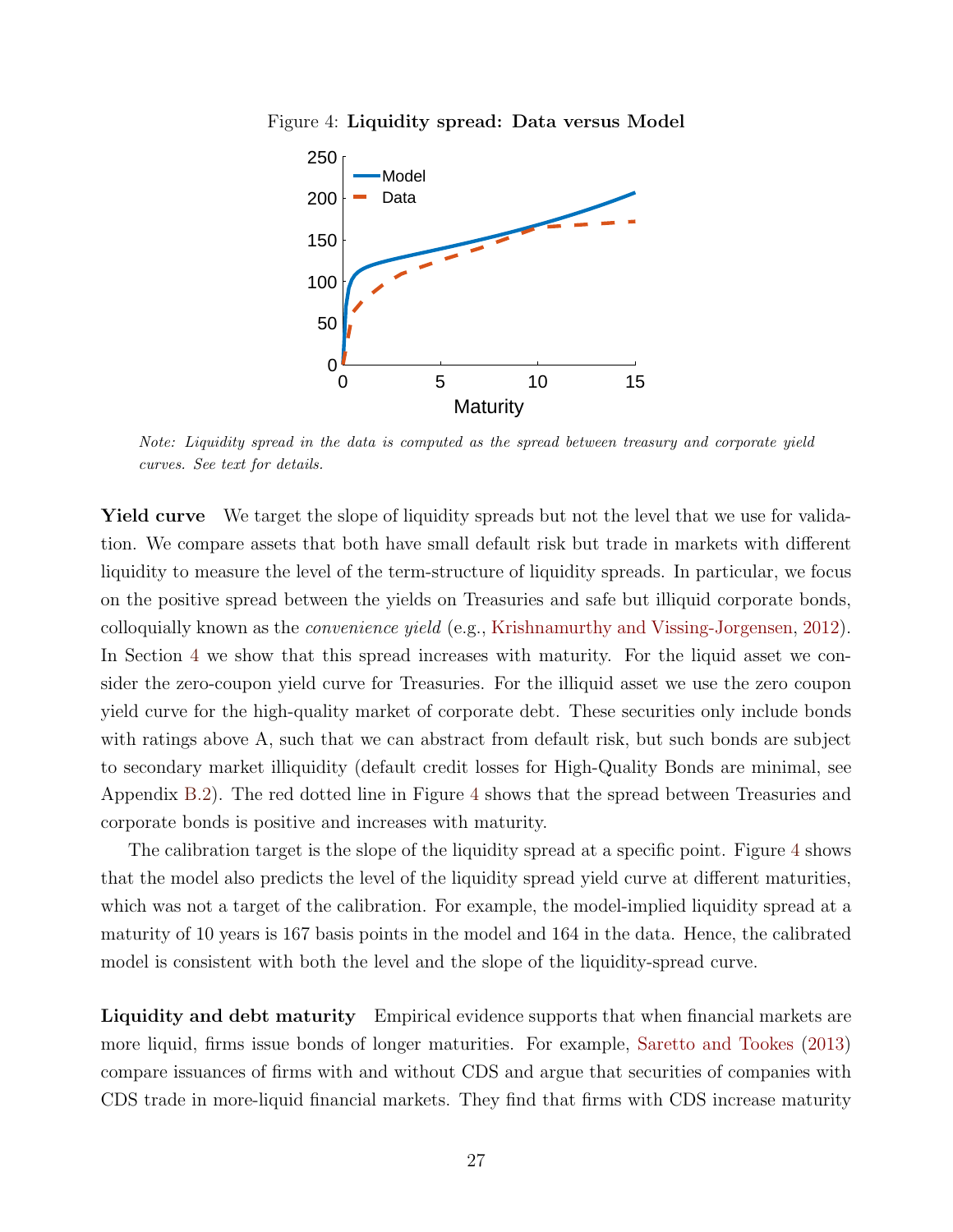Figure 4: **Liquidity spread: Data versus Model**

*Note: Liquidity spread in the data is computed as the spread between treasury and corporate yield curves. See text for details.*

**Yield curve** We target the slope of liquidity spreads but not the level that we use for validation. We compare assets that both have small default risk but trade in markets with different liquidity to measure the level of the term-structure of liquidity spreads. In particular, we focus on the positive spread between the yields on Treasuries and safe but illiquid corporate bonds, colloquially known as the *convenience yield* (e.g., Krishnamurthy and Vissing-Jorgensen, 2012). In Section 4 we show that this spread increases with maturity. For the liquid asset we consider the zero-coupon yield curve for Treasuries. For the illiquid asset we use the zero coupon yield curve for the high-quality market of corporate debt. These securities only include bonds with ratings above A, such that we can abstract from default risk, but such bonds are subject to secondary market illiquidity (default credit losses for High-Quality Bonds are minimal, see Appendix B.2). The red dotted line in Figure 4 shows that the spread between Treasuries and corporate bonds is positive and increases with maturity.

The calibration target is the slope of the liquidity spread at a specific point. Figure 4 shows that the model also predicts the level of the liquidity spread yield curve at different maturities, which was not a target of the calibration. For example, the model-implied liquidity spread at a maturity of 10 years is 167 basis points in the model and 164 in the data. Hence, the calibrated model is consistent with both the level and the slope of the liquidity-spread curve.

**Liquidity and debt maturity** Empirical evidence supports that when financial markets are more liquid, firms issue bonds of longer maturities. For example, Saretto and Tookes (2013) compare issuances of firms with and without CDS and argue that securities of companies with CDS trade in more-liquid financial markets. They find that firms with CDS increase maturity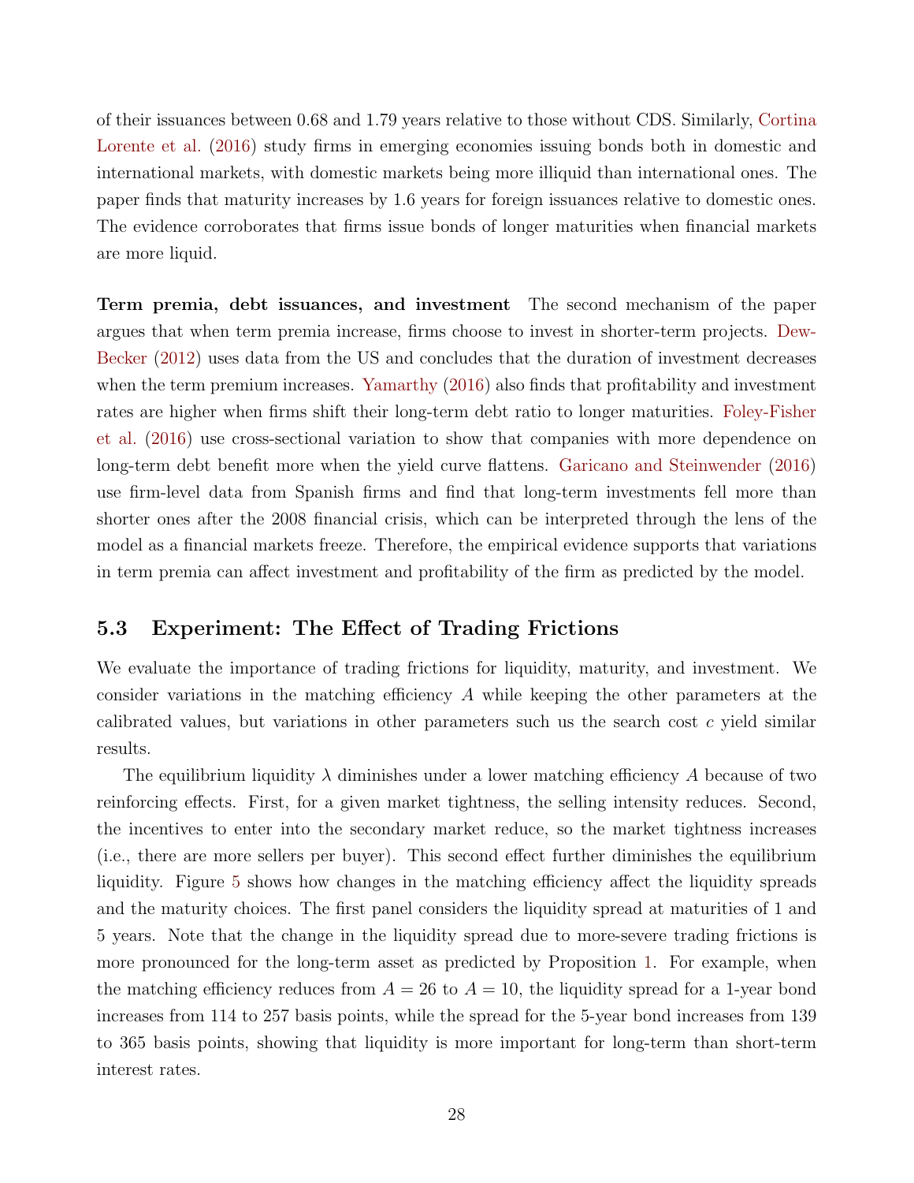of their issuances between 0.68 and 1.79 years relative to those without CDS. Similarly, Cortina Lorente et al. (2016) study firms in emerging economies issuing bonds both in domestic and international markets, with domestic markets being more illiquid than international ones. The paper finds that maturity increases by 1.6 years for foreign issuances relative to domestic ones. The evidence corroborates that firms issue bonds of longer maturities when financial markets are more liquid.

**Term premia, debt issuances, and investment** The second mechanism of the paper argues that when term premia increase, firms choose to invest in shorter-term projects. Dew-Becker (2012) uses data from the US and concludes that the duration of investment decreases when the term premium increases. Yamarthy (2016) also finds that profitability and investment rates are higher when firms shift their long-term debt ratio to longer maturities. Foley-Fisher et al. (2016) use cross-sectional variation to show that companies with more dependence on long-term debt benefit more when the yield curve flattens. Garicano and Steinwender (2016) use firm-level data from Spanish firms and find that long-term investments fell more than shorter ones after the 2008 financial crisis, which can be interpreted through the lens of the model as a financial markets freeze. Therefore, the empirical evidence supports that variations in term premia can affect investment and profitability of the firm as predicted by the model.

### 5.3 Experiment: The Effect of Trading Frictions

We evaluate the importance of trading frictions for liquidity, maturity, and investment. We consider variations in the matching efficiency $A$ while keeping the other parameters at the calibrated values, but variations in other parameters such us the search cost $c$ yield similar results.

The equilibrium liquidity $\lambda$ diminishes under a lower matching efficiency $A$ because of two reinforcing effects. First, for a given market tightness, the selling intensity reduces. Second, the incentives to enter into the secondary market reduce, so the market tightness increases (i.e., there are more sellers per buyer). This second effect further diminishes the equilibrium liquidity. Figure 5 shows how changes in the matching efficiency affect the liquidity spreads and the maturity choices. The first panel considers the liquidity spread at maturities of 1 and 5 years. Note that the change in the liquidity spread due to more-severe trading frictions is more pronounced for the long-term asset as predicted by Proposition 1. For example, when the matching efficiency reduces from $A = 26$ to $A = 10$, the liquidity spread for a 1-year bond increases from 114 to 257 basis points, while the spread for the 5-year bond increases from 139 to 365 basis points, showing that liquidity is more important for long-term than short-term interest rates.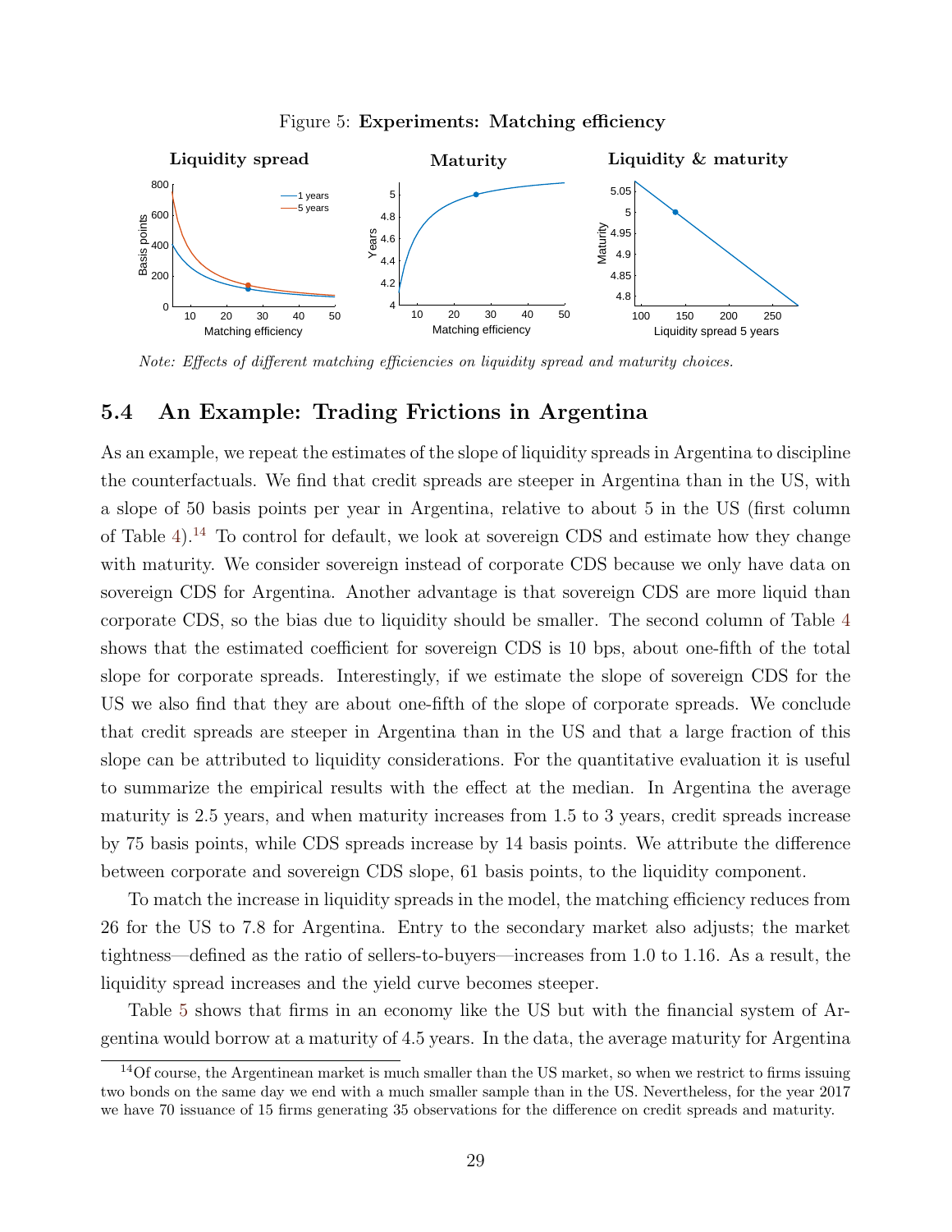Figure 5: **Experiments: Matching efficiency**

*Note: Effects of different matching efficiencies on liquidity spread and maturity choices.*

## 5.4 An Example: Trading Frictions in Argentina

As an example, we repeat the estimates of the slope of liquidity spreads in Argentina to discipline the counterfactuals. We find that credit spreads are steeper in Argentina than in the US, with a slope of 50 basis points per year in Argentina, relative to about 5 in the US (first column of Table 4).[14] To control for default, we look at sovereign CDS and estimate how they change with maturity. We consider sovereign instead of corporate CDS because we only have data on sovereign CDS for Argentina. Another advantage is that sovereign CDS are more liquid than corporate CDS, so the bias due to liquidity should be smaller. The second column of Table 4 shows that the estimated coefficient for sovereign CDS is 10 bps, about one-fifth of the total slope for corporate spreads. Interestingly, if we estimate the slope of sovereign CDS for the US we also find that they are about one-fifth of the slope of corporate spreads. We conclude that credit spreads are steeper in Argentina than in the US and that a large fraction of this slope can be attributed to liquidity considerations. For the quantitative evaluation it is useful to summarize the empirical results with the effect at the median. In Argentina the average maturity is 2.5 years, and when maturity increases from 1.5 to 3 years, credit spreads increase by 75 basis points, while CDS spreads increase by 14 basis points. We attribute the difference between corporate and sovereign CDS slope, 61 basis points, to the liquidity component.

To match the increase in liquidity spreads in the model, the matching efficiency reduces from 26 for the US to 7.8 for Argentina. Entry to the secondary market also adjusts; the market tightness—defined as the ratio of sellers-to-buyers—increases from 1.0 to 1.16. As a result, the liquidity spread increases and the yield curve becomes steeper.

Table 5 shows that firms in an economy like the US but with the financial system of Argentina would borrow at a maturity of 4.5 years. In the data, the average maturity for Argentina

[14] Of course, the Argentinean market is much smaller than the US market, so when we restrict to firms issuing two bonds on the same day we end with a much smaller sample than in the US. Nevertheless, for the year 2017 we have 70 issuance of 15 firms generating 35 observations for the difference on credit spreads and maturity.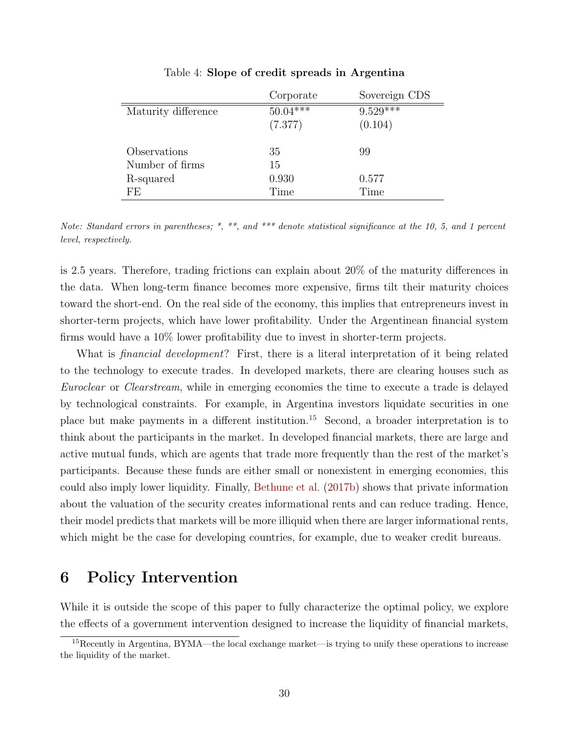Table 4: **Slope of credit spreads in Argentina**

| | Corporate | Sovereign CDS |
|---|---|---|
| Maturity difference | 50.04*** | 9.529*** |
| | (7.377) | (0.104) |
| Observations | 35 | 99 |
| Number of firms | 15 | |
| R-squared | 0.930 | 0.577 |
| FE | Time | Time |

*Note: Standard errors in parentheses; *, **, and *** denote statistical significance at the 10, 5, and 1 percent level, respectively.*

is 2.5 years. Therefore, trading frictions can explain about 20% of the maturity differences in the data. When long-term finance becomes more expensive, firms tilt their maturity choices toward the short-end. On the real side of the economy, this implies that entrepreneurs invest in shorter-term projects, which have lower profitability. Under the Argentinean financial system firms would have a 10% lower profitability due to invest in shorter-term projects.

What is *financial development*? First, there is a literal interpretation of it being related to the technology to execute trades. In developed markets, there are clearing houses such as *Euroclear* or *Clearstream*, while in emerging economies the time to execute a trade is delayed by technological constraints. For example, in Argentina investors liquidate securities in one place but make payments in a different institution.[15] Second, a broader interpretation is to think about the participants in the market. In developed financial markets, there are large and active mutual funds, which are agents that trade more frequently than the rest of the market's participants. Because these funds are either small or nonexistent in emerging economies, this could also imply lower liquidity. Finally, Bethune et al. (2017b) shows that private information about the valuation of the security creates informational rents and can reduce trading. Hence, their model predicts that markets will be more illiquid when there are larger informational rents, which might be the case for developing countries, for example, due to weaker credit bureaus.

# 6 Policy Intervention

While it is outside the scope of this paper to fully characterize the optimal policy, we explore the effects of a government intervention designed to increase the liquidity of financial markets,

[15] Recently in Argentina, BYMA—the local exchange market—is trying to unify these operations to increase the liquidity of the market.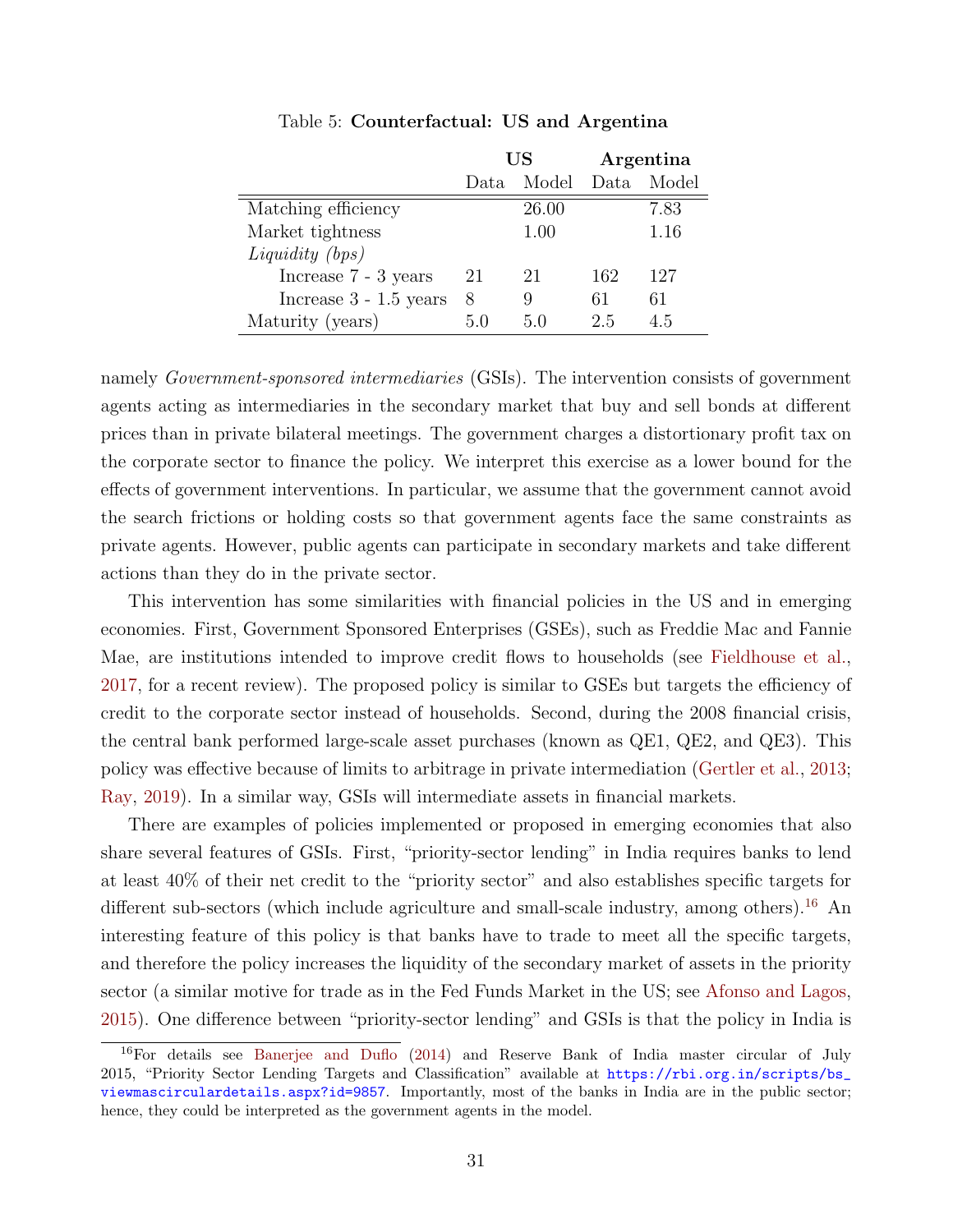Table 5: **Counterfactual: US and Argentina**

| | US | | Argentina | |
|---|---|---|---|---|
| | Data | Model | Data | Model |
| Matching efficiency | | 26.00 | | 7.83 |
| Market tightness | | 1.00 | | 1.16 |
| *Liquidity (bps)* | | | | |
| Increase 7 - 3 years | 21 | 21 | 162 | 127 |
| Increase 3 - 1.5 years | 8 | 9 | 61 | 61 |
| Maturity (years) | 5.0 | 5.0 | 2.5 | 4.5 |

namely *Government-sponsored intermediaries* (GSIs). The intervention consists of government agents acting as intermediaries in the secondary market that buy and sell bonds at different prices than in private bilateral meetings. The government charges a distortionary profit tax on the corporate sector to finance the policy. We interpret this exercise as a lower bound for the effects of government interventions. In particular, we assume that the government cannot avoid the search frictions or holding costs so that government agents face the same constraints as private agents. However, public agents can participate in secondary markets and take different actions than they do in the private sector.

This intervention has some similarities with financial policies in the US and in emerging economies. First, Government Sponsored Enterprises (GSEs), such as Freddie Mac and Fannie Mae, are institutions intended to improve credit flows to households (see Fieldhouse et al., 2017, for a recent review). The proposed policy is similar to GSEs but targets the efficiency of credit to the corporate sector instead of households. Second, during the 2008 financial crisis, the central bank performed large-scale asset purchases (known as QE1, QE2, and QE3). This policy was effective because of limits to arbitrage in private intermediation (Gertler et al., 2013; Ray, 2019). In a similar way, GSIs will intermediate assets in financial markets.

There are examples of policies implemented or proposed in emerging economies that also share several features of GSIs. First, "priority-sector lending" in India requires banks to lend at least 40% of their net credit to the "priority sector" and also establishes specific targets for different sub-sectors (which include agriculture and small-scale industry, among others).[16] An interesting feature of this policy is that banks have to trade to meet all the specific targets, and therefore the policy increases the liquidity of the secondary market of assets in the priority sector (a similar motive for trade as in the Fed Funds Market in the US; see Afonso and Lagos, 2015). One difference between "priority-sector lending" and GSIs is that the policy in India is

[16] For details see Banerjee and Duflo (2014) and Reserve Bank of India master circular of July 2015, "Priority Sector Lending Targets and Classification" available at https://rbi.org.in/scripts/bs_viewmascirculardetails.aspx?id=9857. Importantly, most of the banks in India are in the public sector; hence, they could be interpreted as the government agents in the model.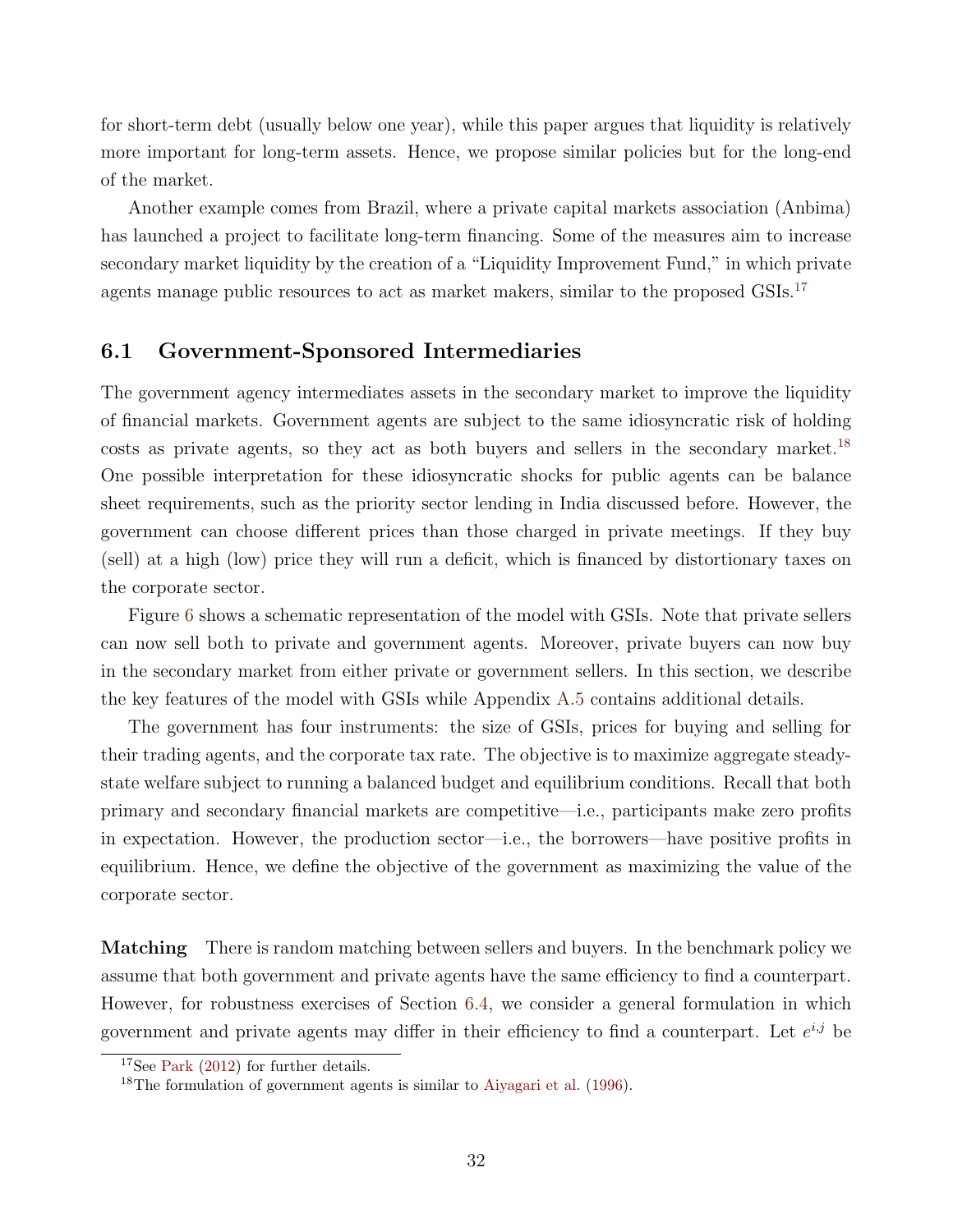for short-term debt (usually below one year), while this paper argues that liquidity is relatively more important for long-term assets. Hence, we propose similar policies but for the long-end of the market.

Another example comes from Brazil, where a private capital markets association (Anbima) has launched a project to facilitate long-term financing. Some of the measures aim to increase secondary market liquidity by the creation of a "Liquidity Improvement Fund," in which private agents manage public resources to act as market makers, similar to the proposed GSIs.[17]

## 6.1 Government-Sponsored Intermediaries

The government agency intermediates assets in the secondary market to improve the liquidity of financial markets. Government agents are subject to the same idiosyncratic risk of holding costs as private agents, so they act as both buyers and sellers in the secondary market.[18] One possible interpretation for these idiosyncratic shocks for public agents can be balance sheet requirements, such as the priority sector lending in India discussed before. However, the government can choose different prices than those charged in private meetings. If they buy (sell) at a high (low) price they will run a deficit, which is financed by distortionary taxes on the corporate sector.

Figure 6 shows a schematic representation of the model with GSIs. Note that private sellers can now sell both to private and government agents. Moreover, private buyers can now buy in the secondary market from either private or government sellers. In this section, we describe the key features of the model with GSIs while Appendix A.5 contains additional details.

The government has four instruments: the size of GSIs, prices for buying and selling for their trading agents, and the corporate tax rate. The objective is to maximize aggregate steady-state welfare subject to running a balanced budget and equilibrium conditions. Recall that both primary and secondary financial markets are competitive—i.e., participants make zero profits in expectation. However, the production sector—i.e., the borrowers—have positive profits in equilibrium. Hence, we define the objective of the government as maximizing the value of the corporate sector.

**Matching** There is random matching between sellers and buyers. In the benchmark policy we assume that both government and private agents have the same efficiency to find a counterpart. However, for robustness exercises of Section 6.4, we consider a general formulation in which government and private agents may differ in their efficiency to find a counterpart. Let $e^{i,j}$ be

[17] See Park (2012) for further details.

[18] The formulation of government agents is similar to Aiyagari et al. (1996).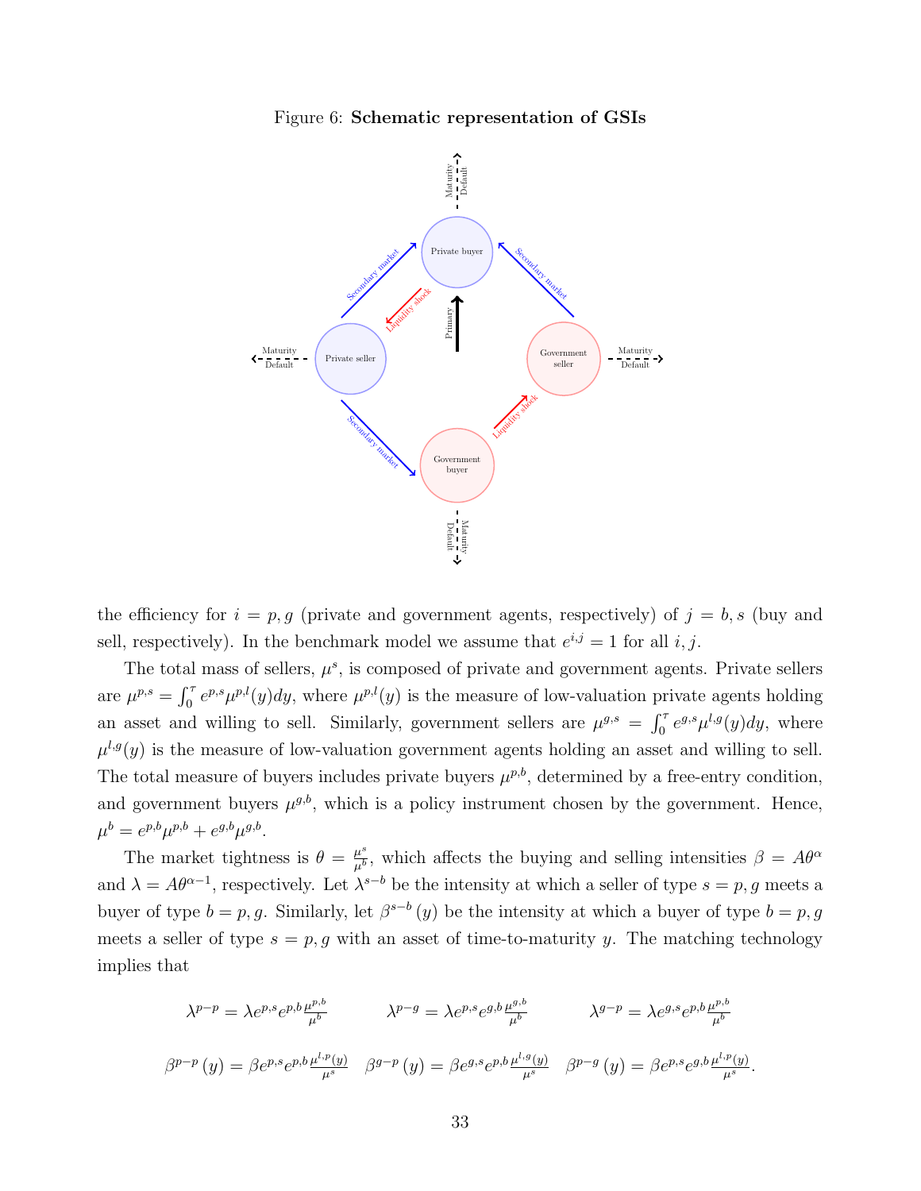Figure 6: **Schematic representation of GSIs**

the efficiency for $i = p, g$ (private and government agents, respectively) of $j = b, s$ (buy and sell, respectively). In the benchmark model we assume that $e^{i,j} = 1$ for all $i, j$.

The total mass of sellers, $\mu^s$, is composed of private and government agents. Private sellers are $\mu^{p,s} = \int_0^\tau e^{p,s}\mu^{p,l}(y)dy$, where $\mu^{p,l}(y)$ is the measure of low-valuation private agents holding an asset and willing to sell. Similarly, government sellers are $\mu^{g,s} = \int_0^\tau e^{g,s}\mu^{l,g}(y)dy$, where $\mu^{l,g}(y)$ is the measure of low-valuation government agents holding an asset and willing to sell. The total measure of buyers includes private buyers $\mu^{p,b}$, determined by a free-entry condition, and government buyers $\mu^{g,b}$, which is a policy instrument chosen by the government. Hence, $\mu^b = e^{p,b}\mu^{p,b} + e^{g,b}\mu^{g,b}$.

The market tightness is $\theta = \frac{\mu^s}{\mu^b}$, which affects the buying and selling intensities $\beta = A\theta^\alpha$ and $\lambda = A\theta^{\alpha-1}$, respectively. Let $\lambda^{s-b}$ be the intensity at which a seller of type $s = p, g$ meets a buyer of type $b = p, g$. Similarly, let $\beta^{s-b}(y)$ be the intensity at which a buyer of type $b = p, g$ meets a seller of type $s = p, g$ with an asset of time-to-maturity $y$. The matching technology implies that

$$\lambda^{p-p} = \lambda e^{p,s}e^{p,b}\frac{\mu^{p,b}}{\mu^b} \qquad \lambda^{p-g} = \lambda e^{p,s}e^{g,b}\frac{\mu^{g,b}}{\mu^b} \qquad \lambda^{g-p} = \lambda e^{g,s}e^{p,b}\frac{\mu^{p,b}}{\mu^b}$$

$$\beta^{p-p}(y) = \beta e^{p,s}e^{p,b}\frac{\mu^{l,p}(y)}{\mu^s} \quad \beta^{g-p}(y) = \beta e^{g,s}e^{p,b}\frac{\mu^{l,g}(y)}{\mu^s} \quad \beta^{p-g}(y) = \beta e^{p,s}e^{g,b}\frac{\mu^{l,p}(y)}{\mu^s}.$$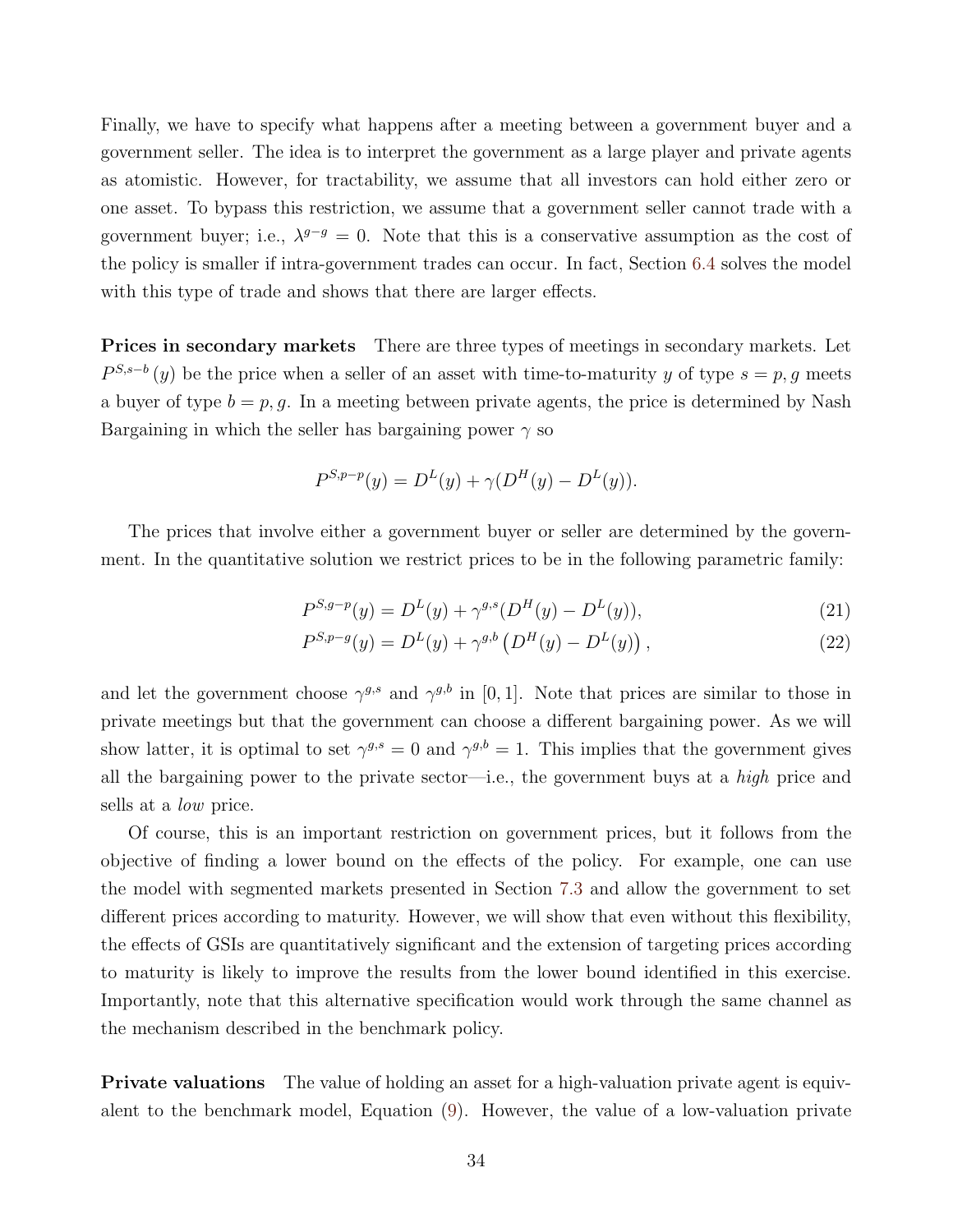Finally, we have to specify what happens after a meeting between a government buyer and a government seller. The idea is to interpret the government as a large player and private agents as atomistic. However, for tractability, we assume that all investors can hold either zero or one asset. To bypass this restriction, we assume that a government seller cannot trade with a government buyer; i.e., $\lambda^{g-g} = 0$. Note that this is a conservative assumption as the cost of the policy is smaller if intra-government trades can occur. In fact, Section 6.4 solves the model with this type of trade and shows that there are larger effects.

**Prices in secondary markets** There are three types of meetings in secondary markets. Let $P^{S,s-b}(y)$ be the price when a seller of an asset with time-to-maturity $y$ of type $s = p, g$ meets a buyer of type $b = p, g$. In a meeting between private agents, the price is determined by Nash Bargaining in which the seller has bargaining power $\gamma$ so

$$P^{S,p-p}(y) = D^L(y) + \gamma(D^H(y) - D^L(y)).$$

The prices that involve either a government buyer or seller are determined by the government. In the quantitative solution we restrict prices to be in the following parametric family:

$$P^{S,g-p}(y) = D^L(y) + \gamma^{g,s}(D^H(y) - D^L(y)), \tag{21}$$

$$P^{S,p-g}(y) = D^L(y) + \gamma^{g,b}\left(D^H(y) - D^L(y)\right), \tag{22}$$

and let the government choose $\gamma^{g,s}$ and $\gamma^{g,b}$ in $[0, 1]$. Note that prices are similar to those in private meetings but that the government can choose a different bargaining power. As we will show latter, it is optimal to set $\gamma^{g,s} = 0$ and $\gamma^{g,b} = 1$. This implies that the government gives all the bargaining power to the private sector—i.e., the government buys at a *high* price and sells at a *low* price.

Of course, this is an important restriction on government prices, but it follows from the objective of finding a lower bound on the effects of the policy. For example, one can use the model with segmented markets presented in Section 7.3 and allow the government to set different prices according to maturity. However, we will show that even without this flexibility, the effects of GSIs are quantitatively significant and the extension of targeting prices according to maturity is likely to improve the results from the lower bound identified in this exercise. Importantly, note that this alternative specification would work through the same channel as the mechanism described in the benchmark policy.

**Private valuations** The value of holding an asset for a high-valuation private agent is equivalent to the benchmark model, Equation (9). However, the value of a low-valuation private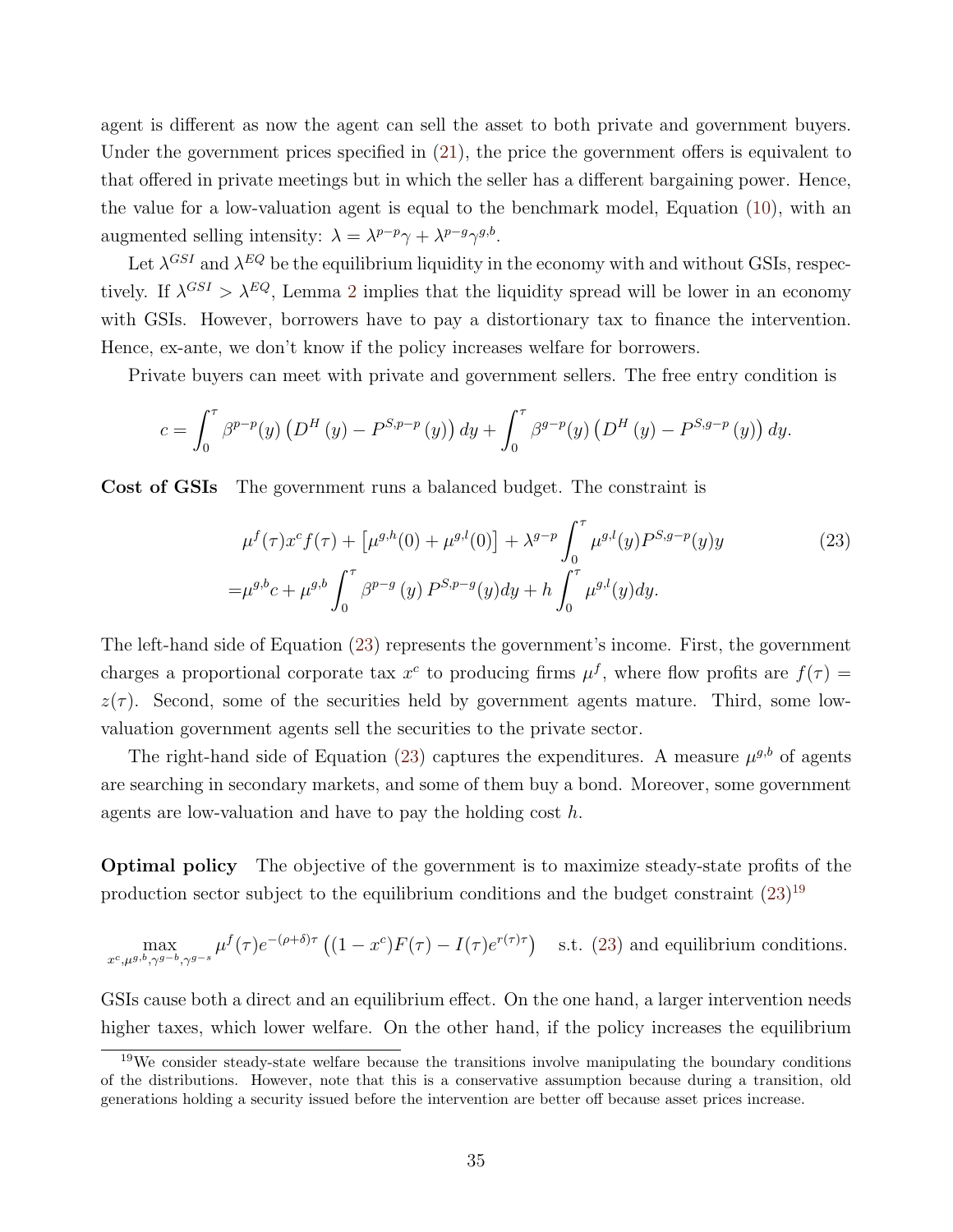agent is different as now the agent can sell the asset to both private and government buyers. Under the government prices specified in (21), the price the government offers is equivalent to that offered in private meetings but in which the seller has a different bargaining power. Hence, the value for a low-valuation agent is equal to the benchmark model, Equation (10), with an augmented selling intensity: $\lambda = \lambda^{p-p}\gamma + \lambda^{p-g}\gamma^{g,b}$.

Let $\lambda^{GSI}$ and $\lambda^{EQ}$ be the equilibrium liquidity in the economy with and without GSIs, respectively. If $\lambda^{GSI} > \lambda^{EQ}$, Lemma 2 implies that the liquidity spread will be lower in an economy with GSIs. However, borrowers have to pay a distortionary tax to finance the intervention. Hence, ex-ante, we don't know if the policy increases welfare for borrowers.

Private buyers can meet with private and government sellers. The free entry condition is

$$c = \int_0^\tau \beta^{p-p}(y)\left(D^H(y) - P^{S,p-p}(y)\right)dy + \int_0^\tau \beta^{g-p}(y)\left(D^H(y) - P^{S,g-p}(y)\right)dy.$$

**Cost of GSIs** The government runs a balanced budget. The constraint is

$$\begin{aligned}
&\mu^f(\tau)x^c f(\tau) + \left[\mu^{g,h}(0) + \mu^{g,l}(0)\right] + \lambda^{g-p}\int_0^\tau \mu^{g,l}(y)P^{S,g-p}(y)y \\
=&\mu^{g,b}c + \mu^{g,b}\int_0^\tau \beta^{p-g}(y)\,P^{S,p-g}(y)dy + h\int_0^\tau \mu^{g,l}(y)dy.
\end{aligned} \tag{23}$$

The left-hand side of Equation (23) represents the government's income. First, the government charges a proportional corporate tax $x^c$ to producing firms $\mu^f$, where flow profits are $f(\tau) = z(\tau)$. Second, some of the securities held by government agents mature. Third, some low-valuation government agents sell the securities to the private sector.

The right-hand side of Equation (23) captures the expenditures. A measure $\mu^{g,b}$ of agents are searching in secondary markets, and some of them buy a bond. Moreover, some government agents are low-valuation and have to pay the holding cost $h$.

**Optimal policy** The objective of the government is to maximize steady-state profits of the production sector subject to the equilibrium conditions and the budget constraint (23)[19]

$$\max_{x^c,\mu^{g,b},\gamma^{g-b},\gamma^{g-s}} \mu^f(\tau)e^{-(\rho+\delta)\tau}\left((1-x^c)F(\tau) - I(\tau)e^{r(\tau)\tau}\right) \quad \text{s.t. (23) and equilibrium conditions.}$$

GSIs cause both a direct and an equilibrium effect. On the one hand, a larger intervention needs higher taxes, which lower welfare. On the other hand, if the policy increases the equilibrium

[19] We consider steady-state welfare because the transitions involve manipulating the boundary conditions of the distributions. However, note that this is a conservative assumption because during a transition, old generations holding a security issued before the intervention are better off because asset prices increase.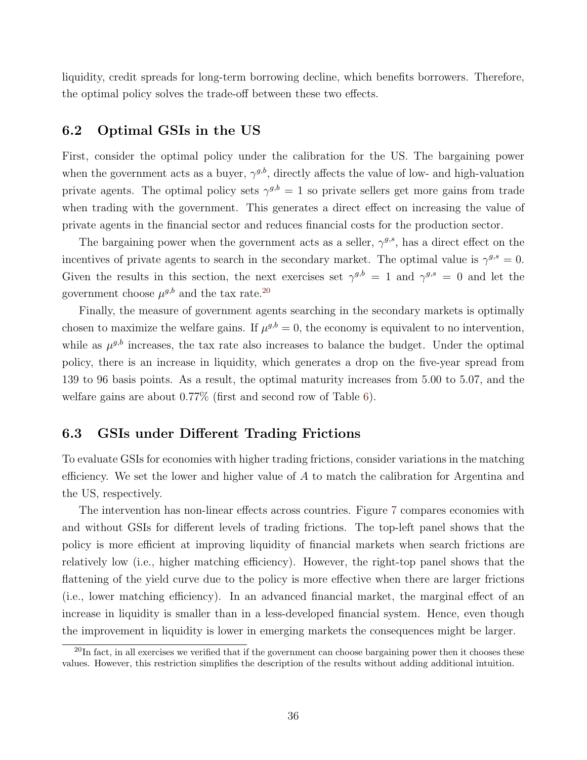liquidity, credit spreads for long-term borrowing decline, which benefits borrowers. Therefore, the optimal policy solves the trade-off between these two effects.

## 6.2 Optimal GSIs in the US

First, consider the optimal policy under the calibration for the US. The bargaining power when the government acts as a buyer, $\gamma^{g,b}$, directly affects the value of low- and high-valuation private agents. The optimal policy sets $\gamma^{g,b} = 1$ so private sellers get more gains from trade when trading with the government. This generates a direct effect on increasing the value of private agents in the financial sector and reduces financial costs for the production sector.

The bargaining power when the government acts as a seller, $\gamma^{g,s}$, has a direct effect on the incentives of private agents to search in the secondary market. The optimal value is $\gamma^{g,s} = 0$. Given the results in this section, the next exercises set $\gamma^{g,b} = 1$ and $\gamma^{g,s} = 0$ and let the government choose $\mu^{g,b}$ and the tax rate.[20]

Finally, the measure of government agents searching in the secondary markets is optimally chosen to maximize the welfare gains. If $\mu^{g,b} = 0$, the economy is equivalent to no intervention, while as $\mu^{g,b}$ increases, the tax rate also increases to balance the budget. Under the optimal policy, there is an increase in liquidity, which generates a drop on the five-year spread from 139 to 96 basis points. As a result, the optimal maturity increases from 5.00 to 5.07, and the welfare gains are about 0.77% (first and second row of Table 6).

## 6.3 GSIs under Different Trading Frictions

To evaluate GSIs for economies with higher trading frictions, consider variations in the matching efficiency. We set the lower and higher value of $A$ to match the calibration for Argentina and the US, respectively.

The intervention has non-linear effects across countries. Figure 7 compares economies with and without GSIs for different levels of trading frictions. The top-left panel shows that the policy is more efficient at improving liquidity of financial markets when search frictions are relatively low (i.e., higher matching efficiency). However, the right-top panel shows that the flattening of the yield curve due to the policy is more effective when there are larger frictions (i.e., lower matching efficiency). In an advanced financial market, the marginal effect of an increase in liquidity is smaller than in a less-developed financial system. Hence, even though the improvement in liquidity is lower in emerging markets the consequences might be larger.

[20] In fact, in all exercises we verified that if the government can choose bargaining power then it chooses these values. However, this restriction simplifies the description of the results without adding additional intuition.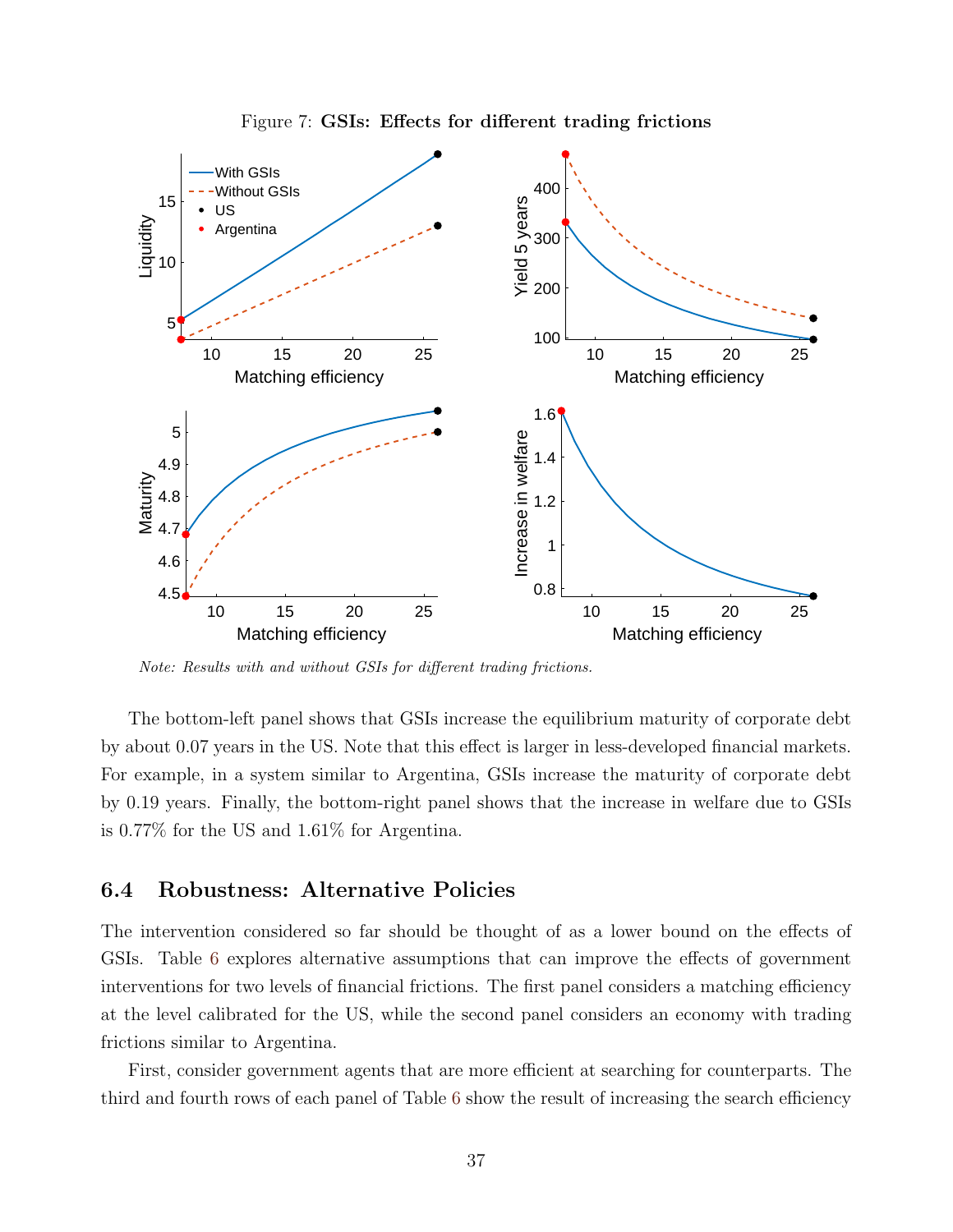Figure 7: **GSIs: Effects for different trading frictions**

*Note: Results with and without GSIs for different trading frictions.*

The bottom-left panel shows that GSIs increase the equilibrium maturity of corporate debt by about 0.07 years in the US. Note that this effect is larger in less-developed financial markets. For example, in a system similar to Argentina, GSIs increase the maturity of corporate debt by 0.19 years. Finally, the bottom-right panel shows that the increase in welfare due to GSIs is 0.77% for the US and 1.61% for Argentina.

## 6.4 Robustness: Alternative Policies

The intervention considered so far should be thought of as a lower bound on the effects of GSIs. Table 6 explores alternative assumptions that can improve the effects of government interventions for two levels of financial frictions. The first panel considers a matching efficiency at the level calibrated for the US, while the second panel considers an economy with trading frictions similar to Argentina.

First, consider government agents that are more efficient at searching for counterparts. The third and fourth rows of each panel of Table 6 show the result of increasing the search efficiency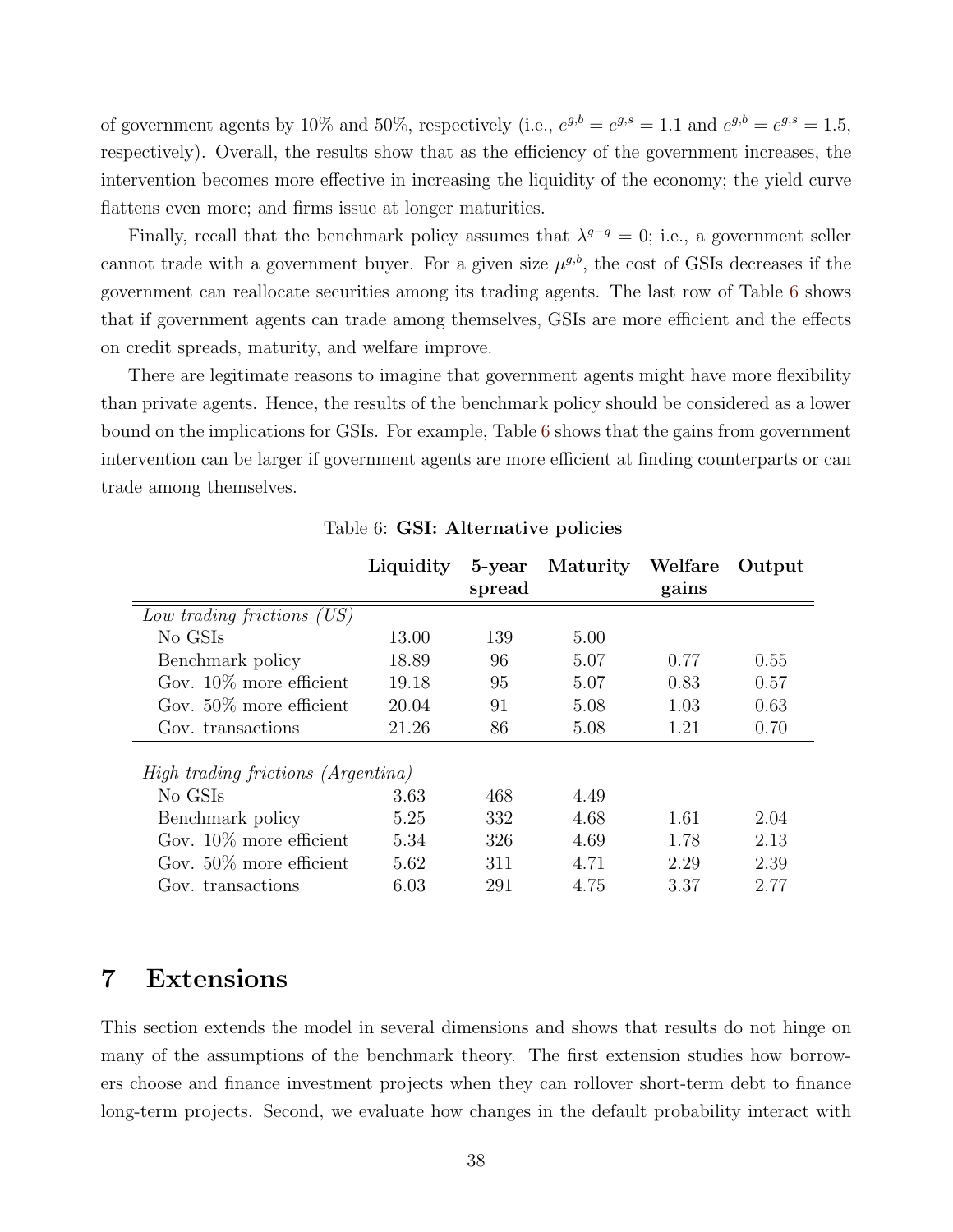of government agents by 10% and 50%, respectively (i.e., $e^{g,b} = e^{g,s} = 1.1$ and $e^{g,b} = e^{g,s} = 1.5$, respectively). Overall, the results show that as the efficiency of the government increases, the intervention becomes more effective in increasing the liquidity of the economy; the yield curve flattens even more; and firms issue at longer maturities.

Finally, recall that the benchmark policy assumes that $\lambda^{g-g} = 0$; i.e., a government seller cannot trade with a government buyer. For a given size $\mu^{g,b}$, the cost of GSIs decreases if the government can reallocate securities among its trading agents. The last row of Table 6 shows that if government agents can trade among themselves, GSIs are more efficient and the effects on credit spreads, maturity, and welfare improve.

There are legitimate reasons to imagine that government agents might have more flexibility than private agents. Hence, the results of the benchmark policy should be considered as a lower bound on the implications for GSIs. For example, Table 6 shows that the gains from government intervention can be larger if government agents are more efficient at finding counterparts or can trade among themselves.

Table 6: **GSI: Alternative policies**

| | **Liquidity** | **5-year spread** | **Maturity** | **Welfare gains** | **Output** |
|---|---|---|---|---|---|
| *Low trading frictions (US)* | | | | | |
| No GSIs | 13.00 | 139 | 5.00 | | |
| Benchmark policy | 18.89 | 96 | 5.07 | 0.77 | 0.55 |
| Gov. 10% more efficient | 19.18 | 95 | 5.07 | 0.83 | 0.57 |
| Gov. 50% more efficient | 20.04 | 91 | 5.08 | 1.03 | 0.63 |
| Gov. transactions | 21.26 | 86 | 5.08 | 1.21 | 0.70 |
| *High trading frictions (Argentina)* | | | | | |
| No GSIs | 3.63 | 468 | 4.49 | | |
| Benchmark policy | 5.25 | 332 | 4.68 | 1.61 | 2.04 |
| Gov. 10% more efficient | 5.34 | 326 | 4.69 | 1.78 | 2.13 |
| Gov. 50% more efficient | 5.62 | 311 | 4.71 | 2.29 | 2.39 |
| Gov. transactions | 6.03 | 291 | 4.75 | 3.37 | 2.77 |

## 7 Extensions

This section extends the model in several dimensions and shows that results do not hinge on many of the assumptions of the benchmark theory. The first extension studies how borrowers choose and finance investment projects when they can rollover short-term debt to finance long-term projects. Second, we evaluate how changes in the default probability interact with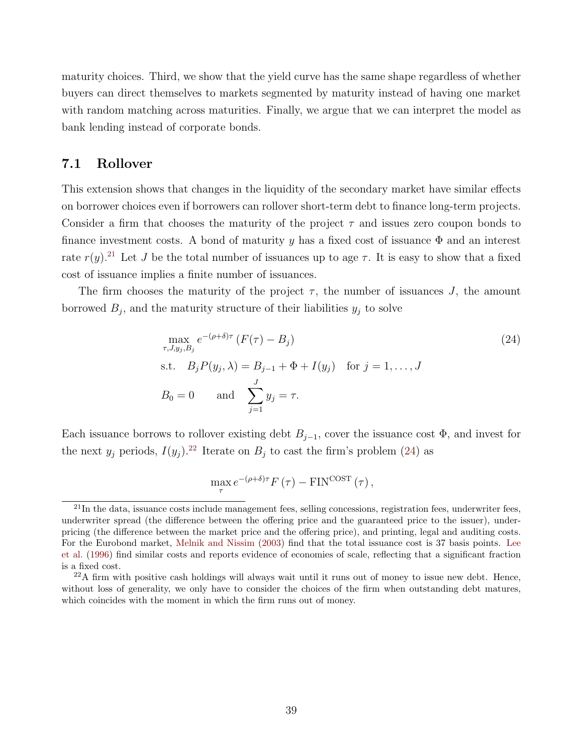maturity choices. Third, we show that the yield curve has the same shape regardless of whether buyers can direct themselves to markets segmented by maturity instead of having one market with random matching across maturities. Finally, we argue that we can interpret the model as bank lending instead of corporate bonds.

### 7.1 Rollover

This extension shows that changes in the liquidity of the secondary market have similar effects on borrower choices even if borrowers can rollover short-term debt to finance long-term projects. Consider a firm that chooses the maturity of the project $\tau$ and issues zero coupon bonds to finance investment costs. A bond of maturity $y$ has a fixed cost of issuance $\Phi$ and an interest rate $r(y)$.[21] Let $J$ be the total number of issuances up to age $\tau$. It is easy to show that a fixed cost of issuance implies a finite number of issuances.

The firm chooses the maturity of the project $\tau$, the number of issuances $J$, the amount borrowed $B_j$, and the maturity structure of their liabilities $y_j$ to solve

$$
\begin{aligned}
&\max_{\tau, J, y_j, B_j} e^{-(\rho+\delta)\tau} \left(F(\tau) - B_j\right) \qquad (24) \\
&\text{s.t.} \quad B_j P(y_j, \lambda) = B_{j-1} + \Phi + I(y_j) \quad \text{for } j = 1, \ldots, J \\
&B_0 = 0 \qquad \text{and} \quad \sum_{j=1}^{J} y_j = \tau.
\end{aligned}
$$

Each issuance borrows to rollover existing debt $B_{j-1}$, cover the issuance cost $\Phi$, and invest for the next $y_j$ periods, $I(y_j)$.[22] Iterate on $B_j$ to cast the firm's problem (24) as

$$
\max_{\tau} e^{-(\rho+\delta)\tau} F(\tau) - \text{FIN}^{\text{COST}}(\tau),
$$

[21] In the data, issuance costs include management fees, selling concessions, registration fees, underwriter fees, underwriter spread (the difference between the offering price and the guaranteed price to the issuer), underpricing (the difference between the market price and the offering price), and printing, legal and auditing costs. For the Eurobond market, Melnik and Nissim (2003) find that the total issuance cost is 37 basis points. Lee et al. (1996) find similar costs and reports evidence of economies of scale, reflecting that a significant fraction is a fixed cost.

[22] A firm with positive cash holdings will always wait until it runs out of money to issue new debt. Hence, without loss of generality, we only have to consider the choices of the firm when outstanding debt matures, which coincides with the moment in which the firm runs out of money.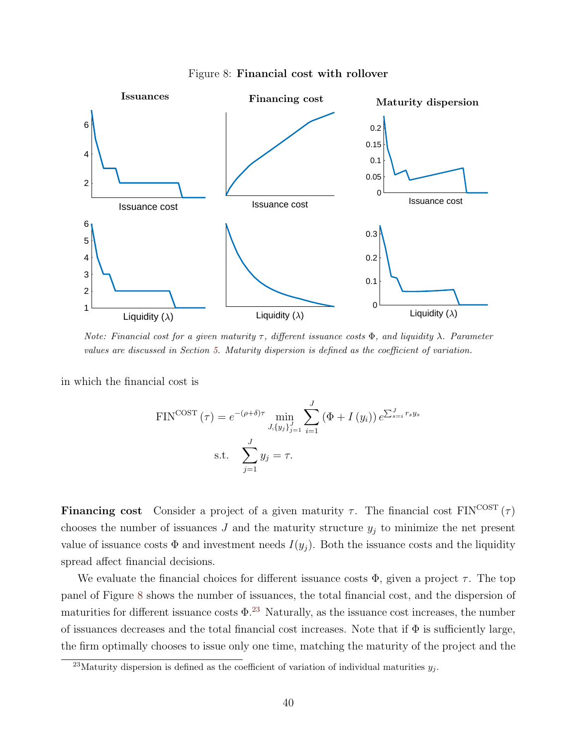Figure 8: **Financial cost with rollover**

*Note: Financial cost for a given maturity $\tau$, different issuance costs $\Phi$, and liquidity $\lambda$. Parameter values are discussed in Section 5. Maturity dispersion is defined as the coefficient of variation.*

in which the financial cost is

$$\text{FIN}^{\text{COST}}(\tau) = e^{-(\rho+\delta)\tau} \min_{J,\{y_j\}_{j=1}^{J}} \sum_{i=1}^{J} (\Phi + I(y_i))\, e^{\sum_{s=i}^{J} r_s y_s}$$

$$\text{s.t.} \quad \sum_{j=1}^{J} y_j = \tau.$$

**Financing cost** Consider a project of a given maturity $\tau$. The financial cost $\text{FIN}^{\text{COST}}(\tau)$ chooses the number of issuances $J$ and the maturity structure $y_j$ to minimize the net present value of issuance costs $\Phi$ and investment needs $I(y_j)$. Both the issuance costs and the liquidity spread affect financial decisions.

We evaluate the financial choices for different issuance costs $\Phi$, given a project $\tau$. The top panel of Figure 8 shows the number of issuances, the total financial cost, and the dispersion of maturities for different issuance costs $\Phi$.[23] Naturally, as the issuance cost increases, the number of issuances decreases and the total financial cost increases. Note that if $\Phi$ is sufficiently large, the firm optimally chooses to issue only one time, matching the maturity of the project and the

[23] Maturity dispersion is defined as the coefficient of variation of individual maturities $y_j$.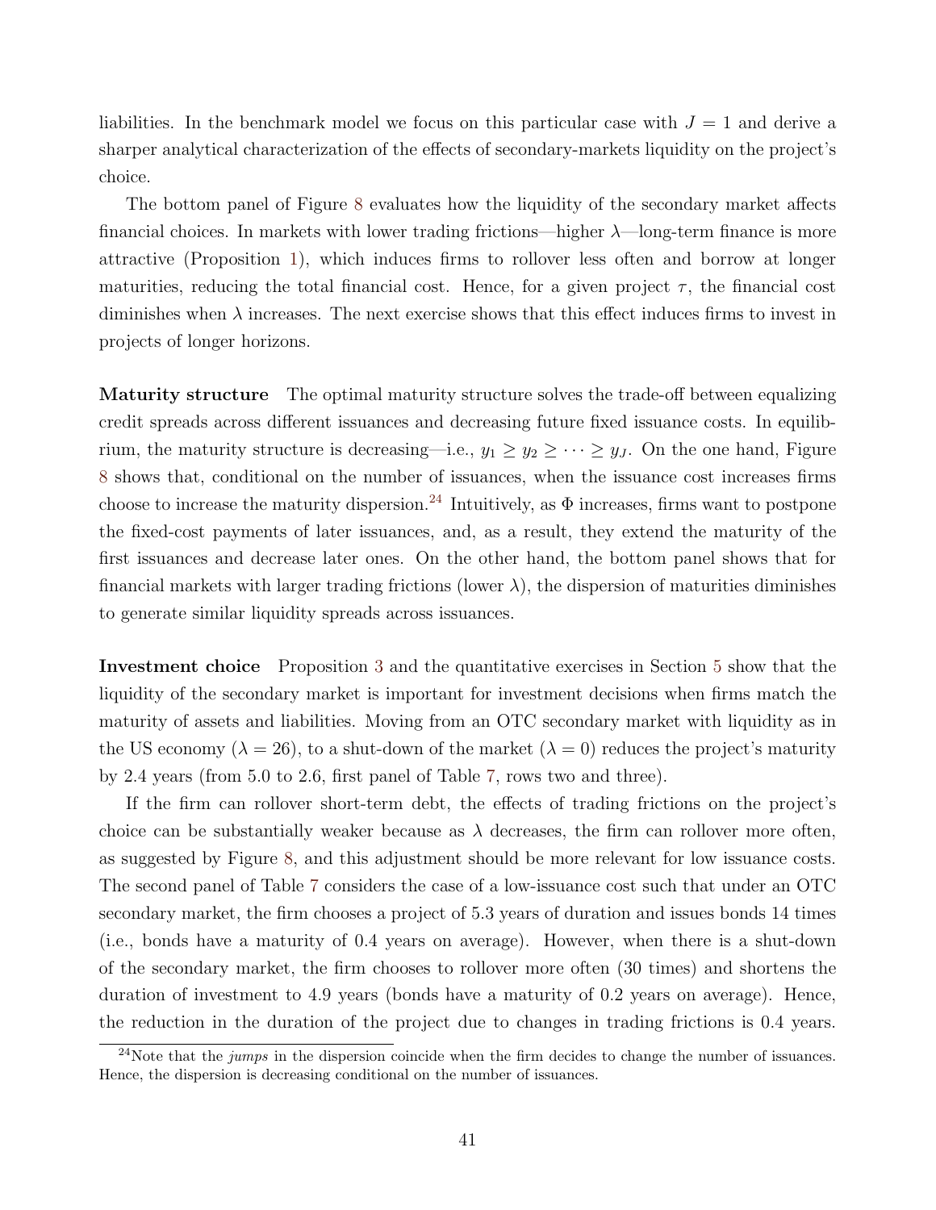liabilities. In the benchmark model we focus on this particular case with $J = 1$ and derive a sharper analytical characterization of the effects of secondary-markets liquidity on the project's choice.

The bottom panel of Figure 8 evaluates how the liquidity of the secondary market affects financial choices. In markets with lower trading frictions—higher $\lambda$—long-term finance is more attractive (Proposition 1), which induces firms to rollover less often and borrow at longer maturities, reducing the total financial cost. Hence, for a given project $\tau$, the financial cost diminishes when $\lambda$ increases. The next exercise shows that this effect induces firms to invest in projects of longer horizons.

**Maturity structure** The optimal maturity structure solves the trade-off between equalizing credit spreads across different issuances and decreasing future fixed issuance costs. In equilibrium, the maturity structure is decreasing—i.e., $y_1 \geq y_2 \geq \cdots \geq y_J$. On the one hand, Figure 8 shows that, conditional on the number of issuances, when the issuance cost increases firms choose to increase the maturity dispersion.[24] Intuitively, as $\Phi$ increases, firms want to postpone the fixed-cost payments of later issuances, and, as a result, they extend the maturity of the first issuances and decrease later ones. On the other hand, the bottom panel shows that for financial markets with larger trading frictions (lower $\lambda$), the dispersion of maturities diminishes to generate similar liquidity spreads across issuances.

**Investment choice** Proposition 3 and the quantitative exercises in Section 5 show that the liquidity of the secondary market is important for investment decisions when firms match the maturity of assets and liabilities. Moving from an OTC secondary market with liquidity as in the US economy ($\lambda = 26$), to a shut-down of the market ($\lambda = 0$) reduces the project's maturity by 2.4 years (from 5.0 to 2.6, first panel of Table 7, rows two and three).

If the firm can rollover short-term debt, the effects of trading frictions on the project's choice can be substantially weaker because as $\lambda$ decreases, the firm can rollover more often, as suggested by Figure 8, and this adjustment should be more relevant for low issuance costs. The second panel of Table 7 considers the case of a low-issuance cost such that under an OTC secondary market, the firm chooses a project of 5.3 years of duration and issues bonds 14 times (i.e., bonds have a maturity of 0.4 years on average). However, when there is a shut-down of the secondary market, the firm chooses to rollover more often (30 times) and shortens the duration of investment to 4.9 years (bonds have a maturity of 0.2 years on average). Hence, the reduction in the duration of the project due to changes in trading frictions is 0.4 years.

[24] Note that the *jumps* in the dispersion coincide when the firm decides to change the number of issuances. Hence, the dispersion is decreasing conditional on the number of issuances.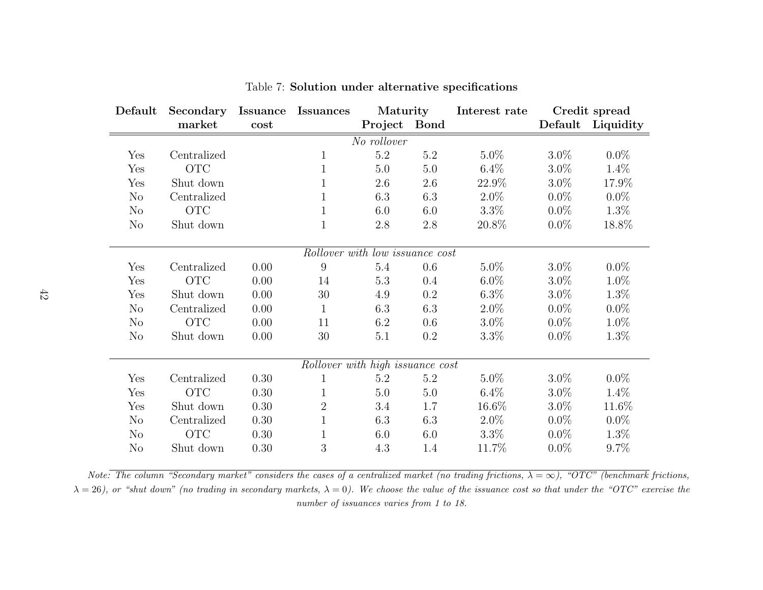Table 7: **Solution under alternative specifications**

| **Default** | **Secondary market** | **Issuance cost** | **Issuances** | **Maturity** | | **Interest rate** | **Credit spread** | |
|---|---|---|---|---|---|---|---|---|
| | | | | **Project** | **Bond** | | **Default** | **Liquidity** |
| *No rollover* | | | | | | | | |
| Yes | Centralized | | 1 | 5.2 | 5.2 | 5.0% | 3.0% | 0.0% |
| Yes | OTC | | 1 | 5.0 | 5.0 | 6.4% | 3.0% | 1.4% |
| Yes | Shut down | | 1 | 2.6 | 2.6 | 22.9% | 3.0% | 17.9% |
| No | Centralized | | 1 | 6.3 | 6.3 | 2.0% | 0.0% | 0.0% |
| No | OTC | | 1 | 6.0 | 6.0 | 3.3% | 0.0% | 1.3% |
| No | Shut down | | 1 | 2.8 | 2.8 | 20.8% | 0.0% | 18.8% |
| *Rollover with low issuance cost* | | | | | | | | |
| Yes | Centralized | 0.00 | 9 | 5.4 | 0.6 | 5.0% | 3.0% | 0.0% |
| Yes | OTC | 0.00 | 14 | 5.3 | 0.4 | 6.0% | 3.0% | 1.0% |
| Yes | Shut down | 0.00 | 30 | 4.9 | 0.2 | 6.3% | 3.0% | 1.3% |
| No | Centralized | 0.00 | 1 | 6.3 | 6.3 | 2.0% | 0.0% | 0.0% |
| No | OTC | 0.00 | 11 | 6.2 | 0.6 | 3.0% | 0.0% | 1.0% |
| No | Shut down | 0.00 | 30 | 5.1 | 0.2 | 3.3% | 0.0% | 1.3% |
| *Rollover with high issuance cost* | | | | | | | | |
| Yes | Centralized | 0.30 | 1 | 5.2 | 5.2 | 5.0% | 3.0% | 0.0% |
| Yes | OTC | 0.30 | 1 | 5.0 | 5.0 | 6.4% | 3.0% | 1.4% |
| Yes | Shut down | 0.30 | 2 | 3.4 | 1.7 | 16.6% | 3.0% | 11.6% |
| No | Centralized | 0.30 | 1 | 6.3 | 6.3 | 2.0% | 0.0% | 0.0% |
| No | OTC | 0.30 | 1 | 6.0 | 6.0 | 3.3% | 0.0% | 1.3% |
| No | Shut down | 0.30 | 3 | 4.3 | 1.4 | 11.7% | 0.0% | 9.7% |

*Note: The column "Secondary market" considers the cases of a centralized market (no trading frictions, $\lambda = \infty$), "OTC" (benchmark frictions, $\lambda = 26$), or "shut down" (no trading in secondary markets, $\lambda = 0$). We choose the value of the issuance cost so that under the "OTC" exercise the number of issuances varies from 1 to 18.*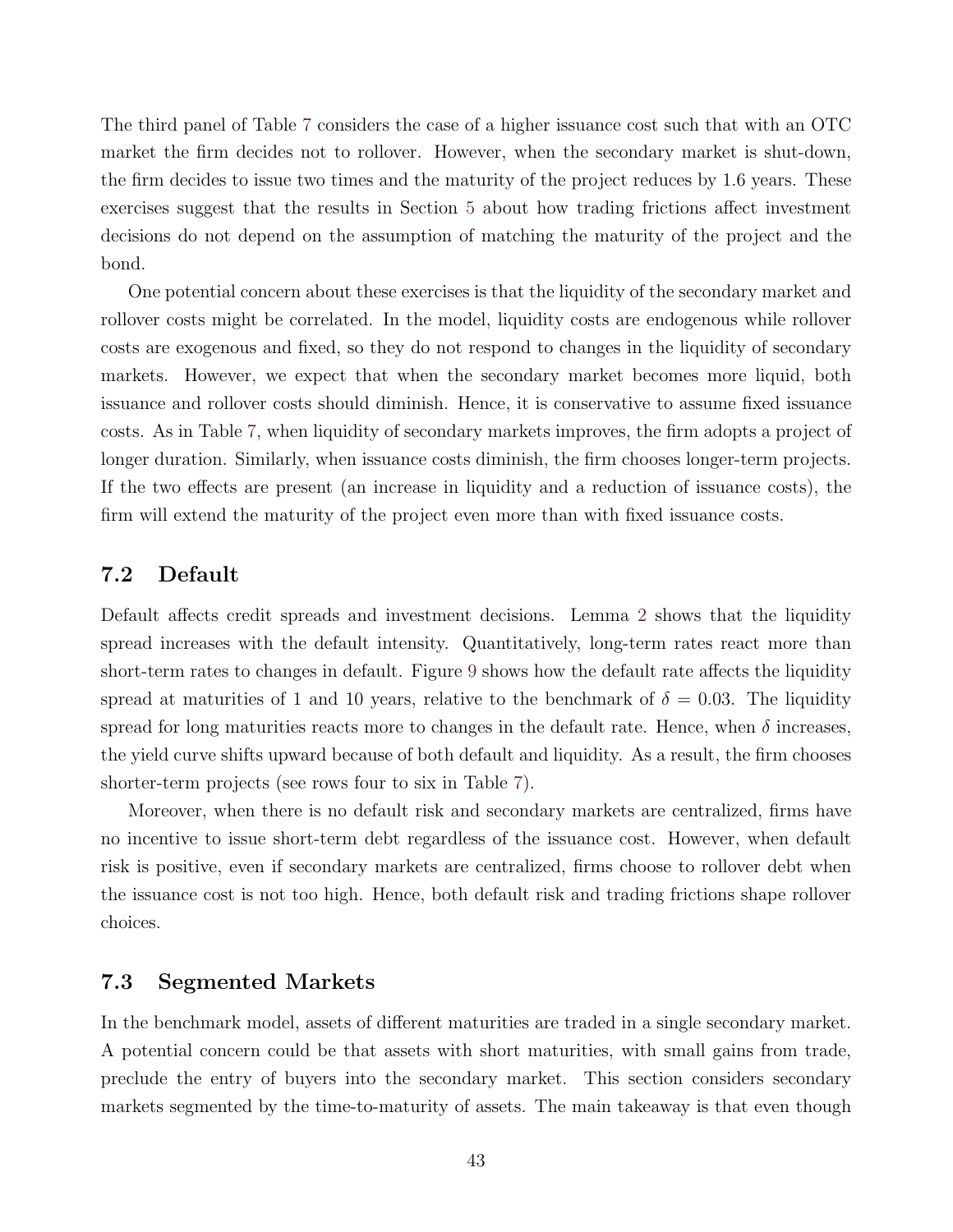The third panel of Table 7 considers the case of a higher issuance cost such that with an OTC market the firm decides not to rollover. However, when the secondary market is shut-down, the firm decides to issue two times and the maturity of the project reduces by 1.6 years. These exercises suggest that the results in Section 5 about how trading frictions affect investment decisions do not depend on the assumption of matching the maturity of the project and the bond.

One potential concern about these exercises is that the liquidity of the secondary market and rollover costs might be correlated. In the model, liquidity costs are endogenous while rollover costs are exogenous and fixed, so they do not respond to changes in the liquidity of secondary markets. However, we expect that when the secondary market becomes more liquid, both issuance and rollover costs should diminish. Hence, it is conservative to assume fixed issuance costs. As in Table 7, when liquidity of secondary markets improves, the firm adopts a project of longer duration. Similarly, when issuance costs diminish, the firm chooses longer-term projects. If the two effects are present (an increase in liquidity and a reduction of issuance costs), the firm will extend the maturity of the project even more than with fixed issuance costs.

## 7.2 Default

Default affects credit spreads and investment decisions. Lemma 2 shows that the liquidity spread increases with the default intensity. Quantitatively, long-term rates react more than short-term rates to changes in default. Figure 9 shows how the default rate affects the liquidity spread at maturities of 1 and 10 years, relative to the benchmark of $\delta = 0.03$. The liquidity spread for long maturities reacts more to changes in the default rate. Hence, when $\delta$ increases, the yield curve shifts upward because of both default and liquidity. As a result, the firm chooses shorter-term projects (see rows four to six in Table 7).

Moreover, when there is no default risk and secondary markets are centralized, firms have no incentive to issue short-term debt regardless of the issuance cost. However, when default risk is positive, even if secondary markets are centralized, firms choose to rollover debt when the issuance cost is not too high. Hence, both default risk and trading frictions shape rollover choices.

## 7.3 Segmented Markets

In the benchmark model, assets of different maturities are traded in a single secondary market. A potential concern could be that assets with short maturities, with small gains from trade, preclude the entry of buyers into the secondary market. This section considers secondary markets segmented by the time-to-maturity of assets. The main takeaway is that even though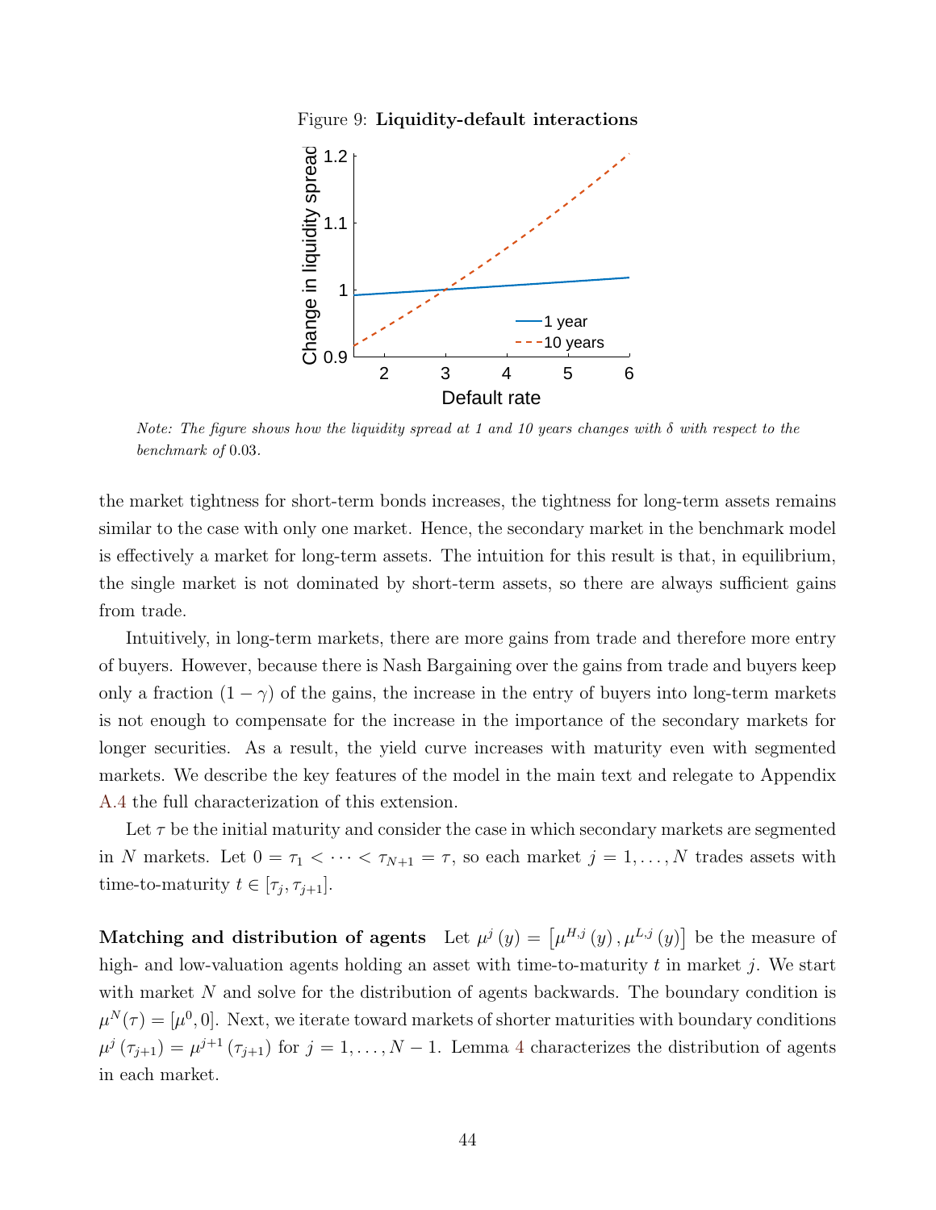Figure 9: **Liquidity-default interactions**

*Note: The figure shows how the liquidity spread at 1 and 10 years changes with $\delta$ with respect to the benchmark of* 0.03.

the market tightness for short-term bonds increases, the tightness for long-term assets remains similar to the case with only one market. Hence, the secondary market in the benchmark model is effectively a market for long-term assets. The intuition for this result is that, in equilibrium, the single market is not dominated by short-term assets, so there are always sufficient gains from trade.

Intuitively, in long-term markets, there are more gains from trade and therefore more entry of buyers. However, because there is Nash Bargaining over the gains from trade and buyers keep only a fraction $(1-\gamma)$ of the gains, the increase in the entry of buyers into long-term markets is not enough to compensate for the increase in the importance of the secondary markets for longer securities. As a result, the yield curve increases with maturity even with segmented markets. We describe the key features of the model in the main text and relegate to Appendix A.4 the full characterization of this extension.

Let $\tau$ be the initial maturity and consider the case in which secondary markets are segmented in $N$ markets. Let $0 = \tau_1 < \cdots < \tau_{N+1} = \tau$, so each market $j = 1, \ldots, N$ trades assets with time-to-maturity $t \in [\tau_j, \tau_{j+1}]$.

**Matching and distribution of agents** Let $\mu^j(y) = \left[\mu^{H,j}(y), \mu^{L,j}(y)\right]$ be the measure of high- and low-valuation agents holding an asset with time-to-maturity $t$ in market $j$. We start with market $N$ and solve for the distribution of agents backwards. The boundary condition is $\mu^N(\tau) = [\mu^0, 0]$. Next, we iterate toward markets of shorter maturities with boundary conditions $\mu^j(\tau_{j+1}) = \mu^{j+1}(\tau_{j+1})$ for $j = 1, \ldots, N-1$. Lemma 4 characterizes the distribution of agents in each market.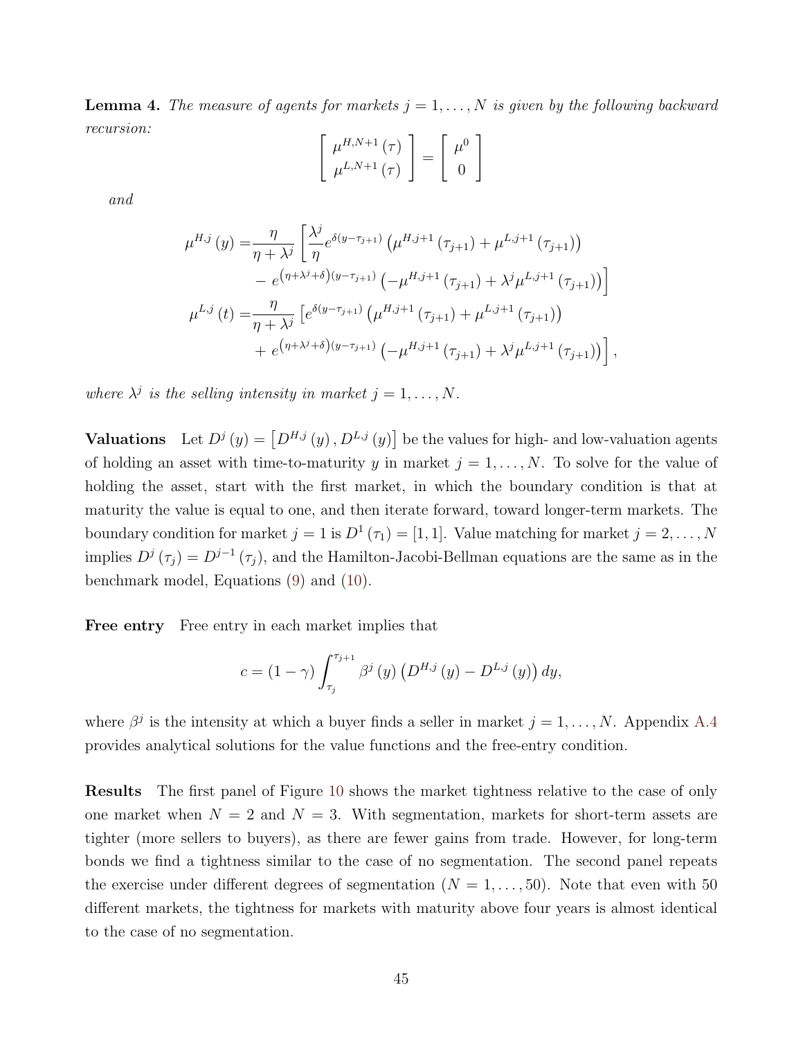**Lemma 4.** *The measure of agents for markets $j = 1, \ldots, N$ is given by the following backward recursion:*

$$\begin{bmatrix} \mu^{H,N+1}(\tau) \\ \mu^{L,N+1}(\tau) \end{bmatrix} = \begin{bmatrix} \mu^0 \\ 0 \end{bmatrix}$$

*and*

$$\begin{aligned}
\mu^{H,j}(y) =& \frac{\eta}{\eta + \lambda^j} \left[ \frac{\lambda^j}{\eta} e^{\delta(y-\tau_{j+1})} \left( \mu^{H,j+1}(\tau_{j+1}) + \mu^{L,j+1}(\tau_{j+1}) \right) \right. \\
& \left. - e^{\left(\eta+\lambda^j+\delta\right)(y-\tau_{j+1})} \left( -\mu^{H,j+1}(\tau_{j+1}) + \lambda^j \mu^{L,j+1}(\tau_{j+1}) \right) \right] \\
\mu^{L,j}(t) =& \frac{\eta}{\eta + \lambda^j} \left[ e^{\delta(y-\tau_{j+1})} \left( \mu^{H,j+1}(\tau_{j+1}) + \mu^{L,j+1}(\tau_{j+1}) \right) \right. \\
& \left. + e^{\left(\eta+\lambda^j+\delta\right)(y-\tau_{j+1})} \left( -\mu^{H,j+1}(\tau_{j+1}) + \lambda^j \mu^{L,j+1}(\tau_{j+1}) \right) \right],
\end{aligned}$$

*where $\lambda^j$ is the selling intensity in market $j = 1, \ldots, N$.*

**Valuations** Let $D^j(y) = \left[ D^{H,j}(y), D^{L,j}(y) \right]$ be the values for high- and low-valuation agents of holding an asset with time-to-maturity $y$ in market $j = 1, \ldots, N$. To solve for the value of holding the asset, start with the first market, in which the boundary condition is that at maturity the value is equal to one, and then iterate forward, toward longer-term markets. The boundary condition for market $j = 1$ is $D^1(\tau_1) = [1, 1]$. Value matching for market $j = 2, \ldots, N$ implies $D^j(\tau_j) = D^{j-1}(\tau_j)$, and the Hamilton-Jacobi-Bellman equations are the same as in the benchmark model, Equations (9) and (10).

**Free entry** Free entry in each market implies that

$$c = (1 - \gamma) \int_{\tau_j}^{\tau_{j+1}} \beta^j(y) \left( D^{H,j}(y) - D^{L,j}(y) \right) dy,$$

where $\beta^j$ is the intensity at which a buyer finds a seller in market $j = 1, \ldots, N$. Appendix A.4 provides analytical solutions for the value functions and the free-entry condition.

**Results** The first panel of Figure 10 shows the market tightness relative to the case of only one market when $N = 2$ and $N = 3$. With segmentation, markets for short-term assets are tighter (more sellers to buyers), as there are fewer gains from trade. However, for long-term bonds we find a tightness similar to the case of no segmentation. The second panel repeats the exercise under different degrees of segmentation ($N = 1, \ldots, 50$). Note that even with 50 different markets, the tightness for markets with maturity above four years is almost identical to the case of no segmentation.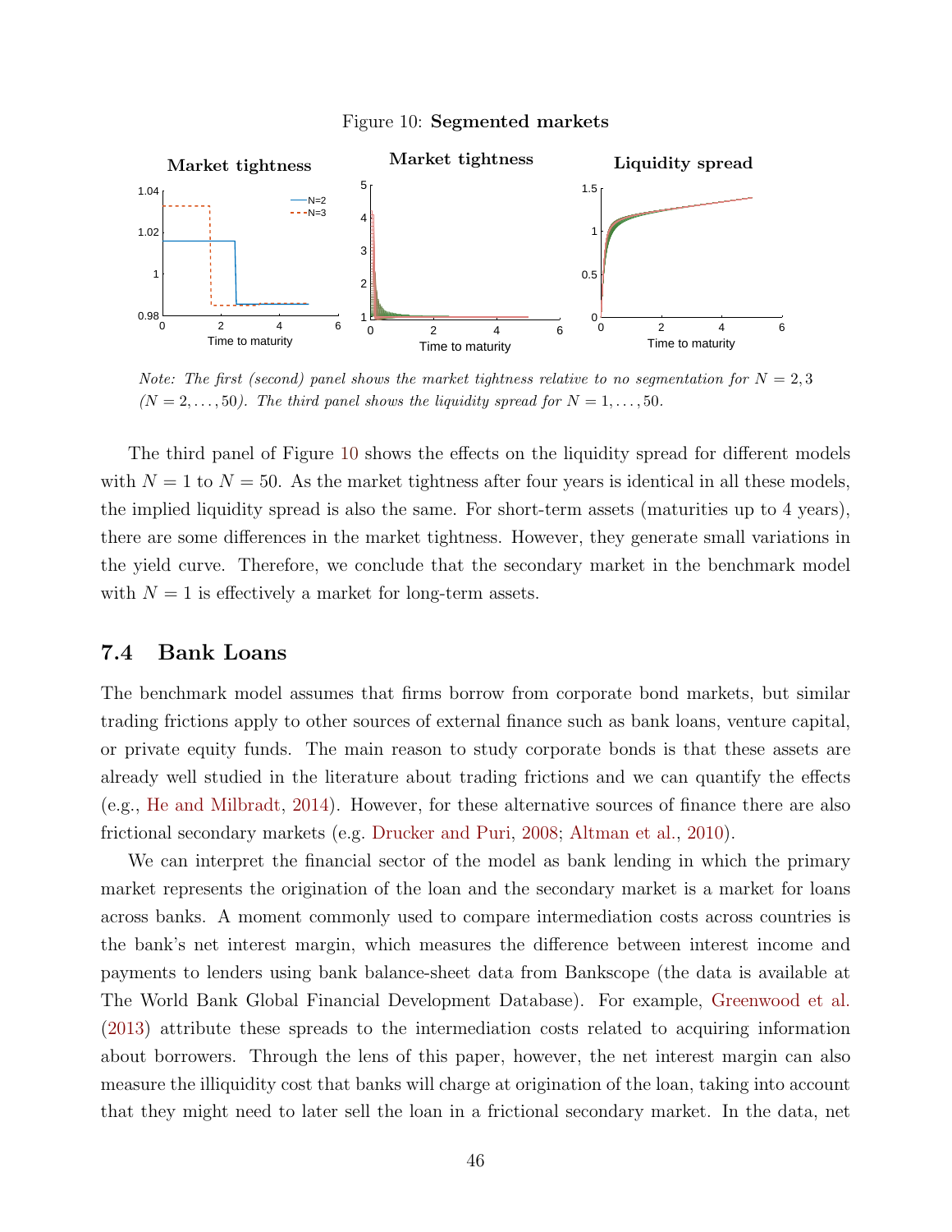Figure 10: **Segmented markets**

*Note: The first (second) panel shows the market tightness relative to no segmentation for $N = 2, 3$ ($N = 2, \ldots, 50$). The third panel shows the liquidity spread for $N = 1, \ldots, 50$.*

The third panel of Figure 10 shows the effects on the liquidity spread for different models with $N = 1$ to $N = 50$. As the market tightness after four years is identical in all these models, the implied liquidity spread is also the same. For short-term assets (maturities up to 4 years), there are some differences in the market tightness. However, they generate small variations in the yield curve. Therefore, we conclude that the secondary market in the benchmark model with $N = 1$ is effectively a market for long-term assets.

## 7.4 Bank Loans

The benchmark model assumes that firms borrow from corporate bond markets, but similar trading frictions apply to other sources of external finance such as bank loans, venture capital, or private equity funds. The main reason to study corporate bonds is that these assets are already well studied in the literature about trading frictions and we can quantify the effects (e.g., He and Milbradt, 2014). However, for these alternative sources of finance there are also frictional secondary markets (e.g. Drucker and Puri, 2008; Altman et al., 2010).

We can interpret the financial sector of the model as bank lending in which the primary market represents the origination of the loan and the secondary market is a market for loans across banks. A moment commonly used to compare intermediation costs across countries is the bank's net interest margin, which measures the difference between interest income and payments to lenders using bank balance-sheet data from Bankscope (the data is available at The World Bank Global Financial Development Database). For example, Greenwood et al. (2013) attribute these spreads to the intermediation costs related to acquiring information about borrowers. Through the lens of this paper, however, the net interest margin can also measure the illiquidity cost that banks will charge at origination of the loan, taking into account that they might need to later sell the loan in a frictional secondary market. In the data, net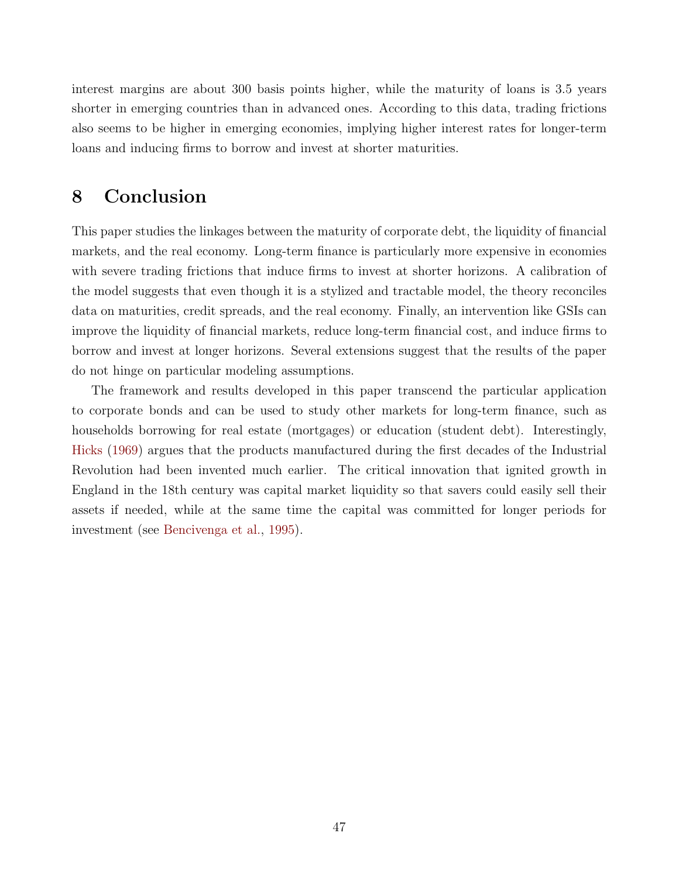interest margins are about 300 basis points higher, while the maturity of loans is 3.5 years shorter in emerging countries than in advanced ones. According to this data, trading frictions also seems to be higher in emerging economies, implying higher interest rates for longer-term loans and inducing firms to borrow and invest at shorter maturities.

# 8 Conclusion

This paper studies the linkages between the maturity of corporate debt, the liquidity of financial markets, and the real economy. Long-term finance is particularly more expensive in economies with severe trading frictions that induce firms to invest at shorter horizons. A calibration of the model suggests that even though it is a stylized and tractable model, the theory reconciles data on maturities, credit spreads, and the real economy. Finally, an intervention like GSIs can improve the liquidity of financial markets, reduce long-term financial cost, and induce firms to borrow and invest at longer horizons. Several extensions suggest that the results of the paper do not hinge on particular modeling assumptions.

The framework and results developed in this paper transcend the particular application to corporate bonds and can be used to study other markets for long-term finance, such as households borrowing for real estate (mortgages) or education (student debt). Interestingly, Hicks (1969) argues that the products manufactured during the first decades of the Industrial Revolution had been invented much earlier. The critical innovation that ignited growth in England in the 18th century was capital market liquidity so that savers could easily sell their assets if needed, while at the same time the capital was committed for longer periods for investment (see Bencivenga et al., 1995).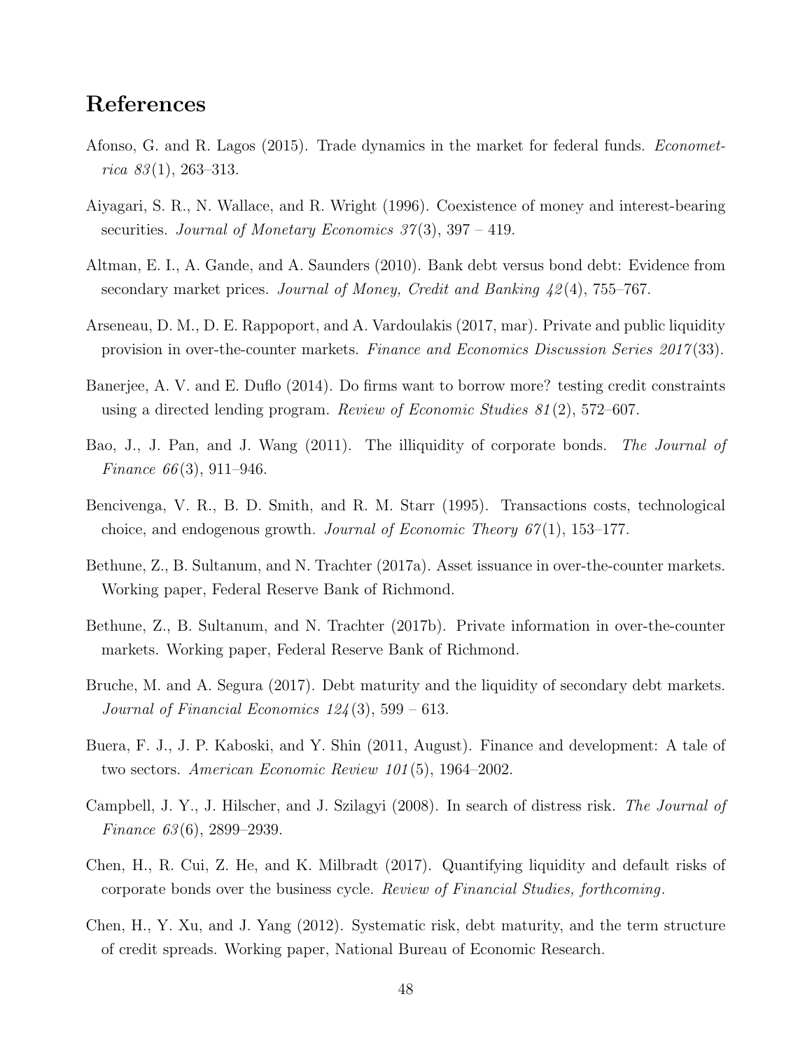# References

Afonso, G. and R. Lagos (2015). Trade dynamics in the market for federal funds. *Econometrica 83*(1), 263–313.

Aiyagari, S. R., N. Wallace, and R. Wright (1996). Coexistence of money and interest-bearing securities. *Journal of Monetary Economics 37*(3), 397 – 419.

Altman, E. I., A. Gande, and A. Saunders (2010). Bank debt versus bond debt: Evidence from secondary market prices. *Journal of Money, Credit and Banking 42*(4), 755–767.

Arseneau, D. M., D. E. Rappoport, and A. Vardoulakis (2017, mar). Private and public liquidity provision in over-the-counter markets. *Finance and Economics Discussion Series 2017*(33).

Banerjee, A. V. and E. Duflo (2014). Do firms want to borrow more? testing credit constraints using a directed lending program. *Review of Economic Studies 81*(2), 572–607.

Bao, J., J. Pan, and J. Wang (2011). The illiquidity of corporate bonds. *The Journal of Finance 66*(3), 911–946.

Bencivenga, V. R., B. D. Smith, and R. M. Starr (1995). Transactions costs, technological choice, and endogenous growth. *Journal of Economic Theory 67*(1), 153–177.

Bethune, Z., B. Sultanum, and N. Trachter (2017a). Asset issuance in over-the-counter markets. Working paper, Federal Reserve Bank of Richmond.

Bethune, Z., B. Sultanum, and N. Trachter (2017b). Private information in over-the-counter markets. Working paper, Federal Reserve Bank of Richmond.

Bruche, M. and A. Segura (2017). Debt maturity and the liquidity of secondary debt markets. *Journal of Financial Economics 124*(3), 599 – 613.

Buera, F. J., J. P. Kaboski, and Y. Shin (2011, August). Finance and development: A tale of two sectors. *American Economic Review 101*(5), 1964–2002.

Campbell, J. Y., J. Hilscher, and J. Szilagyi (2008). In search of distress risk. *The Journal of Finance 63*(6), 2899–2939.

Chen, H., R. Cui, Z. He, and K. Milbradt (2017). Quantifying liquidity and default risks of corporate bonds over the business cycle. *Review of Financial Studies, forthcoming*.

Chen, H., Y. Xu, and J. Yang (2012). Systematic risk, debt maturity, and the term structure of credit spreads. Working paper, National Bureau of Economic Research.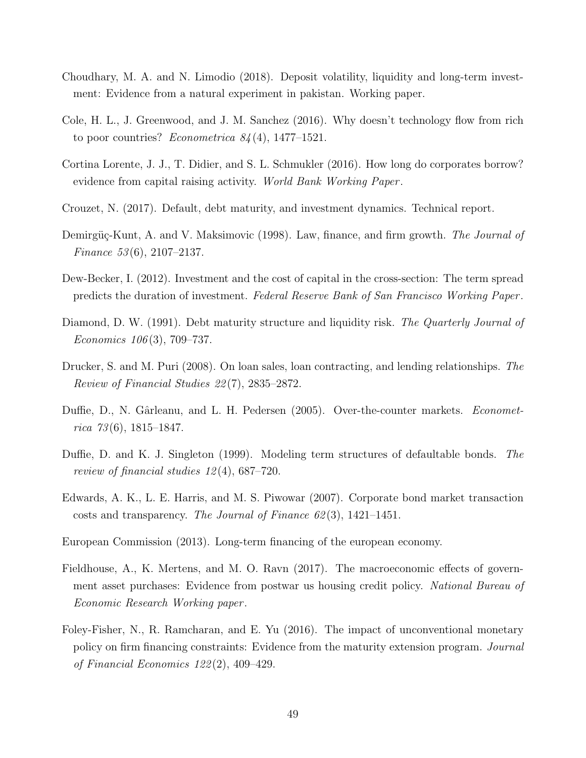Choudhary, M. A. and N. Limodio (2018). Deposit volatility, liquidity and long-term investment: Evidence from a natural experiment in pakistan. Working paper.

Cole, H. L., J. Greenwood, and J. M. Sanchez (2016). Why doesn't technology flow from rich to poor countries? *Econometrica 84*(4), 1477–1521.

Cortina Lorente, J. J., T. Didier, and S. L. Schmukler (2016). How long do corporates borrow? evidence from capital raising activity. *World Bank Working Paper*.

Crouzet, N. (2017). Default, debt maturity, and investment dynamics. Technical report.

Demirgüç-Kunt, A. and V. Maksimovic (1998). Law, finance, and firm growth. *The Journal of Finance 53*(6), 2107–2137.

Dew-Becker, I. (2012). Investment and the cost of capital in the cross-section: The term spread predicts the duration of investment. *Federal Reserve Bank of San Francisco Working Paper*.

Diamond, D. W. (1991). Debt maturity structure and liquidity risk. *The Quarterly Journal of Economics 106*(3), 709–737.

Drucker, S. and M. Puri (2008). On loan sales, loan contracting, and lending relationships. *The Review of Financial Studies 22*(7), 2835–2872.

Duffie, D., N. Gârleanu, and L. H. Pedersen (2005). Over-the-counter markets. *Econometrica 73*(6), 1815–1847.

Duffie, D. and K. J. Singleton (1999). Modeling term structures of defaultable bonds. *The review of financial studies 12*(4), 687–720.

Edwards, A. K., L. E. Harris, and M. S. Piwowar (2007). Corporate bond market transaction costs and transparency. *The Journal of Finance 62*(3), 1421–1451.

European Commission (2013). Long-term financing of the european economy.

Fieldhouse, A., K. Mertens, and M. O. Ravn (2017). The macroeconomic effects of government asset purchases: Evidence from postwar us housing credit policy. *National Bureau of Economic Research Working paper*.

Foley-Fisher, N., R. Ramcharan, and E. Yu (2016). The impact of unconventional monetary policy on firm financing constraints: Evidence from the maturity extension program. *Journal of Financial Economics 122*(2), 409–429.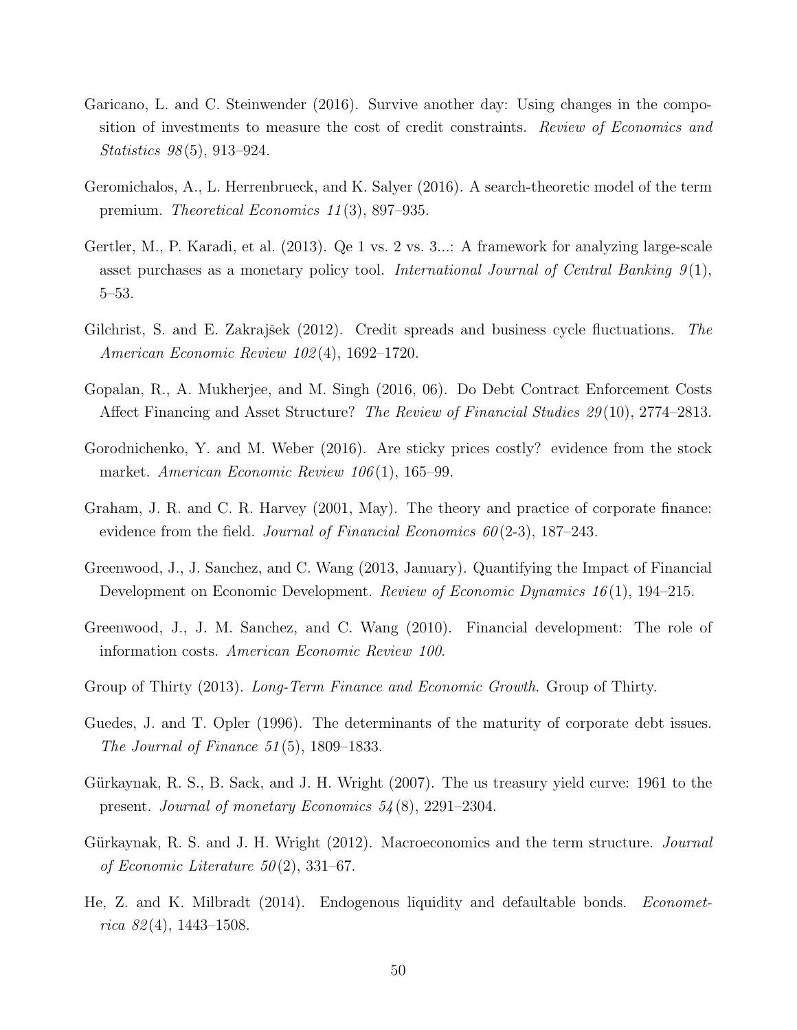Garicano, L. and C. Steinwender (2016). Survive another day: Using changes in the composition of investments to measure the cost of credit constraints. *Review of Economics and Statistics 98*(5), 913–924.

Geromichalos, A., L. Herrenbrueck, and K. Salyer (2016). A search-theoretic model of the term premium. *Theoretical Economics 11*(3), 897–935.

Gertler, M., P. Karadi, et al. (2013). Qe 1 vs. 2 vs. 3...: A framework for analyzing large-scale asset purchases as a monetary policy tool. *International Journal of Central Banking 9*(1), 5–53.

Gilchrist, S. and E. Zakrajšek (2012). Credit spreads and business cycle fluctuations. *The American Economic Review 102*(4), 1692–1720.

Gopalan, R., A. Mukherjee, and M. Singh (2016, 06). Do Debt Contract Enforcement Costs Affect Financing and Asset Structure? *The Review of Financial Studies 29*(10), 2774–2813.

Gorodnichenko, Y. and M. Weber (2016). Are sticky prices costly? evidence from the stock market. *American Economic Review 106*(1), 165–99.

Graham, J. R. and C. R. Harvey (2001, May). The theory and practice of corporate finance: evidence from the field. *Journal of Financial Economics 60*(2-3), 187–243.

Greenwood, J., J. Sanchez, and C. Wang (2013, January). Quantifying the Impact of Financial Development on Economic Development. *Review of Economic Dynamics 16*(1), 194–215.

Greenwood, J., J. M. Sanchez, and C. Wang (2010). Financial development: The role of information costs. *American Economic Review 100*.

Group of Thirty (2013). *Long-Term Finance and Economic Growth*. Group of Thirty.

Guedes, J. and T. Opler (1996). The determinants of the maturity of corporate debt issues. *The Journal of Finance 51*(5), 1809–1833.

Gürkaynak, R. S., B. Sack, and J. H. Wright (2007). The us treasury yield curve: 1961 to the present. *Journal of monetary Economics 54*(8), 2291–2304.

Gürkaynak, R. S. and J. H. Wright (2012). Macroeconomics and the term structure. *Journal of Economic Literature 50*(2), 331–67.

He, Z. and K. Milbradt (2014). Endogenous liquidity and defaultable bonds. *Econometrica 82*(4), 1443–1508.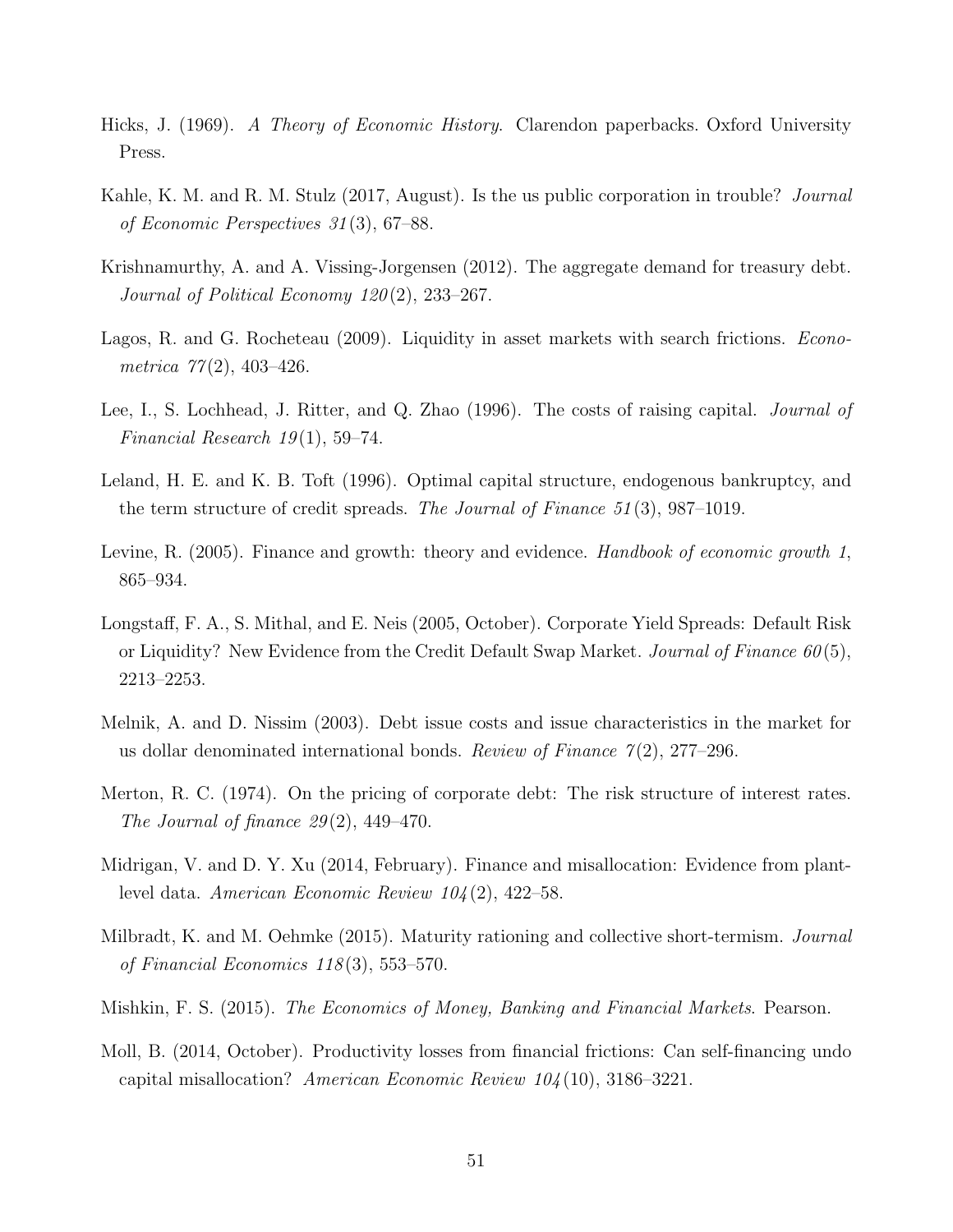Hicks, J. (1969). *A Theory of Economic History*. Clarendon paperbacks. Oxford University Press.

Kahle, K. M. and R. M. Stulz (2017, August). Is the us public corporation in trouble? *Journal of Economic Perspectives 31*(3), 67–88.

Krishnamurthy, A. and A. Vissing-Jorgensen (2012). The aggregate demand for treasury debt. *Journal of Political Economy 120*(2), 233–267.

Lagos, R. and G. Rocheteau (2009). Liquidity in asset markets with search frictions. *Econometrica 77*(2), 403–426.

Lee, I., S. Lochhead, J. Ritter, and Q. Zhao (1996). The costs of raising capital. *Journal of Financial Research 19*(1), 59–74.

Leland, H. E. and K. B. Toft (1996). Optimal capital structure, endogenous bankruptcy, and the term structure of credit spreads. *The Journal of Finance 51*(3), 987–1019.

Levine, R. (2005). Finance and growth: theory and evidence. *Handbook of economic growth 1*, 865–934.

Longstaff, F. A., S. Mithal, and E. Neis (2005, October). Corporate Yield Spreads: Default Risk or Liquidity? New Evidence from the Credit Default Swap Market. *Journal of Finance 60*(5), 2213–2253.

Melnik, A. and D. Nissim (2003). Debt issue costs and issue characteristics in the market for us dollar denominated international bonds. *Review of Finance 7*(2), 277–296.

Merton, R. C. (1974). On the pricing of corporate debt: The risk structure of interest rates. *The Journal of finance 29*(2), 449–470.

Midrigan, V. and D. Y. Xu (2014, February). Finance and misallocation: Evidence from plant-level data. *American Economic Review 104*(2), 422–58.

Milbradt, K. and M. Oehmke (2015). Maturity rationing and collective short-termism. *Journal of Financial Economics 118*(3), 553–570.

Mishkin, F. S. (2015). *The Economics of Money, Banking and Financial Markets*. Pearson.

Moll, B. (2014, October). Productivity losses from financial frictions: Can self-financing undo capital misallocation? *American Economic Review 104*(10), 3186–3221.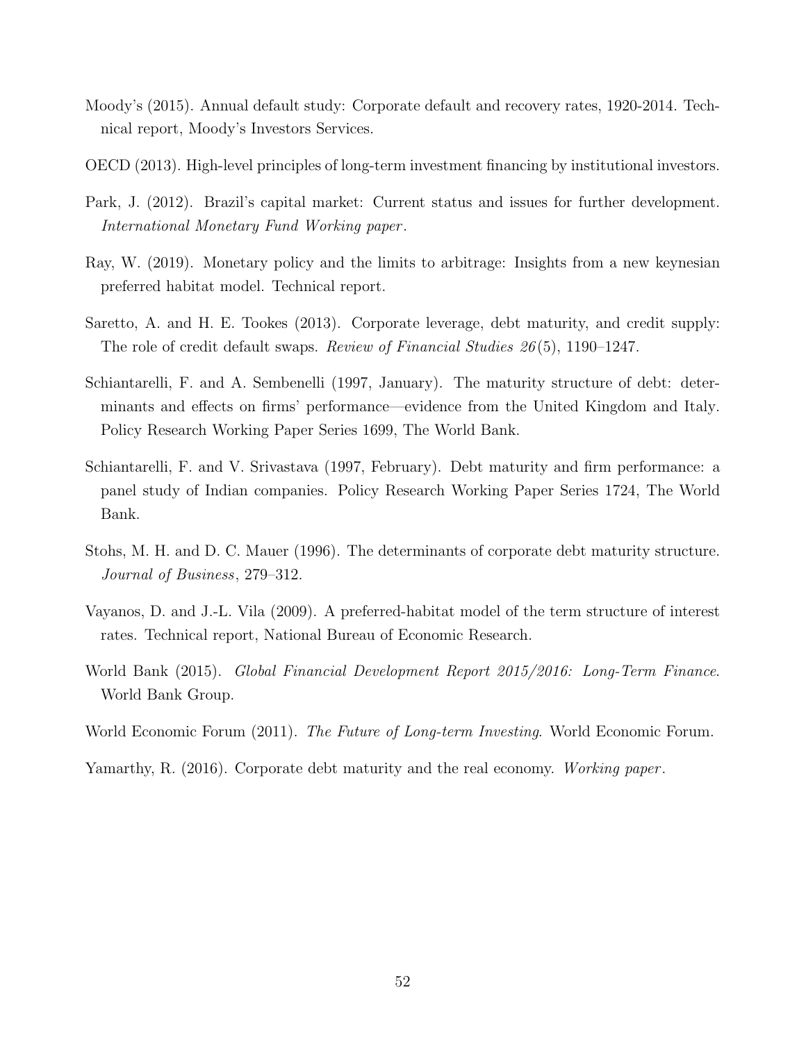Moody's (2015). Annual default study: Corporate default and recovery rates, 1920-2014. Technical report, Moody's Investors Services.

OECD (2013). High-level principles of long-term investment financing by institutional investors.

Park, J. (2012). Brazil's capital market: Current status and issues for further development. *International Monetary Fund Working paper*.

Ray, W. (2019). Monetary policy and the limits to arbitrage: Insights from a new keynesian preferred habitat model. Technical report.

Saretto, A. and H. E. Tookes (2013). Corporate leverage, debt maturity, and credit supply: The role of credit default swaps. *Review of Financial Studies 26*(5), 1190–1247.

Schiantarelli, F. and A. Sembenelli (1997, January). The maturity structure of debt: determinants and effects on firms' performance—evidence from the United Kingdom and Italy. Policy Research Working Paper Series 1699, The World Bank.

Schiantarelli, F. and V. Srivastava (1997, February). Debt maturity and firm performance: a panel study of Indian companies. Policy Research Working Paper Series 1724, The World Bank.

Stohs, M. H. and D. C. Mauer (1996). The determinants of corporate debt maturity structure. *Journal of Business*, 279–312.

Vayanos, D. and J.-L. Vila (2009). A preferred-habitat model of the term structure of interest rates. Technical report, National Bureau of Economic Research.

World Bank (2015). *Global Financial Development Report 2015/2016: Long-Term Finance*. World Bank Group.

World Economic Forum (2011). *The Future of Long-term Investing*. World Economic Forum.

Yamarthy, R. (2016). Corporate debt maturity and the real economy. *Working paper*.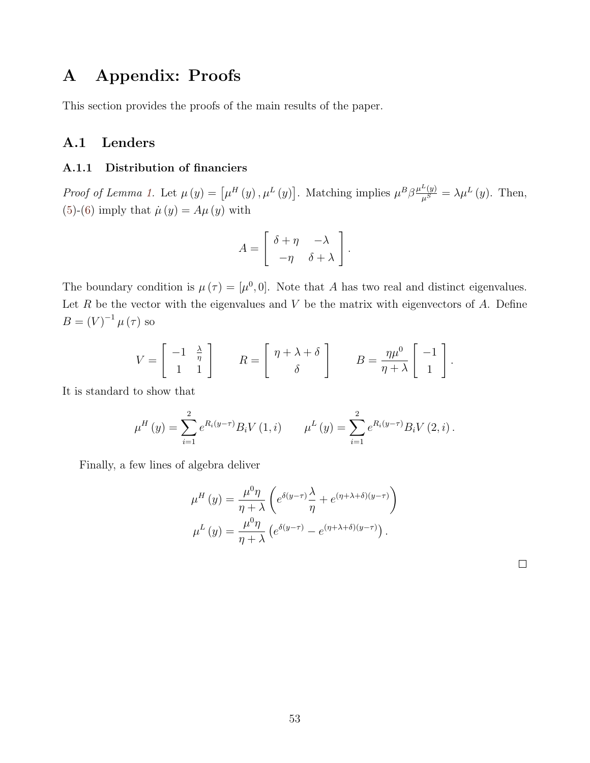# A Appendix: Proofs

This section provides the proofs of the main results of the paper.

## A.1 Lenders

### A.1.1 Distribution of financiers

*Proof of Lemma 1.* Let $\mu(y) = \left[\mu^H(y), \mu^L(y)\right]$. Matching implies $\mu^B \beta \frac{\mu^L(y)}{\mu^S} = \lambda \mu^L(y)$. Then, (5)-(6) imply that $\dot{\mu}(y) = A\mu(y)$ with

$$A = \begin{bmatrix} \delta + \eta & -\lambda \\ -\eta & \delta + \lambda \end{bmatrix}.$$

The boundary condition is $\mu(\tau) = [\mu^0, 0]$. Note that $A$ has two real and distinct eigenvalues. Let $R$ be the vector with the eigenvalues and $V$ be the matrix with eigenvectors of $A$. Define $B = (V)^{-1} \mu(\tau)$ so

$$V = \begin{bmatrix} -1 & \frac{\lambda}{\eta} \\ 1 & 1 \end{bmatrix} \qquad R = \begin{bmatrix} \eta + \lambda + \delta \\ \delta \end{bmatrix} \qquad B = \frac{\eta \mu^0}{\eta + \lambda} \begin{bmatrix} -1 \\ 1 \end{bmatrix}.$$

It is standard to show that

$$\mu^H(y) = \sum_{i=1}^{2} e^{R_i(y-\tau)} B_i V(1,i) \qquad \mu^L(y) = \sum_{i=1}^{2} e^{R_i(y-\tau)} B_i V(2,i).$$

Finally, a few lines of algebra deliver

$$\mu^H(y) = \frac{\mu^0 \eta}{\eta + \lambda} \left( e^{\delta(y-\tau)} \frac{\lambda}{\eta} + e^{(\eta+\lambda+\delta)(y-\tau)} \right)$$

$$\mu^L(y) = \frac{\mu^0 \eta}{\eta + \lambda} \left( e^{\delta(y-\tau)} - e^{(\eta+\lambda+\delta)(y-\tau)} \right).$$

□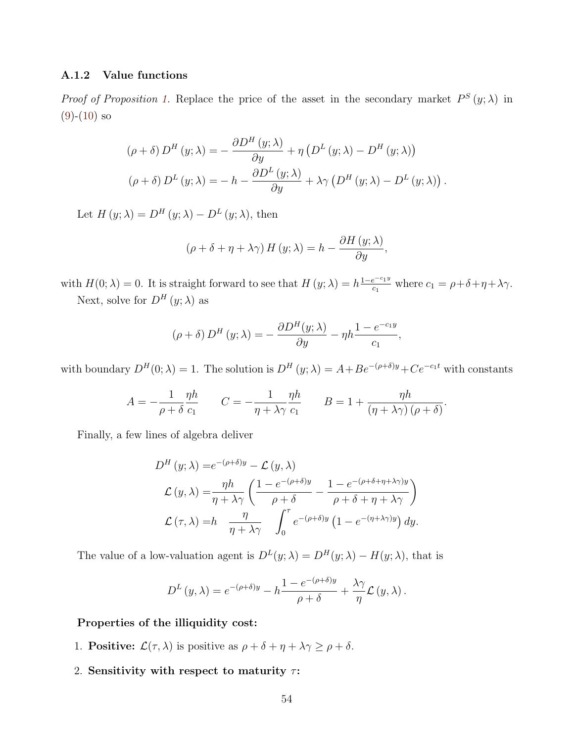### A.1.2 Value functions

*Proof of Proposition 1.* Replace the price of the asset in the secondary market $P^S(y;\lambda)$ in (9)-(10) so

$$
\begin{aligned}
(\rho+\delta) D^H(y;\lambda) &= -\frac{\partial D^H(y;\lambda)}{\partial y} + \eta\left(D^L(y;\lambda) - D^H(y;\lambda)\right) \\
(\rho+\delta) D^L(y;\lambda) &= -h - \frac{\partial D^L(y;\lambda)}{\partial y} + \lambda\gamma\left(D^H(y;\lambda) - D^L(y;\lambda)\right).
\end{aligned}
$$

Let $H(y;\lambda) = D^H(y;\lambda) - D^L(y;\lambda)$, then

$$
(\rho+\delta+\eta+\lambda\gamma) H(y;\lambda) = h - \frac{\partial H(y;\lambda)}{\partial y},
$$

with $H(0;\lambda)=0$. It is straight forward to see that $H(y;\lambda) = h\frac{1-e^{-c_1 y}}{c_1}$ where $c_1 = \rho+\delta+\eta+\lambda\gamma$.

Next, solve for $D^H(y;\lambda)$ as

$$
(\rho+\delta) D^H(y;\lambda) = -\frac{\partial D^H(y;\lambda)}{\partial y} - \eta h \frac{1-e^{-c_1 y}}{c_1},
$$

with boundary $D^H(0;\lambda)=1$. The solution is $D^H(y;\lambda) = A + Be^{-(\rho+\delta)y} + Ce^{-c_1 t}$ with constants

$$
A = -\frac{1}{\rho+\delta}\frac{\eta h}{c_1} \qquad C = -\frac{1}{\eta+\lambda\gamma}\frac{\eta h}{c_1} \qquad B = 1 + \frac{\eta h}{(\eta+\lambda\gamma)(\rho+\delta)}.
$$

Finally, a few lines of algebra deliver

$$
\begin{aligned}
D^H(y;\lambda) =& e^{-(\rho+\delta)y} - \mathcal{L}(y,\lambda) \\
\mathcal{L}(y,\lambda) =& \frac{\eta h}{\eta+\lambda\gamma}\left(\frac{1-e^{-(\rho+\delta)y}}{\rho+\delta} - \frac{1-e^{-(\rho+\delta+\eta+\lambda\gamma)y}}{\rho+\delta+\eta+\lambda\gamma}\right) \\
\mathcal{L}(\tau,\lambda) =& h \quad \frac{\eta}{\eta+\lambda\gamma} \quad \int_0^\tau e^{-(\rho+\delta)y}\left(1-e^{-(\eta+\lambda\gamma)y}\right) dy.
\end{aligned}
$$

The value of a low-valuation agent is $D^L(y;\lambda) = D^H(y;\lambda) - H(y;\lambda)$, that is

$$
D^L(y,\lambda) = e^{-(\rho+\delta)y} - h\frac{1-e^{-(\rho+\delta)y}}{\rho+\delta} + \frac{\lambda\gamma}{\eta}\mathcal{L}(y,\lambda).
$$

**Properties of the illiquidity cost:**

1. **Positive:** $\mathcal{L}(\tau,\lambda)$ is positive as $\rho+\delta+\eta+\lambda\gamma \geq \rho+\delta$.
2. **Sensitivity with respect to maturity $\tau$:**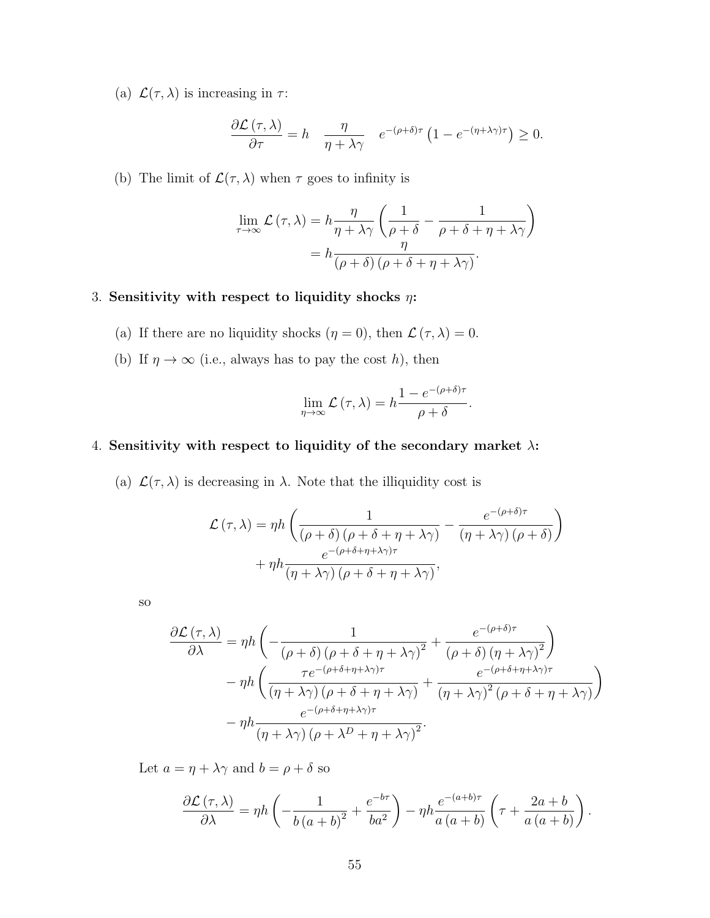(a) $\mathcal{L}(\tau, \lambda)$ is increasing in $\tau$:

$$\frac{\partial \mathcal{L}(\tau, \lambda)}{\partial \tau} = h \quad \frac{\eta}{\eta + \lambda \gamma} \quad e^{-(\rho+\delta)\tau} \left(1 - e^{-(\eta+\lambda\gamma)\tau}\right) \geq 0.$$

(b) The limit of $\mathcal{L}(\tau, \lambda)$ when $\tau$ goes to infinity is

$$\begin{aligned}
\lim_{\tau \to \infty} \mathcal{L}(\tau, \lambda) &= h \frac{\eta}{\eta + \lambda\gamma} \left( \frac{1}{\rho + \delta} - \frac{1}{\rho + \delta + \eta + \lambda\gamma} \right) \\
&= h \frac{\eta}{(\rho + \delta)(\rho + \delta + \eta + \lambda\gamma)}.
\end{aligned}$$

3. **Sensitivity with respect to liquidity shocks $\eta$:**

(a) If there are no liquidity shocks ($\eta = 0$), then $\mathcal{L}(\tau, \lambda) = 0$.

(b) If $\eta \to \infty$ (i.e., always has to pay the cost $h$), then

$$\lim_{\eta \to \infty} \mathcal{L}(\tau, \lambda) = h \frac{1 - e^{-(\rho+\delta)\tau}}{\rho + \delta}.$$

4. **Sensitivity with respect to liquidity of the secondary market $\lambda$:**

(a) $\mathcal{L}(\tau, \lambda)$ is decreasing in $\lambda$. Note that the illiquidity cost is

$$\begin{aligned}
\mathcal{L}(\tau, \lambda) = \eta h &\left( \frac{1}{(\rho + \delta)(\rho + \delta + \eta + \lambda\gamma)} - \frac{e^{-(\rho+\delta)\tau}}{(\eta + \lambda\gamma)(\rho + \delta)} \right) \\
&+ \eta h \frac{e^{-(\rho+\delta+\eta+\lambda\gamma)\tau}}{(\eta + \lambda\gamma)(\rho + \delta + \eta + \lambda\gamma)},
\end{aligned}$$

so

$$\begin{aligned}
\frac{\partial \mathcal{L}(\tau, \lambda)}{\partial \lambda} &= \eta h \left( -\frac{1}{(\rho + \delta)(\rho + \delta + \eta + \lambda\gamma)^2} + \frac{e^{-(\rho+\delta)\tau}}{(\rho + \delta)(\eta + \lambda\gamma)^2} \right) \\
&\quad - \eta h \left( \frac{\tau e^{-(\rho+\delta+\eta+\lambda\gamma)\tau}}{(\eta + \lambda\gamma)(\rho + \delta + \eta + \lambda\gamma)} + \frac{e^{-(\rho+\delta+\eta+\lambda\gamma)\tau}}{(\eta + \lambda\gamma)^2 (\rho + \delta + \eta + \lambda\gamma)} \right) \\
&\quad - \eta h \frac{e^{-(\rho+\delta+\eta+\lambda\gamma)\tau}}{(\eta + \lambda\gamma)(\rho + \lambda^D + \eta + \lambda\gamma)^2}.
\end{aligned}$$

Let $a = \eta + \lambda\gamma$ and $b = \rho + \delta$ so

$$\frac{\partial \mathcal{L}(\tau, \lambda)}{\partial \lambda} = \eta h \left( -\frac{1}{b(a+b)^2} + \frac{e^{-b\tau}}{ba^2} \right) - \eta h \frac{e^{-(a+b)\tau}}{a(a+b)} \left( \tau + \frac{2a+b}{a(a+b)} \right).$$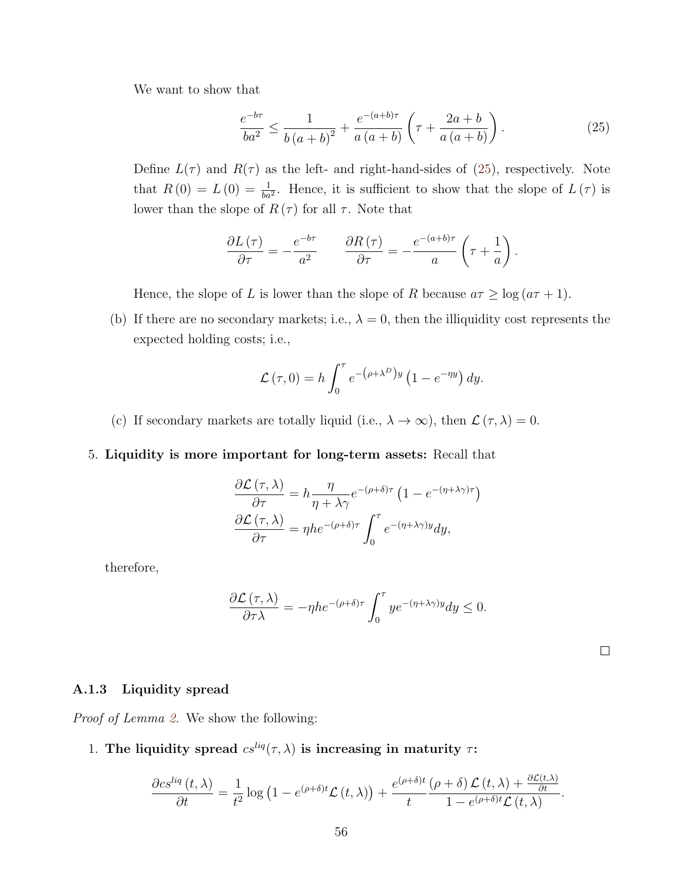We want to show that

$$\frac{e^{-b\tau}}{ba^2} \leq \frac{1}{b\left(a+b\right)^2} + \frac{e^{-(a+b)\tau}}{a\left(a+b\right)}\left(\tau + \frac{2a+b}{a\left(a+b\right)}\right). \tag{25}$$

Define $L(\tau)$ and $R(\tau)$ as the left- and right-hand-sides of (25), respectively. Note that $R\left(0\right) = L\left(0\right) = \frac{1}{ba^2}$. Hence, it is sufficient to show that the slope of $L\left(\tau\right)$ is lower than the slope of $R\left(\tau\right)$ for all $\tau$. Note that

$$\frac{\partial L\left(\tau\right)}{\partial \tau} = -\frac{e^{-b\tau}}{a^2} \qquad \frac{\partial R\left(\tau\right)}{\partial \tau} = -\frac{e^{-(a+b)\tau}}{a}\left(\tau + \frac{1}{a}\right).$$

Hence, the slope of $L$ is lower than the slope of $R$ because $a\tau \geq \log\left(a\tau + 1\right)$.

(b) If there are no secondary markets; i.e., $\lambda = 0$, then the illiquidity cost represents the expected holding costs; i.e.,

$$\mathcal{L}\left(\tau, 0\right) = h\int_0^\tau e^{-\left(\rho+\lambda^D\right)y}\left(1 - e^{-\eta y}\right)dy.$$

(c) If secondary markets are totally liquid (i.e., $\lambda \to \infty$), then $\mathcal{L}\left(\tau, \lambda\right) = 0$.

5. **Liquidity is more important for long-term assets:** Recall that

$$\frac{\partial \mathcal{L}\left(\tau, \lambda\right)}{\partial \tau} = h\frac{\eta}{\eta + \lambda\gamma}e^{-(\rho+\delta)\tau}\left(1 - e^{-(\eta+\lambda\gamma)\tau}\right)$$
$$\frac{\partial \mathcal{L}\left(\tau, \lambda\right)}{\partial \tau} = \eta h e^{-(\rho+\delta)\tau}\int_0^\tau e^{-(\eta+\lambda\gamma)y}dy,$$

therefore,

$$\frac{\partial \mathcal{L}\left(\tau, \lambda\right)}{\partial \tau \lambda} = -\eta h e^{-(\rho+\delta)\tau}\int_0^\tau y e^{-(\eta+\lambda\gamma)y}dy \leq 0.$$

□

### A.1.3 Liquidity spread

*Proof of Lemma 2.* We show the following:

1. **The liquidity spread $cs^{liq}(\tau, \lambda)$ is increasing in maturity $\tau$:**

$$\frac{\partial cs^{liq}\left(t, \lambda\right)}{\partial t} = \frac{1}{t^2}\log\left(1 - e^{(\rho+\delta)t}\mathcal{L}\left(t, \lambda\right)\right) + \frac{e^{(\rho+\delta)t}}{t}\frac{\left(\rho+\delta\right)\mathcal{L}\left(t, \lambda\right) + \frac{\partial \mathcal{L}(t,\lambda)}{\partial t}}{1 - e^{(\rho+\delta)t}\mathcal{L}\left(t, \lambda\right)}.$$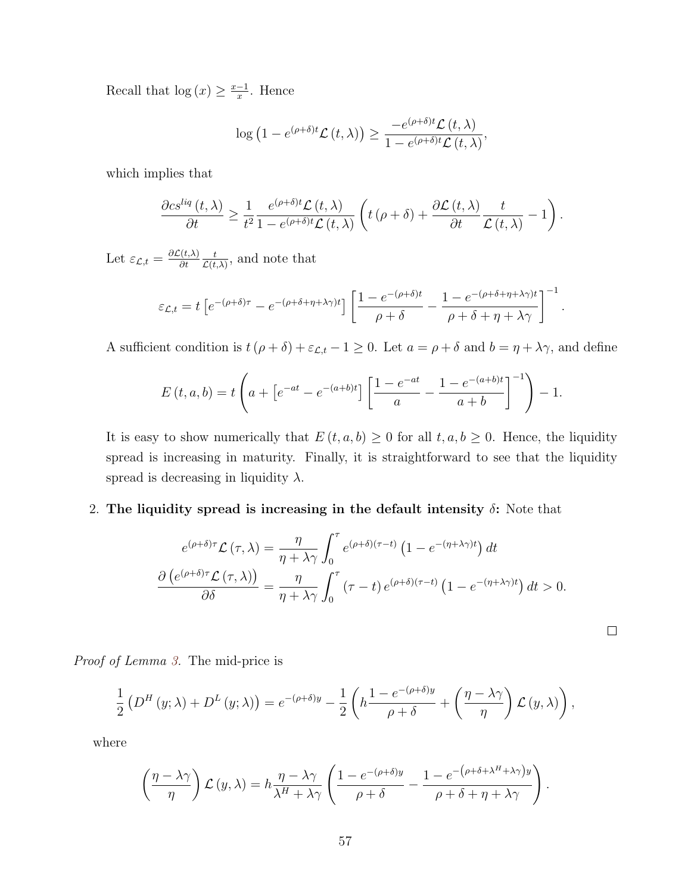Recall that $\log(x) \geq \frac{x-1}{x}$. Hence

$$\log\left(1 - e^{(\rho+\delta)t}\mathcal{L}(t,\lambda)\right) \geq \frac{-e^{(\rho+\delta)t}\mathcal{L}(t,\lambda)}{1 - e^{(\rho+\delta)t}\mathcal{L}(t,\lambda)},$$

which implies that

$$\frac{\partial cs^{liq}(t,\lambda)}{\partial t} \geq \frac{1}{t^2}\frac{e^{(\rho+\delta)t}\mathcal{L}(t,\lambda)}{1 - e^{(\rho+\delta)t}\mathcal{L}(t,\lambda)}\left(t(\rho+\delta) + \frac{\partial \mathcal{L}(t,\lambda)}{\partial t}\frac{t}{\mathcal{L}(t,\lambda)} - 1\right).$$

Let $\varepsilon_{\mathcal{L},t} = \frac{\partial \mathcal{L}(t,\lambda)}{\partial t}\frac{t}{\mathcal{L}(t,\lambda)}$, and note that

$$\varepsilon_{\mathcal{L},t} = t\left[e^{-(\rho+\delta)\tau} - e^{-(\rho+\delta+\eta+\lambda\gamma)t}\right]\left[\frac{1-e^{-(\rho+\delta)t}}{\rho+\delta} - \frac{1-e^{-(\rho+\delta+\eta+\lambda\gamma)t}}{\rho+\delta+\eta+\lambda\gamma}\right]^{-1}.$$

A sufficient condition is $t(\rho+\delta) + \varepsilon_{\mathcal{L},t} - 1 \geq 0$. Let $a = \rho+\delta$ and $b = \eta + \lambda\gamma$, and define

$$E(t,a,b) = t\left(a + \left[e^{-at} - e^{-(a+b)t}\right]\left[\frac{1-e^{-at}}{a} - \frac{1-e^{-(a+b)t}}{a+b}\right]^{-1}\right) - 1.$$

It is easy to show numerically that $E(t,a,b) \geq 0$ for all $t,a,b \geq 0$. Hence, the liquidity spread is increasing in maturity. Finally, it is straightforward to see that the liquidity spread is decreasing in liquidity $\lambda$.

2. **The liquidity spread is increasing in the default intensity $\delta$:** Note that

$$\begin{aligned}
e^{(\rho+\delta)\tau}\mathcal{L}(\tau,\lambda) &= \frac{\eta}{\eta+\lambda\gamma}\int_0^\tau e^{(\rho+\delta)(\tau-t)}\left(1-e^{-(\eta+\lambda\gamma)t}\right)dt \\
\frac{\partial\left(e^{(\rho+\delta)\tau}\mathcal{L}(\tau,\lambda)\right)}{\partial\delta} &= \frac{\eta}{\eta+\lambda\gamma}\int_0^\tau (\tau-t)\,e^{(\rho+\delta)(\tau-t)}\left(1-e^{-(\eta+\lambda\gamma)t}\right)dt > 0.
\end{aligned}$$

□

*Proof of Lemma 3.* The mid-price is

$$\frac{1}{2}\left(D^H(y;\lambda) + D^L(y;\lambda)\right) = e^{-(\rho+\delta)y} - \frac{1}{2}\left(h\frac{1-e^{-(\rho+\delta)y}}{\rho+\delta} + \left(\frac{\eta-\lambda\gamma}{\eta}\right)\mathcal{L}(y,\lambda)\right),$$

where

$$\left(\frac{\eta-\lambda\gamma}{\eta}\right)\mathcal{L}(y,\lambda) = h\frac{\eta-\lambda\gamma}{\lambda^H+\lambda\gamma}\left(\frac{1-e^{-(\rho+\delta)y}}{\rho+\delta} - \frac{1-e^{-\left(\rho+\delta+\lambda^H+\lambda\gamma\right)y}}{\rho+\delta+\eta+\lambda\gamma}\right).$$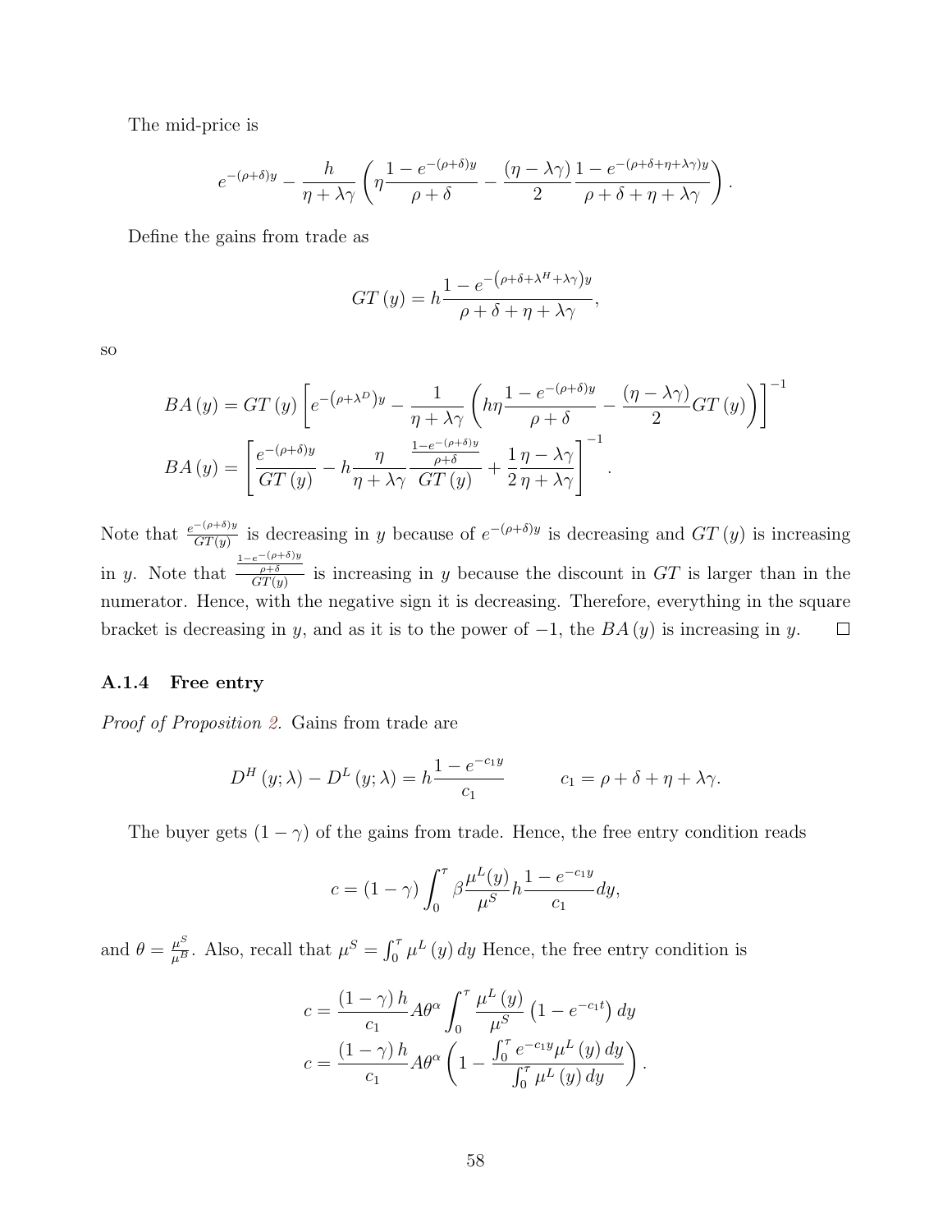The mid-price is

$$e^{-(\rho+\delta)y} - \frac{h}{\eta+\lambda\gamma}\left(\eta\frac{1-e^{-(\rho+\delta)y}}{\rho+\delta} - \frac{(\eta-\lambda\gamma)}{2}\frac{1-e^{-(\rho+\delta+\eta+\lambda\gamma)y}}{\rho+\delta+\eta+\lambda\gamma}\right).$$

Define the gains from trade as

$$GT(y) = h\frac{1-e^{-\left(\rho+\delta+\lambda^H+\lambda\gamma\right)y}}{\rho+\delta+\eta+\lambda\gamma},$$

so

$$BA(y) = GT(y)\left[e^{-\left(\rho+\lambda^D\right)y} - \frac{1}{\eta+\lambda\gamma}\left(h\eta\frac{1-e^{-(\rho+\delta)y}}{\rho+\delta} - \frac{(\eta-\lambda\gamma)}{2}GT(y)\right)\right]^{-1}$$

$$BA(y) = \left[\frac{e^{-(\rho+\delta)y}}{GT(y)} - h\frac{\eta}{\eta+\lambda\gamma}\frac{\frac{1-e^{-(\rho+\delta)y}}{\rho+\delta}}{GT(y)} + \frac{1}{2}\frac{\eta-\lambda\gamma}{\eta+\lambda\gamma}\right]^{-1}.$$

Note that $\frac{e^{-(\rho+\delta)y}}{GT(y)}$ is decreasing in $y$ because of $e^{-(\rho+\delta)y}$ is decreasing and $GT(y)$ is increasing in $y$. Note that $\frac{\frac{1-e^{-(\rho+\delta)y}}{\rho+\delta}}{GT(y)}$ is increasing in $y$ because the discount in $GT$ is larger than in the numerator. Hence, with the negative sign it is decreasing. Therefore, everything in the square bracket is decreasing in $y$, and as it is to the power of $-1$, the $BA(y)$ is increasing in $y$. □

### A.1.4 Free entry

*Proof of Proposition 2.* Gains from trade are

$$D^H(y;\lambda) - D^L(y;\lambda) = h\frac{1-e^{-c_1 y}}{c_1} \qquad c_1 = \rho+\delta+\eta+\lambda\gamma.$$

The buyer gets $(1-\gamma)$ of the gains from trade. Hence, the free entry condition reads

$$c = (1-\gamma)\int_0^\tau \beta\frac{\mu^L(y)}{\mu^S}h\frac{1-e^{-c_1 y}}{c_1}dy,$$

and $\theta = \frac{\mu^S}{\mu^B}$. Also, recall that $\mu^S = \int_0^\tau \mu^L(y)\,dy$ Hence, the free entry condition is

$$c = \frac{(1-\gamma)h}{c_1}A\theta^\alpha\int_0^\tau\frac{\mu^L(y)}{\mu^S}\left(1-e^{-c_1 t}\right)dy$$

$$c = \frac{(1-\gamma)h}{c_1}A\theta^\alpha\left(1-\frac{\int_0^\tau e^{-c_1 y}\mu^L(y)\,dy}{\int_0^\tau \mu^L(y)\,dy}\right).$$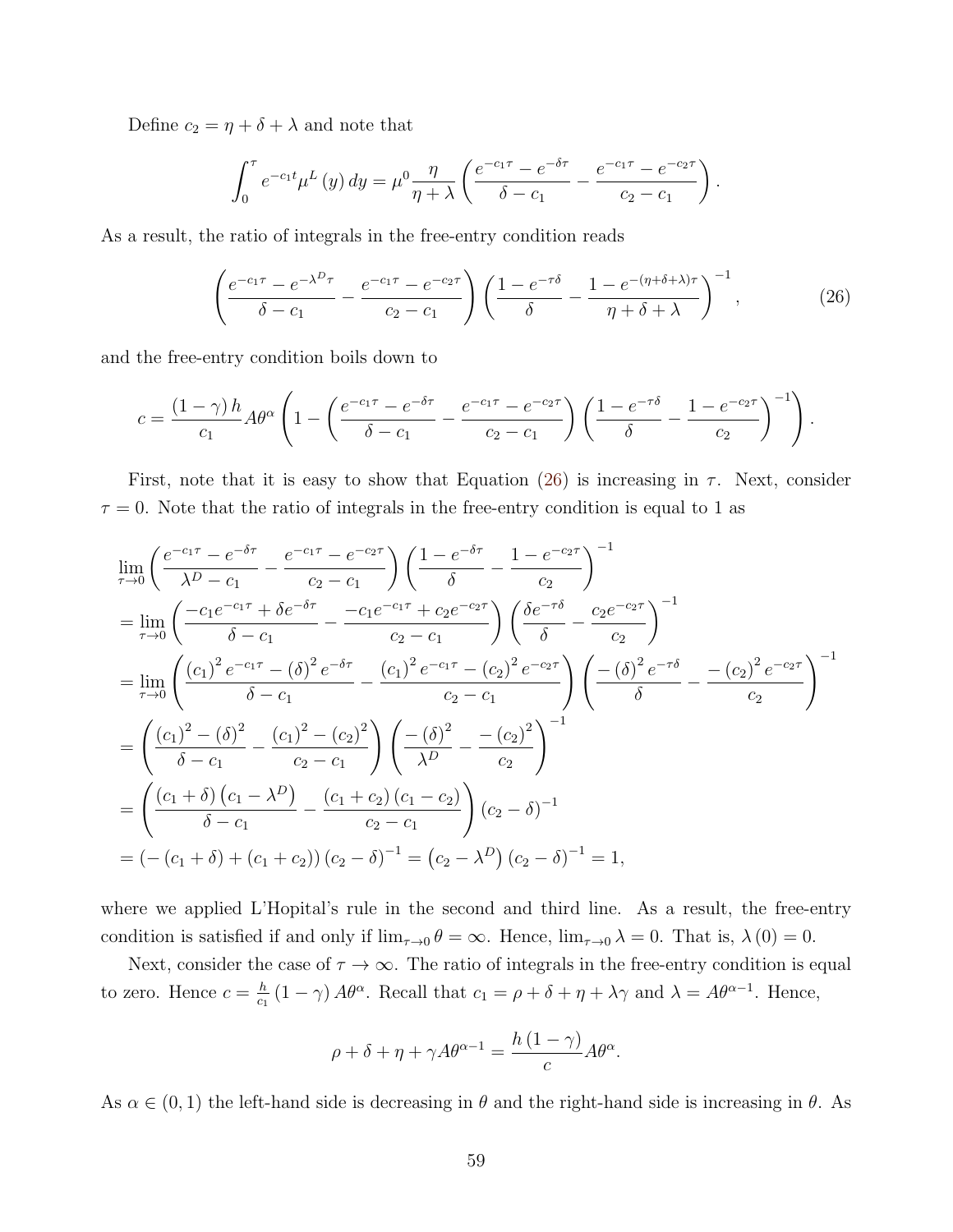Define $c_2 = \eta + \delta + \lambda$ and note that

$$\int_0^\tau e^{-c_1 t} \mu^L(y)\, dy = \mu^0 \frac{\eta}{\eta + \lambda} \left( \frac{e^{-c_1 \tau} - e^{-\delta \tau}}{\delta - c_1} - \frac{e^{-c_1 \tau} - e^{-c_2 \tau}}{c_2 - c_1} \right).$$

As a result, the ratio of integrals in the free-entry condition reads

$$\left( \frac{e^{-c_1 \tau} - e^{-\lambda^D \tau}}{\delta - c_1} - \frac{e^{-c_1 \tau} - e^{-c_2 \tau}}{c_2 - c_1} \right) \left( \frac{1 - e^{-\tau \delta}}{\delta} - \frac{1 - e^{-(\eta + \delta + \lambda)\tau}}{\eta + \delta + \lambda} \right)^{-1}, \tag{26}$$

and the free-entry condition boils down to

$$c = \frac{(1-\gamma) h}{c_1} A \theta^\alpha \left( 1 - \left( \frac{e^{-c_1 \tau} - e^{-\delta \tau}}{\delta - c_1} - \frac{e^{-c_1 \tau} - e^{-c_2 \tau}}{c_2 - c_1} \right) \left( \frac{1 - e^{-\tau \delta}}{\delta} - \frac{1 - e^{-c_2 \tau}}{c_2} \right)^{-1} \right).$$

First, note that it is easy to show that Equation (26) is increasing in $\tau$. Next, consider $\tau = 0$. Note that the ratio of integrals in the free-entry condition is equal to 1 as

$$\begin{aligned}
&\lim_{\tau \to 0} \left( \frac{e^{-c_1 \tau} - e^{-\delta \tau}}{\lambda^D - c_1} - \frac{e^{-c_1 \tau} - e^{-c_2 \tau}}{c_2 - c_1} \right) \left( \frac{1 - e^{-\delta \tau}}{\delta} - \frac{1 - e^{-c_2 \tau}}{c_2} \right)^{-1} \\
&= \lim_{\tau \to 0} \left( \frac{-c_1 e^{-c_1 \tau} + \delta e^{-\delta \tau}}{\delta - c_1} - \frac{-c_1 e^{-c_1 \tau} + c_2 e^{-c_2 \tau}}{c_2 - c_1} \right) \left( \frac{\delta e^{-\tau \delta}}{\delta} - \frac{c_2 e^{-c_2 \tau}}{c_2} \right)^{-1} \\
&= \lim_{\tau \to 0} \left( \frac{(c_1)^2 e^{-c_1 \tau} - (\delta)^2 e^{-\delta \tau}}{\delta - c_1} - \frac{(c_1)^2 e^{-c_1 \tau} - (c_2)^2 e^{-c_2 \tau}}{c_2 - c_1} \right) \left( \frac{-(\delta)^2 e^{-\tau \delta}}{\delta} - \frac{-(c_2)^2 e^{-c_2 \tau}}{c_2} \right)^{-1} \\
&= \left( \frac{(c_1)^2 - (\delta)^2}{\delta - c_1} - \frac{(c_1)^2 - (c_2)^2}{c_2 - c_1} \right) \left( \frac{-(\delta)^2}{\lambda^D} - \frac{-(c_2)^2}{c_2} \right)^{-1} \\
&= \left( \frac{(c_1 + \delta)(c_1 - \lambda^D)}{\delta - c_1} - \frac{(c_1 + c_2)(c_1 - c_2)}{c_2 - c_1} \right) (c_2 - \delta)^{-1} \\
&= \left( -(c_1 + \delta) + (c_1 + c_2) \right) (c_2 - \delta)^{-1} = \left( c_2 - \lambda^D \right) (c_2 - \delta)^{-1} = 1,
\end{aligned}$$

where we applied L'Hopital's rule in the second and third line. As a result, the free-entry condition is satisfied if and only if $\lim_{\tau \to 0} \theta = \infty$. Hence, $\lim_{\tau \to 0} \lambda = 0$. That is, $\lambda(0) = 0$.

Next, consider the case of $\tau \to \infty$. The ratio of integrals in the free-entry condition is equal to zero. Hence $c = \frac{h}{c_1}(1-\gamma) A \theta^\alpha$. Recall that $c_1 = \rho + \delta + \eta + \lambda \gamma$ and $\lambda = A \theta^{\alpha - 1}$. Hence,

$$\rho + \delta + \eta + \gamma A \theta^{\alpha - 1} = \frac{h(1-\gamma)}{c} A \theta^\alpha.$$

As $\alpha \in (0, 1)$ the left-hand side is decreasing in $\theta$ and the right-hand side is increasing in $\theta$. As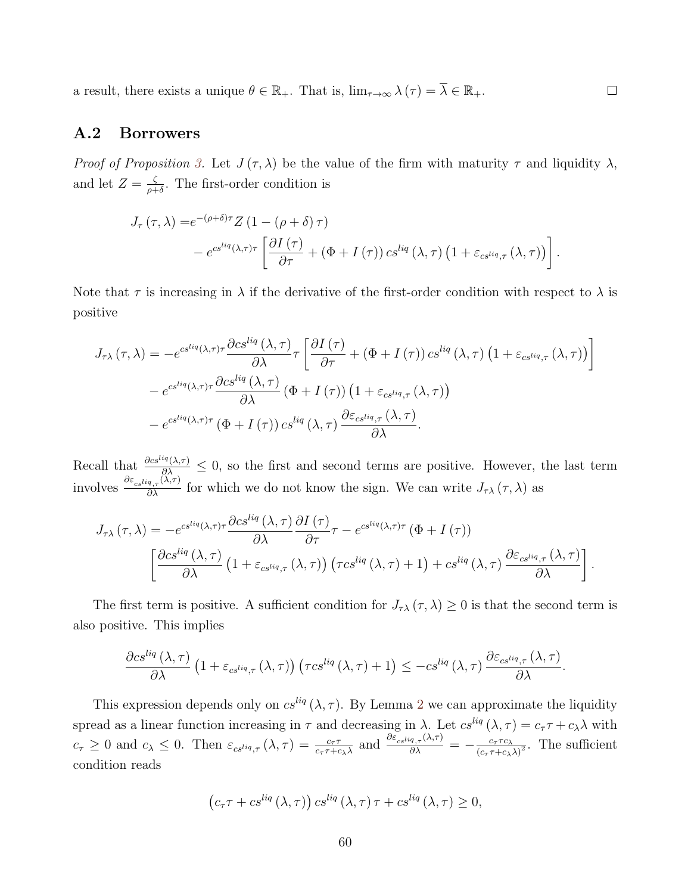a result, there exists a unique $\theta \in \mathbb{R}_+$. That is, $\lim_{\tau\to\infty} \lambda(\tau) = \overline{\lambda} \in \mathbb{R}_+$. $\square$

## A.2 Borrowers

*Proof of Proposition 3.* Let $J(\tau, \lambda)$ be the value of the firm with maturity $\tau$ and liquidity $\lambda$, and let $Z = \frac{\zeta}{\rho+\delta}$. The first-order condition is

$$
\begin{aligned}
J_\tau(\tau,\lambda) =& e^{-(\rho+\delta)\tau} Z\left(1-(\rho+\delta)\tau\right) \\
&- e^{cs^{liq}(\lambda,\tau)\tau}\left[\frac{\partial I(\tau)}{\partial \tau} + (\Phi + I(\tau))\, cs^{liq}(\lambda,\tau)\left(1+\varepsilon_{cs^{liq},\tau}(\lambda,\tau)\right)\right].
\end{aligned}
$$

Note that $\tau$ is increasing in $\lambda$ if the derivative of the first-order condition with respect to $\lambda$ is positive

$$
\begin{aligned}
J_{\tau\lambda}(\tau,\lambda) =& -e^{cs^{liq}(\lambda,\tau)\tau}\frac{\partial cs^{liq}(\lambda,\tau)}{\partial \lambda}\tau\left[\frac{\partial I(\tau)}{\partial \tau} + (\Phi + I(\tau))\, cs^{liq}(\lambda,\tau)\left(1+\varepsilon_{cs^{liq},\tau}(\lambda,\tau)\right)\right] \\
&- e^{cs^{liq}(\lambda,\tau)\tau}\frac{\partial cs^{liq}(\lambda,\tau)}{\partial \lambda}(\Phi + I(\tau))\left(1+\varepsilon_{cs^{liq},\tau}(\lambda,\tau)\right) \\
&- e^{cs^{liq}(\lambda,\tau)\tau}(\Phi + I(\tau))\, cs^{liq}(\lambda,\tau)\frac{\partial \varepsilon_{cs^{liq},\tau}(\lambda,\tau)}{\partial \lambda}.
\end{aligned}
$$

Recall that $\frac{\partial cs^{liq}(\lambda,\tau)}{\partial \lambda} \leq 0$, so the first and second terms are positive. However, the last term involves $\frac{\partial \varepsilon_{cs^{liq},\tau}(\lambda,\tau)}{\partial \lambda}$ for which we do not know the sign. We can write $J_{\tau\lambda}(\tau,\lambda)$ as

$$
\begin{aligned}
J_{\tau\lambda}(\tau,\lambda) =& -e^{cs^{liq}(\lambda,\tau)\tau}\frac{\partial cs^{liq}(\lambda,\tau)}{\partial \lambda}\frac{\partial I(\tau)}{\partial \tau}\tau - e^{cs^{liq}(\lambda,\tau)\tau}(\Phi + I(\tau)) \\
&\left[\frac{\partial cs^{liq}(\lambda,\tau)}{\partial \lambda}\left(1+\varepsilon_{cs^{liq},\tau}(\lambda,\tau)\right)\left(\tau cs^{liq}(\lambda,\tau)+1\right) + cs^{liq}(\lambda,\tau)\frac{\partial \varepsilon_{cs^{liq},\tau}(\lambda,\tau)}{\partial \lambda}\right].
\end{aligned}
$$

The first term is positive. A sufficient condition for $J_{\tau\lambda}(\tau,\lambda) \geq 0$ is that the second term is also positive. This implies

$$
\frac{\partial cs^{liq}(\lambda,\tau)}{\partial \lambda}\left(1+\varepsilon_{cs^{liq},\tau}(\lambda,\tau)\right)\left(\tau cs^{liq}(\lambda,\tau)+1\right) \leq -cs^{liq}(\lambda,\tau)\frac{\partial \varepsilon_{cs^{liq},\tau}(\lambda,\tau)}{\partial \lambda}.
$$

This expression depends only on $cs^{liq}(\lambda,\tau)$. By Lemma 2 we can approximate the liquidity spread as a linear function increasing in $\tau$ and decreasing in $\lambda$. Let $cs^{liq}(\lambda,\tau) = c_\tau\tau + c_\lambda\lambda$ with $c_\tau \geq 0$ and $c_\lambda \leq 0$. Then $\varepsilon_{cs^{liq},\tau}(\lambda,\tau) = \frac{c_\tau\tau}{c_\tau\tau+c_\lambda\lambda}$ and $\frac{\partial \varepsilon_{cs^{liq},\tau}(\lambda,\tau)}{\partial \lambda} = -\frac{c_\tau\tau c_\lambda}{(c_\tau\tau+c_\lambda\lambda)^2}$. The sufficient condition reads

$$
\left(c_\tau\tau + cs^{liq}(\lambda,\tau)\right)cs^{liq}(\lambda,\tau)\tau + cs^{liq}(\lambda,\tau) \geq 0,
$$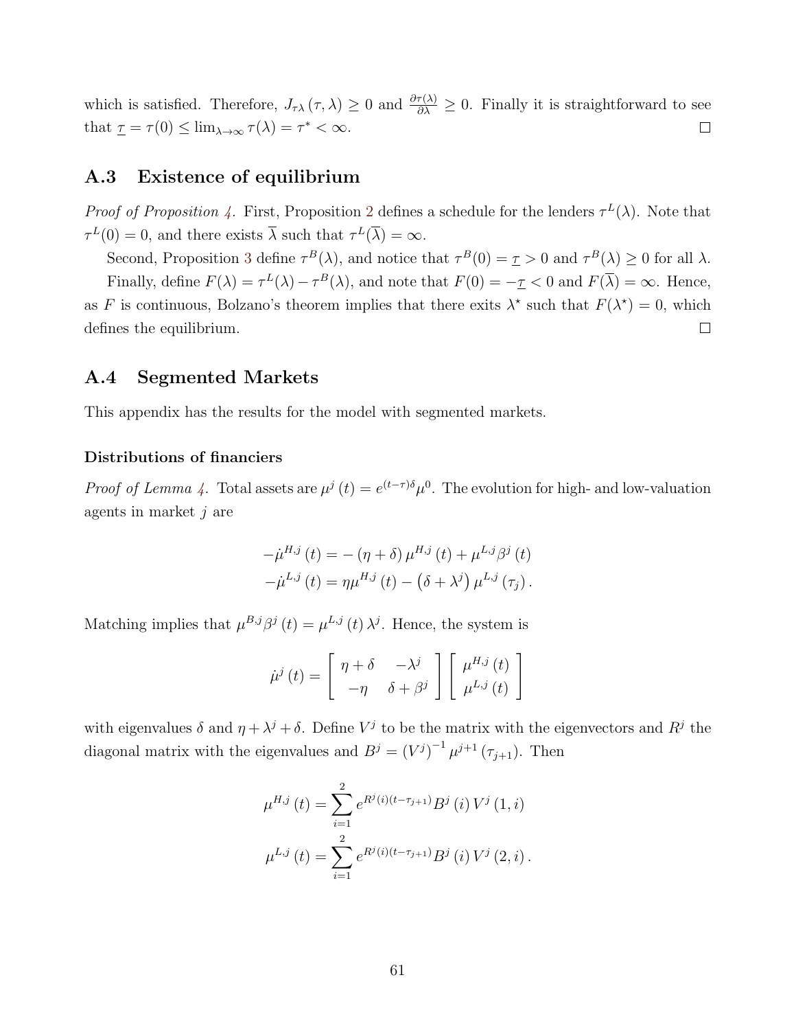which is satisfied. Therefore, $J_{\tau\lambda}(\tau, \lambda) \geq 0$ and $\frac{\partial \tau(\lambda)}{\partial \lambda} \geq 0$. Finally it is straightforward to see that $\underline{\tau} = \tau(0) \leq \lim_{\lambda \to \infty} \tau(\lambda) = \tau^* < \infty$. □

## A.3 Existence of equilibrium

*Proof of Proposition 4.* First, Proposition 2 defines a schedule for the lenders $\tau^L(\lambda)$. Note that $\tau^L(0) = 0$, and there exists $\overline{\lambda}$ such that $\tau^L(\overline{\lambda}) = \infty$.

Second, Proposition 3 define $\tau^B(\lambda)$, and notice that $\tau^B(0) = \underline{\tau} > 0$ and $\tau^B(\lambda) \geq 0$ for all $\lambda$.

Finally, define $F(\lambda) = \tau^L(\lambda) - \tau^B(\lambda)$, and note that $F(0) = -\underline{\tau} < 0$ and $F(\overline{\lambda}) = \infty$. Hence, as $F$ is continuous, Bolzano's theorem implies that there exits $\lambda^\star$ such that $F(\lambda^\star) = 0$, which defines the equilibrium. □

## A.4 Segmented Markets

This appendix has the results for the model with segmented markets.

### Distributions of financiers

*Proof of Lemma 4.* Total assets are $\mu^j(t) = e^{(t-\tau)\delta}\mu^0$. The evolution for high- and low-valuation agents in market $j$ are

$$-\dot{\mu}^{H,j}(t) = -(\eta + \delta)\mu^{H,j}(t) + \mu^{L,j}\beta^j(t)$$
$$-\dot{\mu}^{L,j}(t) = \eta\mu^{H,j}(t) - \left(\delta + \lambda^j\right)\mu^{L,j}(\tau_j).$$

Matching implies that $\mu^{B,j}\beta^j(t) = \mu^{L,j}(t)\lambda^j$. Hence, the system is

$$\dot{\mu}^j(t) = \begin{bmatrix} \eta + \delta & -\lambda^j \\ -\eta & \delta + \beta^j \end{bmatrix} \begin{bmatrix} \mu^{H,j}(t) \\ \mu^{L,j}(t) \end{bmatrix}$$

with eigenvalues $\delta$ and $\eta + \lambda^j + \delta$. Define $V^j$ to be the matrix with the eigenvectors and $R^j$ the diagonal matrix with the eigenvalues and $B^j = \left(V^j\right)^{-1}\mu^{j+1}(\tau_{j+1})$. Then

$$\mu^{H,j}(t) = \sum_{i=1}^{2} e^{R^j(i)(t-\tau_{j+1})}B^j(i)\,V^j(1,i)$$
$$\mu^{L,j}(t) = \sum_{i=1}^{2} e^{R^j(i)(t-\tau_{j+1})}B^j(i)\,V^j(2,i).$$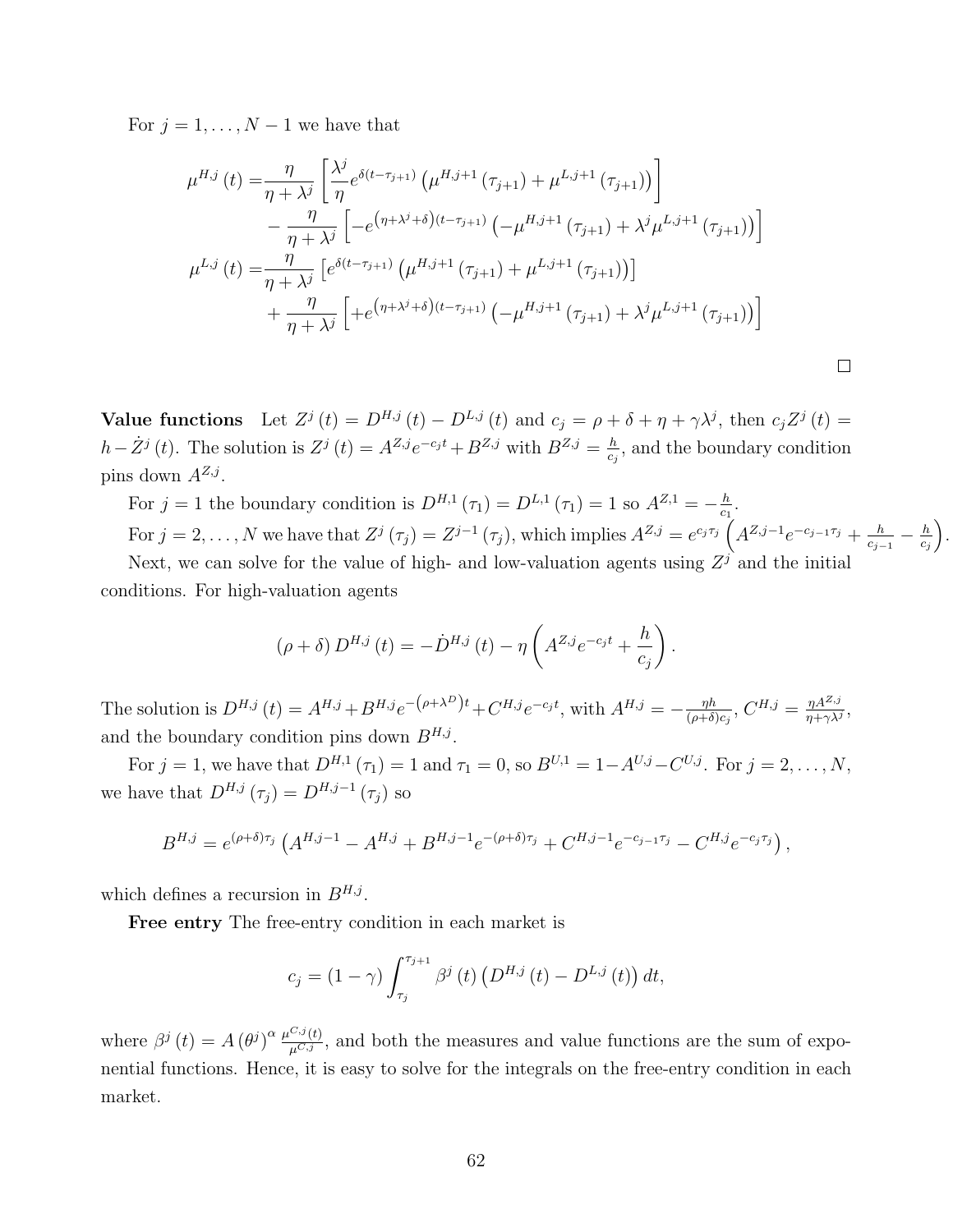For $j = 1, \ldots, N-1$ we have that

$$
\begin{aligned}
\mu^{H,j}(t) =& \frac{\eta}{\eta+\lambda^j}\left[\frac{\lambda^j}{\eta}e^{\delta(t-\tau_{j+1})}\left(\mu^{H,j+1}(\tau_{j+1})+\mu^{L,j+1}(\tau_{j+1})\right)\right] \\
&-\frac{\eta}{\eta+\lambda^j}\left[-e^{\left(\eta+\lambda^j+\delta\right)(t-\tau_{j+1})}\left(-\mu^{H,j+1}(\tau_{j+1})+\lambda^j\mu^{L,j+1}(\tau_{j+1})\right)\right] \\
\mu^{L,j}(t) =& \frac{\eta}{\eta+\lambda^j}\left[e^{\delta(t-\tau_{j+1})}\left(\mu^{H,j+1}(\tau_{j+1})+\mu^{L,j+1}(\tau_{j+1})\right)\right] \\
&+\frac{\eta}{\eta+\lambda^j}\left[+e^{\left(\eta+\lambda^j+\delta\right)(t-\tau_{j+1})}\left(-\mu^{H,j+1}(\tau_{j+1})+\lambda^j\mu^{L,j+1}(\tau_{j+1})\right)\right]
\end{aligned}
$$

□

**Value functions** Let $Z^j(t) = D^{H,j}(t) - D^{L,j}(t)$ and $c_j = \rho + \delta + \eta + \gamma\lambda^j$, then $c_j Z^j(t) = h - \dot{Z}^j(t)$. The solution is $Z^j(t) = A^{Z,j}e^{-c_j t} + B^{Z,j}$ with $B^{Z,j} = \frac{h}{c_j}$, and the boundary condition pins down $A^{Z,j}$.

For $j = 1$ the boundary condition is $D^{H,1}(\tau_1) = D^{L,1}(\tau_1) = 1$ so $A^{Z,1} = -\frac{h}{c_1}$.

For $j = 2, \ldots, N$ we have that $Z^j(\tau_j) = Z^{j-1}(\tau_j)$, which implies $A^{Z,j} = e^{c_j\tau_j}\left(A^{Z,j-1}e^{-c_{j-1}\tau_j} + \frac{h}{c_{j-1}} - \frac{h}{c_j}\right)$.

Next, we can solve for the value of high- and low-valuation agents using $Z^j$ and the initial conditions. For high-valuation agents

$$
(\rho+\delta)D^{H,j}(t) = -\dot{D}^{H,j}(t) - \eta\left(A^{Z,j}e^{-c_j t} + \frac{h}{c_j}\right).
$$

The solution is $D^{H,j}(t) = A^{H,j} + B^{H,j}e^{-\left(\rho+\lambda^D\right)t} + C^{H,j}e^{-c_j t}$, with $A^{H,j} = -\frac{\eta h}{(\rho+\delta)c_j}$, $C^{H,j} = \frac{\eta A^{Z,j}}{\eta+\gamma\lambda^j}$, and the boundary condition pins down $B^{H,j}$.

For $j = 1$, we have that $D^{H,1}(\tau_1) = 1$ and $\tau_1 = 0$, so $B^{U,1} = 1 - A^{U,j} - C^{U,j}$. For $j = 2, \ldots, N$, we have that $D^{H,j}(\tau_j) = D^{H,j-1}(\tau_j)$ so

$$
B^{H,j} = e^{(\rho+\delta)\tau_j}\left(A^{H,j-1} - A^{H,j} + B^{H,j-1}e^{-(\rho+\delta)\tau_j} + C^{H,j-1}e^{-c_{j-1}\tau_j} - C^{H,j}e^{-c_j\tau_j}\right),
$$

which defines a recursion in $B^{H,j}$.

**Free entry** The free-entry condition in each market is

$$
c_j = (1-\gamma)\int_{\tau_j}^{\tau_{j+1}} \beta^j(t)\left(D^{H,j}(t) - D^{L,j}(t)\right)dt,
$$

where $\beta^j(t) = A\left(\theta^j\right)^{\alpha}\frac{\mu^{C,j}(t)}{\mu^{C,j}}$, and both the measures and value functions are the sum of exponential functions. Hence, it is easy to solve for the integrals on the free-entry condition in each market.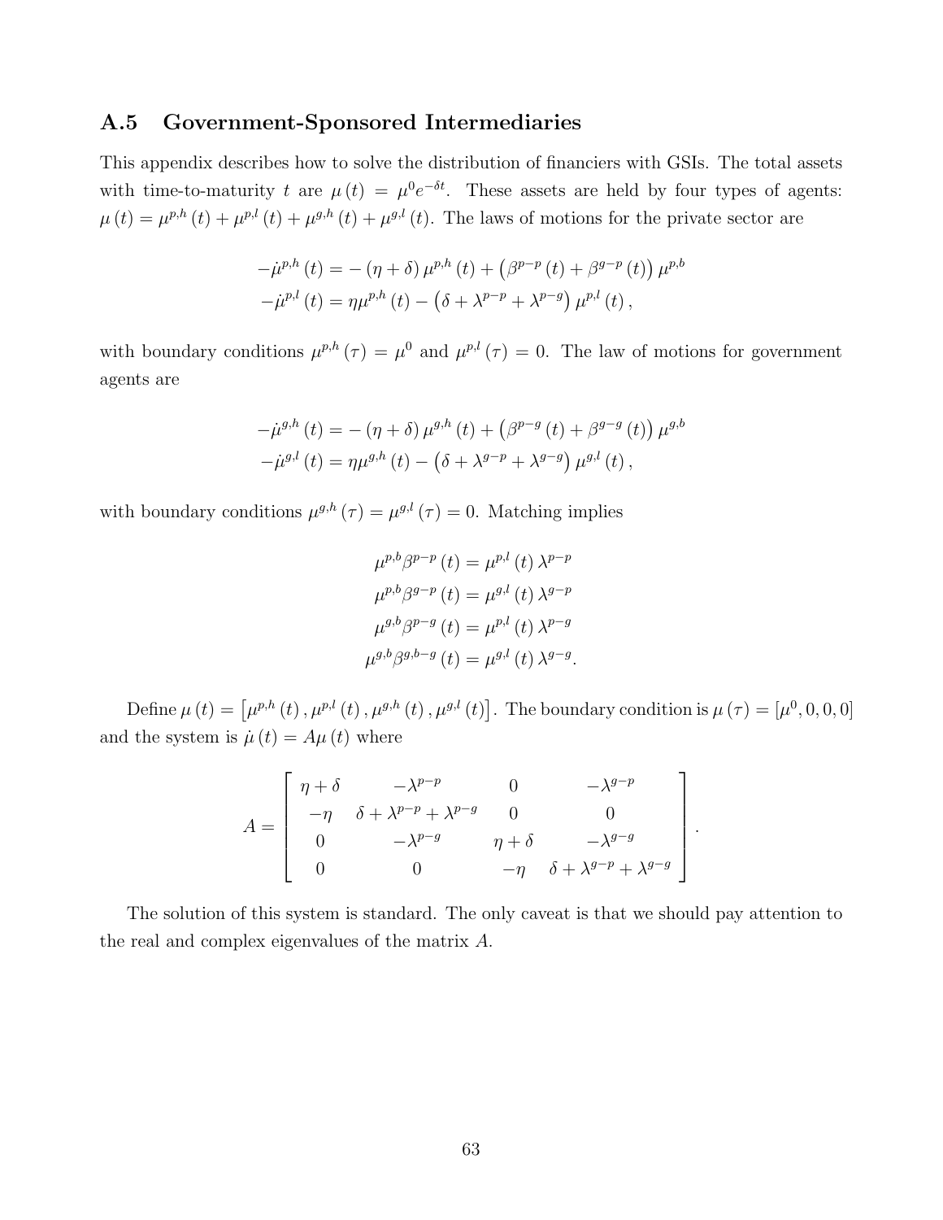## A.5 Government-Sponsored Intermediaries

This appendix describes how to solve the distribution of financiers with GSIs. The total assets with time-to-maturity $t$ are $\mu(t) = \mu^0 e^{-\delta t}$. These assets are held by four types of agents: $\mu(t) = \mu^{p,h}(t) + \mu^{p,l}(t) + \mu^{g,h}(t) + \mu^{g,l}(t)$. The laws of motions for the private sector are

$$
\begin{aligned}
-\dot{\mu}^{p,h}(t) &= -(\eta + \delta)\mu^{p,h}(t) + \left(\beta^{p-p}(t) + \beta^{g-p}(t)\right)\mu^{p,b} \\
-\dot{\mu}^{p,l}(t) &= \eta\mu^{p,h}(t) - \left(\delta + \lambda^{p-p} + \lambda^{p-g}\right)\mu^{p,l}(t),
\end{aligned}
$$

with boundary conditions $\mu^{p,h}(\tau) = \mu^0$ and $\mu^{p,l}(\tau) = 0$. The law of motions for government agents are

$$
\begin{aligned}
-\dot{\mu}^{g,h}(t) &= -(\eta + \delta)\mu^{g,h}(t) + \left(\beta^{p-g}(t) + \beta^{g-g}(t)\right)\mu^{g,b} \\
-\dot{\mu}^{g,l}(t) &= \eta\mu^{g,h}(t) - \left(\delta + \lambda^{g-p} + \lambda^{g-g}\right)\mu^{g,l}(t),
\end{aligned}
$$

with boundary conditions $\mu^{g,h}(\tau) = \mu^{g,l}(\tau) = 0$. Matching implies

$$
\begin{aligned}
\mu^{p,b}\beta^{p-p}(t) &= \mu^{p,l}(t)\lambda^{p-p} \\
\mu^{p,b}\beta^{g-p}(t) &= \mu^{g,l}(t)\lambda^{g-p} \\
\mu^{g,b}\beta^{p-g}(t) &= \mu^{p,l}(t)\lambda^{p-g} \\
\mu^{g,b}\beta^{g,b-g}(t) &= \mu^{g,l}(t)\lambda^{g-g}.
\end{aligned}
$$

Define $\mu(t) = \left[\mu^{p,h}(t), \mu^{p,l}(t), \mu^{g,h}(t), \mu^{g,l}(t)\right]$. The boundary condition is $\mu(\tau) = [\mu^0, 0, 0, 0]$ and the system is $\dot{\mu}(t) = A\mu(t)$ where

$$
A = \begin{bmatrix}
\eta + \delta & -\lambda^{p-p} & 0 & -\lambda^{g-p} \\
-\eta & \delta + \lambda^{p-p} + \lambda^{p-g} & 0 & 0 \\
0 & -\lambda^{p-g} & \eta + \delta & -\lambda^{g-g} \\
0 & 0 & -\eta & \delta + \lambda^{g-p} + \lambda^{g-g}
\end{bmatrix}.
$$

The solution of this system is standard. The only caveat is that we should pay attention to the real and complex eigenvalues of the matrix $A$.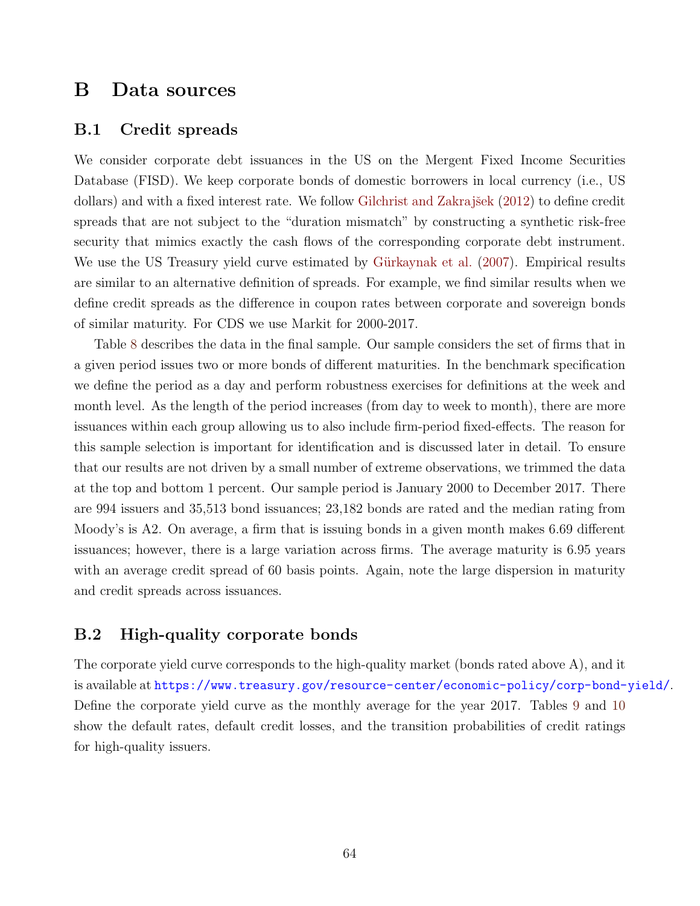# B Data sources

## B.1 Credit spreads

We consider corporate debt issuances in the US on the Mergent Fixed Income Securities Database (FISD). We keep corporate bonds of domestic borrowers in local currency (i.e., US dollars) and with a fixed interest rate. We follow Gilchrist and Zakrajšek (2012) to define credit spreads that are not subject to the "duration mismatch" by constructing a synthetic risk-free security that mimics exactly the cash flows of the corresponding corporate debt instrument. We use the US Treasury yield curve estimated by Gürkaynak et al. (2007). Empirical results are similar to an alternative definition of spreads. For example, we find similar results when we define credit spreads as the difference in coupon rates between corporate and sovereign bonds of similar maturity. For CDS we use Markit for 2000-2017.

Table 8 describes the data in the final sample. Our sample considers the set of firms that in a given period issues two or more bonds of different maturities. In the benchmark specification we define the period as a day and perform robustness exercises for definitions at the week and month level. As the length of the period increases (from day to week to month), there are more issuances within each group allowing us to also include firm-period fixed-effects. The reason for this sample selection is important for identification and is discussed later in detail. To ensure that our results are not driven by a small number of extreme observations, we trimmed the data at the top and bottom 1 percent. Our sample period is January 2000 to December 2017. There are 994 issuers and 35,513 bond issuances; 23,182 bonds are rated and the median rating from Moody's is A2. On average, a firm that is issuing bonds in a given month makes 6.69 different issuances; however, there is a large variation across firms. The average maturity is 6.95 years with an average credit spread of 60 basis points. Again, note the large dispersion in maturity and credit spreads across issuances.

## B.2 High-quality corporate bonds

The corporate yield curve corresponds to the high-quality market (bonds rated above A), and it is available at https://www.treasury.gov/resource-center/economic-policy/corp-bond-yield/. Define the corporate yield curve as the monthly average for the year 2017. Tables 9 and 10 show the default rates, default credit losses, and the transition probabilities of credit ratings for high-quality issuers.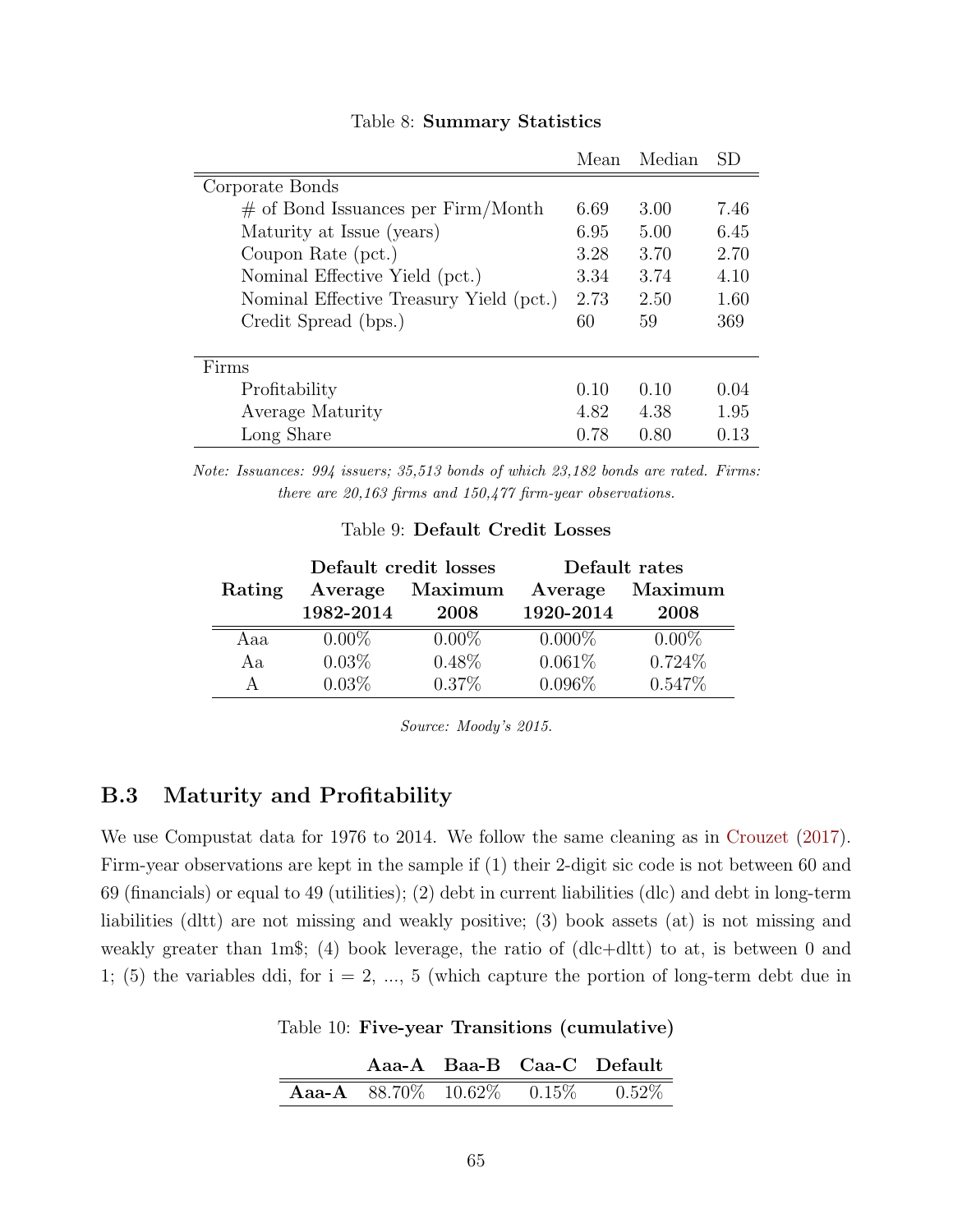Table 8: **Summary Statistics**

| | Mean | Median | SD |
|---|---|---|---|
| Corporate Bonds | | | |
| # of Bond Issuances per Firm/Month | 6.69 | 3.00 | 7.46 |
| Maturity at Issue (years) | 6.95 | 5.00 | 6.45 |
| Coupon Rate (pct.) | 3.28 | 3.70 | 2.70 |
| Nominal Effective Yield (pct.) | 3.34 | 3.74 | 4.10 |
| Nominal Effective Treasury Yield (pct.) | 2.73 | 2.50 | 1.60 |
| Credit Spread (bps.) | 60 | 59 | 369 |
| Firms | | | |
| Profitability | 0.10 | 0.10 | 0.04 |
| Average Maturity | 4.82 | 4.38 | 1.95 |
| Long Share | 0.78 | 0.80 | 0.13 |

*Note: Issuances: 994 issuers; 35,513 bonds of which 23,182 bonds are rated. Firms: there are 20,163 firms and 150,477 firm-year observations.*

Table 9: **Default Credit Losses**

| Rating | Default credit losses | | Default rates | |
|---|---|---|---|---|
| | **Average 1982-2014** | **Maximum 2008** | **Average 1920-2014** | **Maximum 2008** |
| Aaa | 0.00% | 0.00% | 0.000% | 0.00% |
| Aa | 0.03% | 0.48% | 0.061% | 0.724% |
| A | 0.03% | 0.37% | 0.096% | 0.547% |

*Source: Moody's 2015.*

## B.3 Maturity and Profitability

We use Compustat data for 1976 to 2014. We follow the same cleaning as in Crouzet (2017). Firm-year observations are kept in the sample if (1) their 2-digit sic code is not between 60 and 69 (financials) or equal to 49 (utilities); (2) debt in current liabilities (dlc) and debt in long-term liabilities (dltt) are not missing and weakly positive; (3) book assets (at) is not missing and weakly greater than 1m$; (4) book leverage, the ratio of (dlc+dltt) to at, is between 0 and 1; (5) the variables ddi, for i = 2, ..., 5 (which capture the portion of long-term debt due in

Table 10: **Five-year Transitions (cumulative)**

| | **Aaa-A** | **Baa-B** | **Caa-C** | **Default** |
|---|---|---|---|---|
| **Aaa-A** | 88.70% | 10.62% | 0.15% | 0.52% |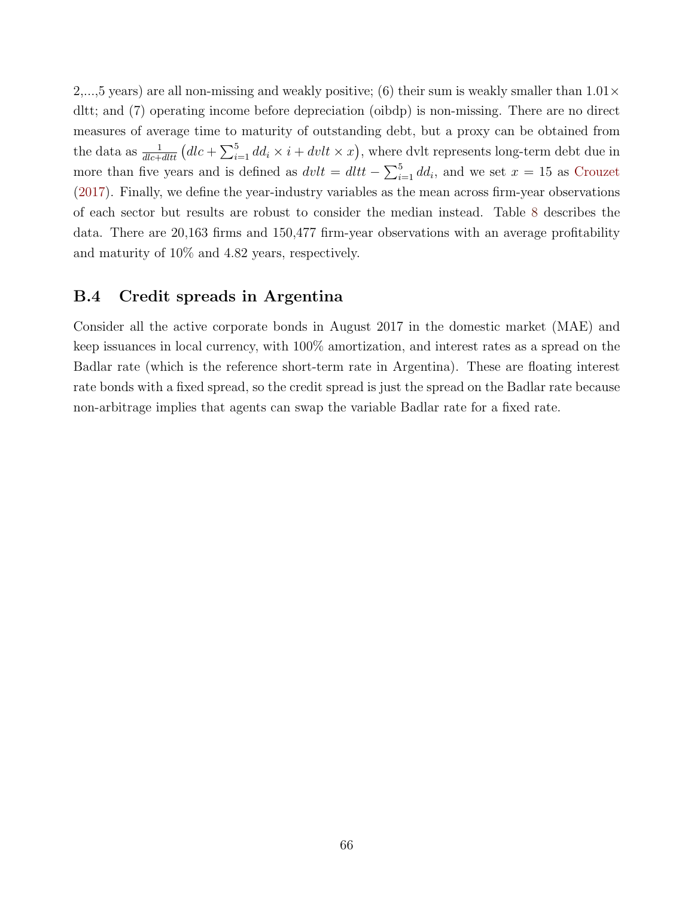2,...,5 years) are all non-missing and weakly positive; (6) their sum is weakly smaller than $1.01\times$ dltt; and (7) operating income before depreciation (oibdp) is non-missing. There are no direct measures of average time to maturity of outstanding debt, but a proxy can be obtained from the data as $\frac{1}{dlc+dltt}\left(dlc+\sum_{i=1}^{5} dd_i \times i + dvlt \times x\right)$, where dvlt represents long-term debt due in more than five years and is defined as $dvlt = dltt - \sum_{i=1}^{5} dd_i$, and we set $x = 15$ as Crouzet (2017). Finally, we define the year-industry variables as the mean across firm-year observations of each sector but results are robust to consider the median instead. Table 8 describes the data. There are 20,163 firms and 150,477 firm-year observations with an average profitability and maturity of 10% and 4.82 years, respectively.

## B.4 Credit spreads in Argentina

Consider all the active corporate bonds in August 2017 in the domestic market (MAE) and keep issuances in local currency, with 100% amortization, and interest rates as a spread on the Badlar rate (which is the reference short-term rate in Argentina). These are floating interest rate bonds with a fixed spread, so the credit spread is just the spread on the Badlar rate because non-arbitrage implies that agents can swap the variable Badlar rate for a fixed rate.